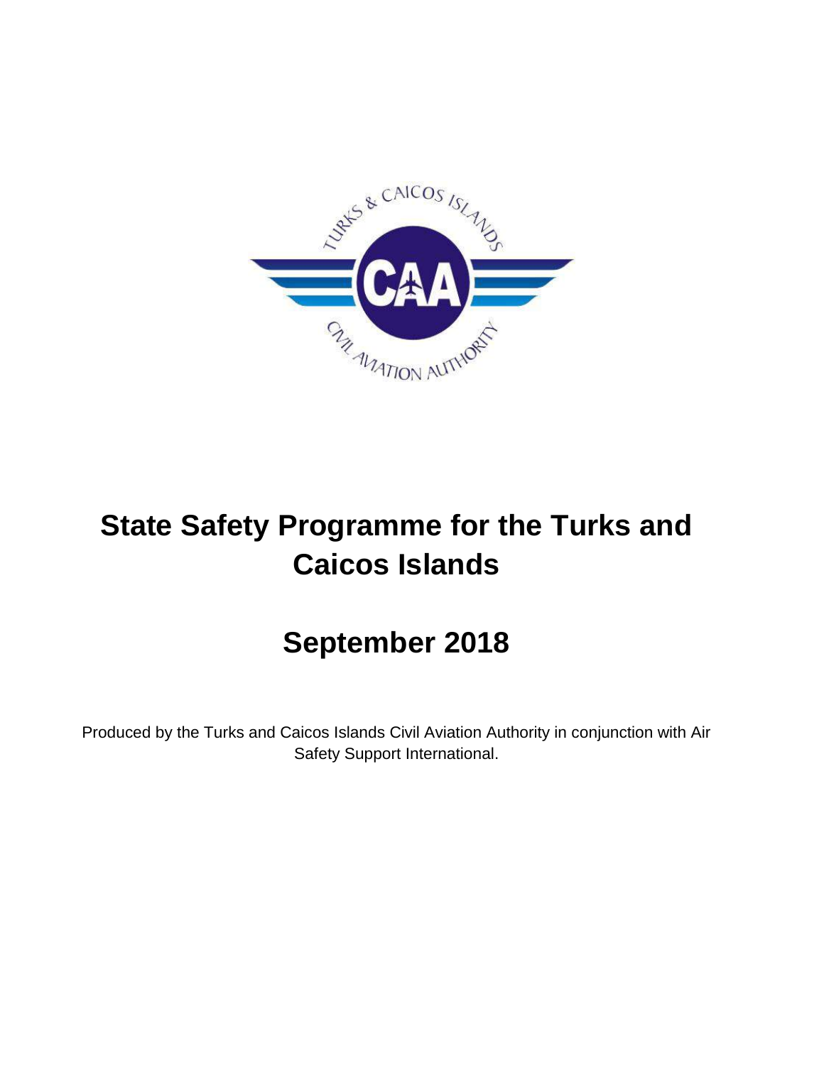# State Safety Programme for the Turks and Caicos Islands

## September 2018

Produced by the Turks and Caicos Islands Civil Aviation Authority in conjunction with Air Safety Support International.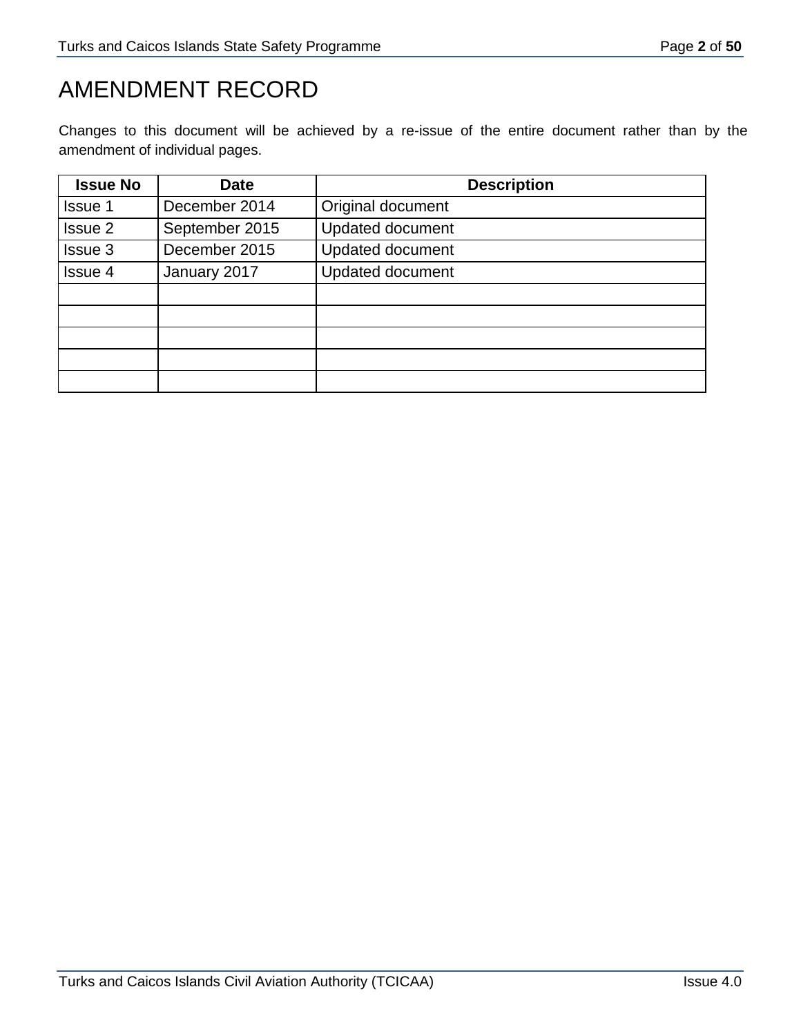# AMENDMENT RECORD

Changes to this document will be achieved by a re-issue of the entire document rather than by the amendment of individual pages.

| Issue No | Date | Description |
|---|---|---|
| Issue 1 | December 2014 | Original document |
| Issue 2 | September 2015 | Updated document |
| Issue 3 | December 2015 | Updated document |
| Issue 4 | January 2017 | Updated document |
| | | |
| | | |
| | | |
| | | |
| | | |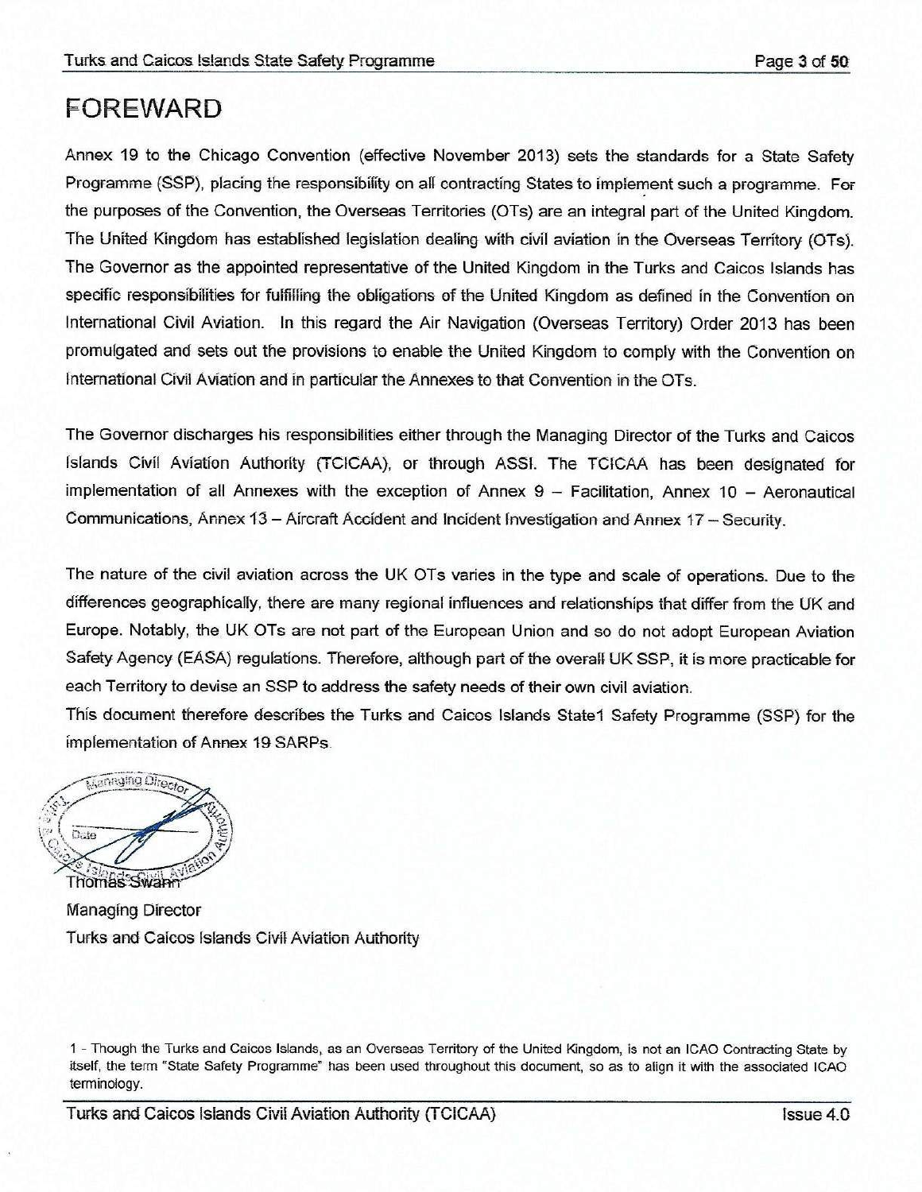# FOREWARD

Annex 19 to the Chicago Convention (effective November 2013) sets the standards for a State Safety Programme (SSP), placing the responsibility on all contracting States to implement such a programme. For the purposes of the Convention, the Overseas Territories (OTs) are an integral part of the United Kingdom. The United Kingdom has established legislation dealing with civil aviation in the Overseas Territory (OTs). The Governor as the appointed representative of the United Kingdom in the Turks and Caicos Islands has specific responsibilities for fulfilling the obligations of the United Kingdom as defined in the Convention on International Civil Aviation. In this regard the Air Navigation (Overseas Territory) Order 2013 has been promulgated and sets out the provisions to enable the United Kingdom to comply with the Convention on International Civil Aviation and in particular the Annexes to that Convention in the OTs.

The Governor discharges his responsibilities either through the Managing Director of the Turks and Caicos Islands Civil Aviation Authority (TCICAA), or through ASSI. The TCICAA has been designated for implementation of all Annexes with the exception of Annex 9 – Facilitation, Annex 10 – Aeronautical Communications, Annex 13 – Aircraft Accident and Incident Investigation and Annex 17 – Security.

The nature of the civil aviation across the UK OTs varies in the type and scale of operations. Due to the differences geographically, there are many regional influences and relationships that differ from the UK and Europe. Notably, the UK OTs are not part of the European Union and so do not adopt European Aviation Safety Agency (EASA) regulations. Therefore, although part of the overall UK SSP, it is more practicable for each Territory to devise an SSP to address the safety needs of their own civil aviation.

This document therefore describes the Turks and Caicos Islands State[1] Safety Programme (SSP) for the implementation of Annex 19 SARPs.

Thomas Swann
Managing Director
Turks and Caicos Islands Civil Aviation Authority

1 - Though the Turks and Caicos Islands, as an Overseas Territory of the United Kingdom, is not an ICAO Contracting State by itself, the term "State Safety Programme" has been used throughout this document, so as to align it with the associated ICAO terminology.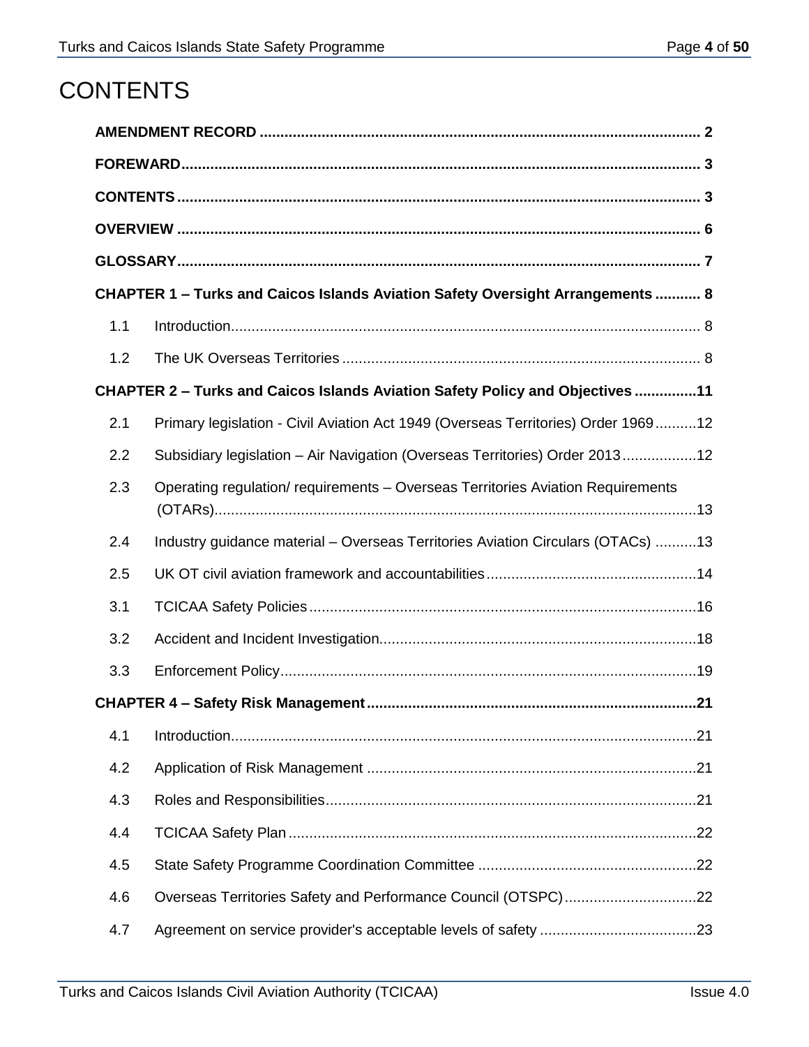# CONTENTS

**AMENDMENT RECORD** .......................................................................................................... 2

**FOREWARD** ............................................................................................................................ 3

**CONTENTS** ............................................................................................................................ 3

**OVERVIEW** ............................................................................................................................ 6

**GLOSSARY** ............................................................................................................................ 7

**CHAPTER 1 – Turks and Caicos Islands Aviation Safety Oversight Arrangements** ........... 8

1.1 Introduction ............................................................................................................... 8

1.2 The UK Overseas Territories ..................................................................................... 8

**CHAPTER 2 – Turks and Caicos Islands Aviation Safety Policy and Objectives** ...............11

2.1 Primary legislation - Civil Aviation Act 1949 (Overseas Territories) Order 1969..........12

2.2 Subsidiary legislation – Air Navigation (Overseas Territories) Order 2013..................12

2.3 Operating regulation/ requirements – Overseas Territories Aviation Requirements (OTARs)....................................................................................................................13

2.4 Industry guidance material – Overseas Territories Aviation Circulars (OTACs) ..........13

2.5 UK OT civil aviation framework and accountabilities...................................................14

3.1 TCICAA Safety Policies .............................................................................................16

3.2 Accident and Incident Investigation............................................................................18

3.3 Enforcement Policy....................................................................................................19

**CHAPTER 4 – Safety Risk Management** ...............................................................................21

4.1 Introduction................................................................................................................21

4.2 Application of Risk Management ................................................................................21

4.3 Roles and Responsibilities.........................................................................................21

4.4 TCICAA Safety Plan ..................................................................................................22

4.5 State Safety Programme Coordination Committee .....................................................22

4.6 Overseas Territories Safety and Performance Council (OTSPC)................................22

4.7 Agreement on service provider's acceptable levels of safety ......................................23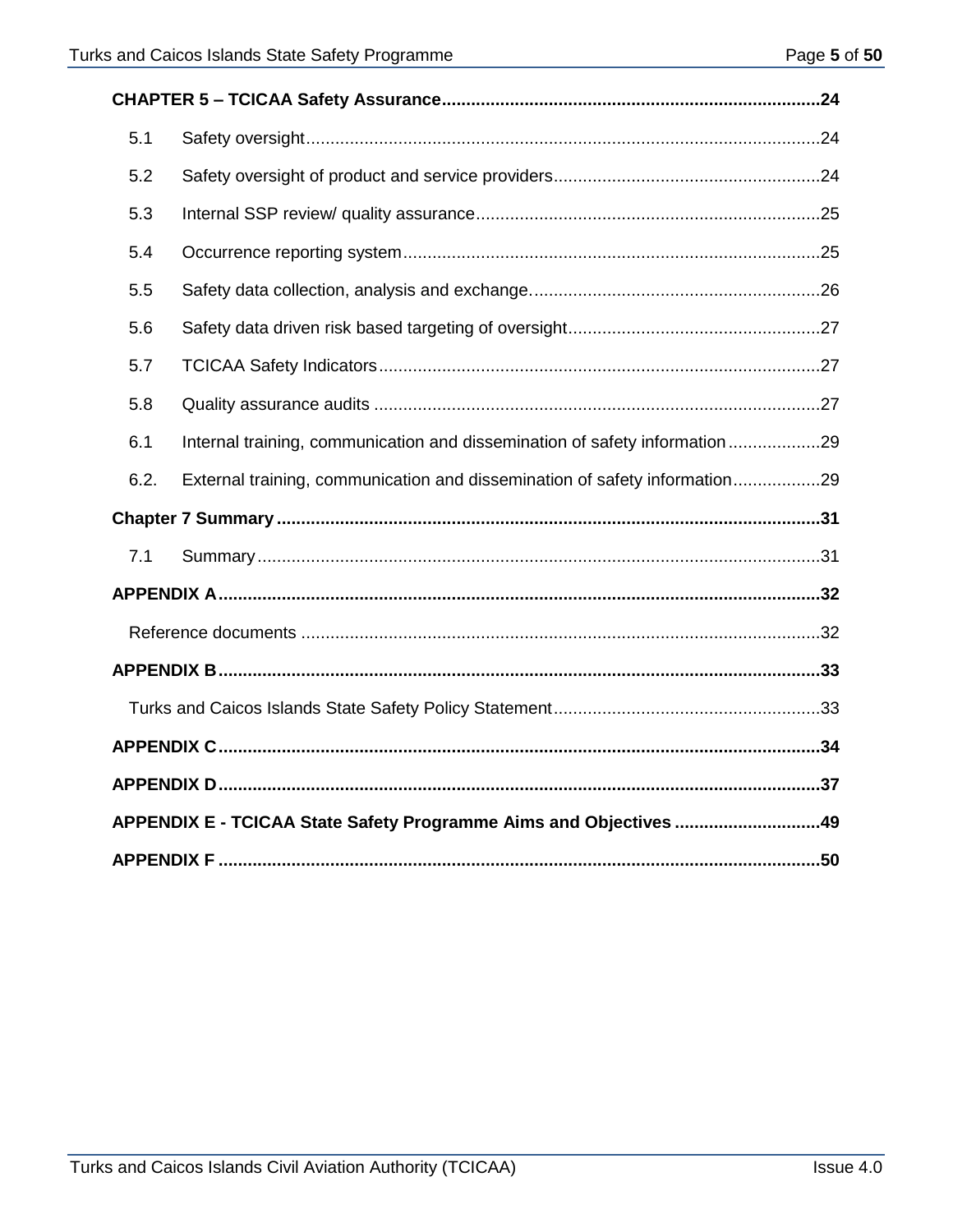**CHAPTER 5 – TCICAA Safety Assurance** .......... 24

- 5.1 Safety oversight .......... 24
- 5.2 Safety oversight of product and service providers .......... 24
- 5.3 Internal SSP review/ quality assurance .......... 25
- 5.4 Occurrence reporting system .......... 25
- 5.5 Safety data collection, analysis and exchange. .......... 26
- 5.6 Safety data driven risk based targeting of oversight .......... 27
- 5.7 TCICAA Safety Indicators .......... 27
- 5.8 Quality assurance audits .......... 27
- 6.1 Internal training, communication and dissemination of safety information .......... 29
- 6.2. External training, communication and dissemination of safety information .......... 29

**Chapter 7 Summary** .......... 31

- 7.1 Summary .......... 31

**APPENDIX A** .......... 32

- Reference documents .......... 32

**APPENDIX B** .......... 33

- Turks and Caicos Islands State Safety Policy Statement .......... 33

**APPENDIX C** .......... 34

**APPENDIX D** .......... 37

**APPENDIX E - TCICAA State Safety Programme Aims and Objectives** .......... 49

**APPENDIX F** .......... 50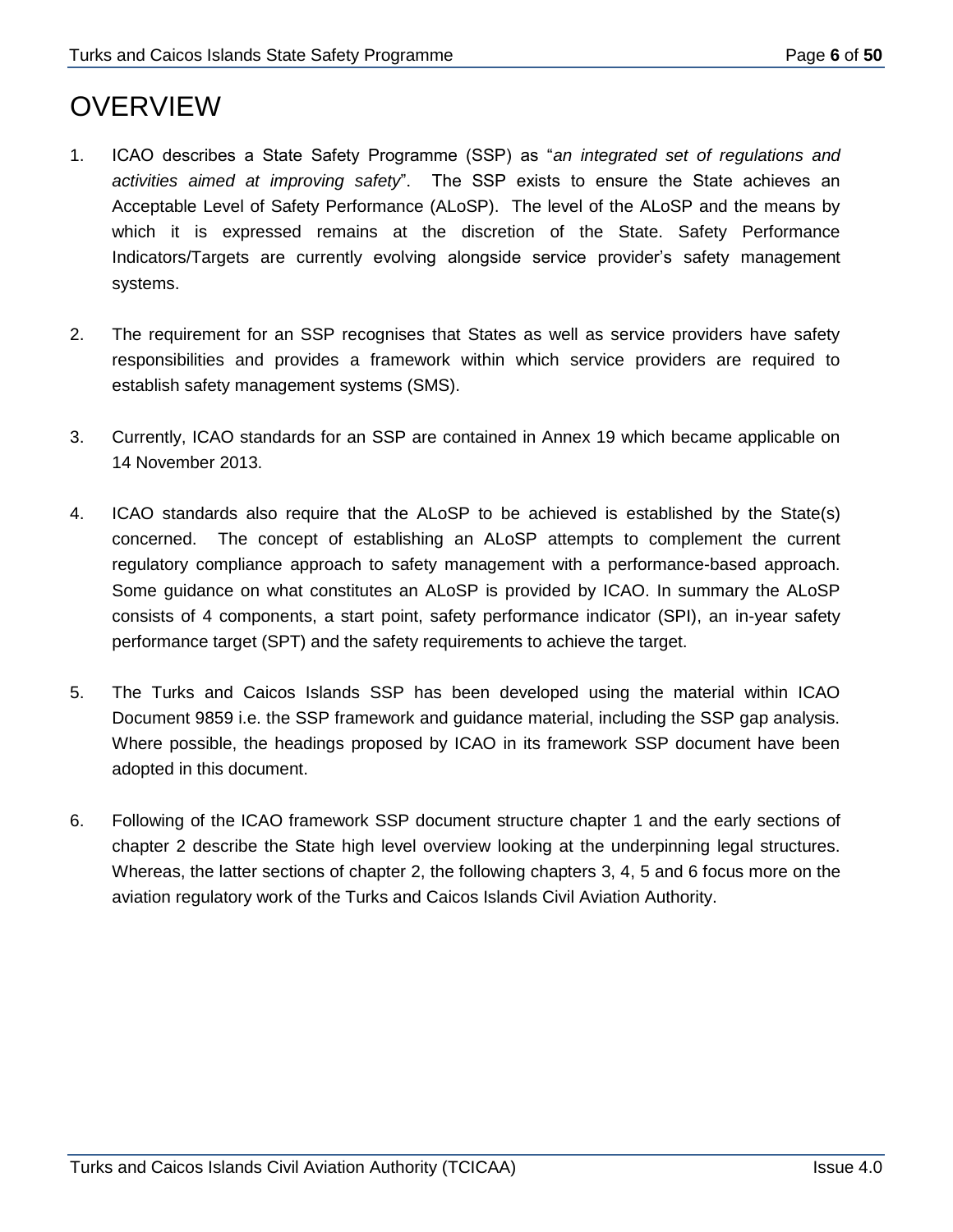# OVERVIEW

1. ICAO describes a State Safety Programme (SSP) as "*an integrated set of regulations and activities aimed at improving safety*". The SSP exists to ensure the State achieves an Acceptable Level of Safety Performance (ALoSP). The level of the ALoSP and the means by which it is expressed remains at the discretion of the State. Safety Performance Indicators/Targets are currently evolving alongside service provider's safety management systems.

2. The requirement for an SSP recognises that States as well as service providers have safety responsibilities and provides a framework within which service providers are required to establish safety management systems (SMS).

3. Currently, ICAO standards for an SSP are contained in Annex 19 which became applicable on 14 November 2013.

4. ICAO standards also require that the ALoSP to be achieved is established by the State(s) concerned. The concept of establishing an ALoSP attempts to complement the current regulatory compliance approach to safety management with a performance-based approach. Some guidance on what constitutes an ALoSP is provided by ICAO. In summary the ALoSP consists of 4 components, a start point, safety performance indicator (SPI), an in-year safety performance target (SPT) and the safety requirements to achieve the target.

5. The Turks and Caicos Islands SSP has been developed using the material within ICAO Document 9859 i.e. the SSP framework and guidance material, including the SSP gap analysis. Where possible, the headings proposed by ICAO in its framework SSP document have been adopted in this document.

6. Following of the ICAO framework SSP document structure chapter 1 and the early sections of chapter 2 describe the State high level overview looking at the underpinning legal structures. Whereas, the latter sections of chapter 2, the following chapters 3, 4, 5 and 6 focus more on the aviation regulatory work of the Turks and Caicos Islands Civil Aviation Authority.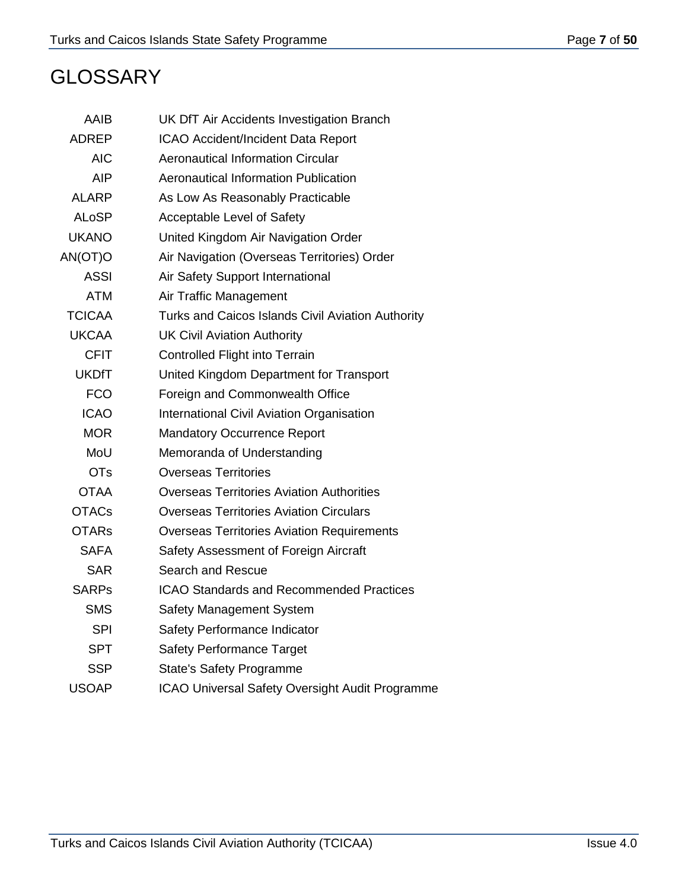# GLOSSARY

| | |
|---|---|
| AAIB | UK DfT Air Accidents Investigation Branch |
| ADREP | ICAO Accident/Incident Data Report |
| AIC | Aeronautical Information Circular |
| AIP | Aeronautical Information Publication |
| ALARP | As Low As Reasonably Practicable |
| ALoSP | Acceptable Level of Safety |
| UKANO | United Kingdom Air Navigation Order |
| AN(OT)O | Air Navigation (Overseas Territories) Order |
| ASSI | Air Safety Support International |
| ATM | Air Traffic Management |
| TCICAA | Turks and Caicos Islands Civil Aviation Authority |
| UKCAA | UK Civil Aviation Authority |
| CFIT | Controlled Flight into Terrain |
| UKDfT | United Kingdom Department for Transport |
| FCO | Foreign and Commonwealth Office |
| ICAO | International Civil Aviation Organisation |
| MOR | Mandatory Occurrence Report |
| MoU | Memoranda of Understanding |
| OTs | Overseas Territories |
| OTAA | Overseas Territories Aviation Authorities |
| OTACs | Overseas Territories Aviation Circulars |
| OTARs | Overseas Territories Aviation Requirements |
| SAFA | Safety Assessment of Foreign Aircraft |
| SAR | Search and Rescue |
| SARPs | ICAO Standards and Recommended Practices |
| SMS | Safety Management System |
| SPI | Safety Performance Indicator |
| SPT | Safety Performance Target |
| SSP | State's Safety Programme |
| USOAP | ICAO Universal Safety Oversight Audit Programme |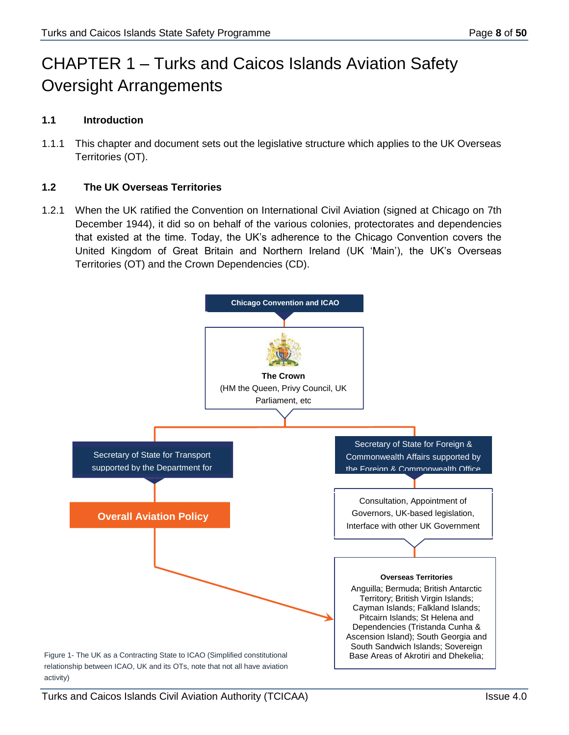# CHAPTER 1 – Turks and Caicos Islands Aviation Safety Oversight Arrangements

## 1.1 Introduction

1.1.1 This chapter and document sets out the legislative structure which applies to the UK Overseas Territories (OT).

## 1.2 The UK Overseas Territories

1.2.1 When the UK ratified the Convention on International Civil Aviation (signed at Chicago on 7th December 1944), it did so on behalf of the various colonies, protectorates and dependencies that existed at the time. Today, the UK's adherence to the Chicago Convention covers the United Kingdom of Great Britain and Northern Ireland (UK 'Main'), the UK's Overseas Territories (OT) and the Crown Dependencies (CD).

Chicago Convention and ICAO

**The Crown**
(HM the Queen, Privy Council, UK Parliament, etc

Secretary of State for Transport supported by the Department for

**Overall Aviation Policy**

Secretary of State for Foreign & Commonwealth Affairs supported by the Foreign & Commonwealth Office

Consultation, Appointment of Governors, UK-based legislation, Interface with other UK Government

**Overseas Territories**
Anguilla; Bermuda; British Antarctic Territory; British Virgin Islands; Cayman Islands; Falkland Islands; Pitcairn Islands; St Helena and Dependencies (Tristanda Cunha & Ascension Island); South Georgia and South Sandwich Islands; Sovereign Base Areas of Akrotiri and Dhekelia;

Figure 1- The UK as a Contracting State to ICAO (Simplified constitutional relationship between ICAO, UK and its OTs, note that not all have aviation activity)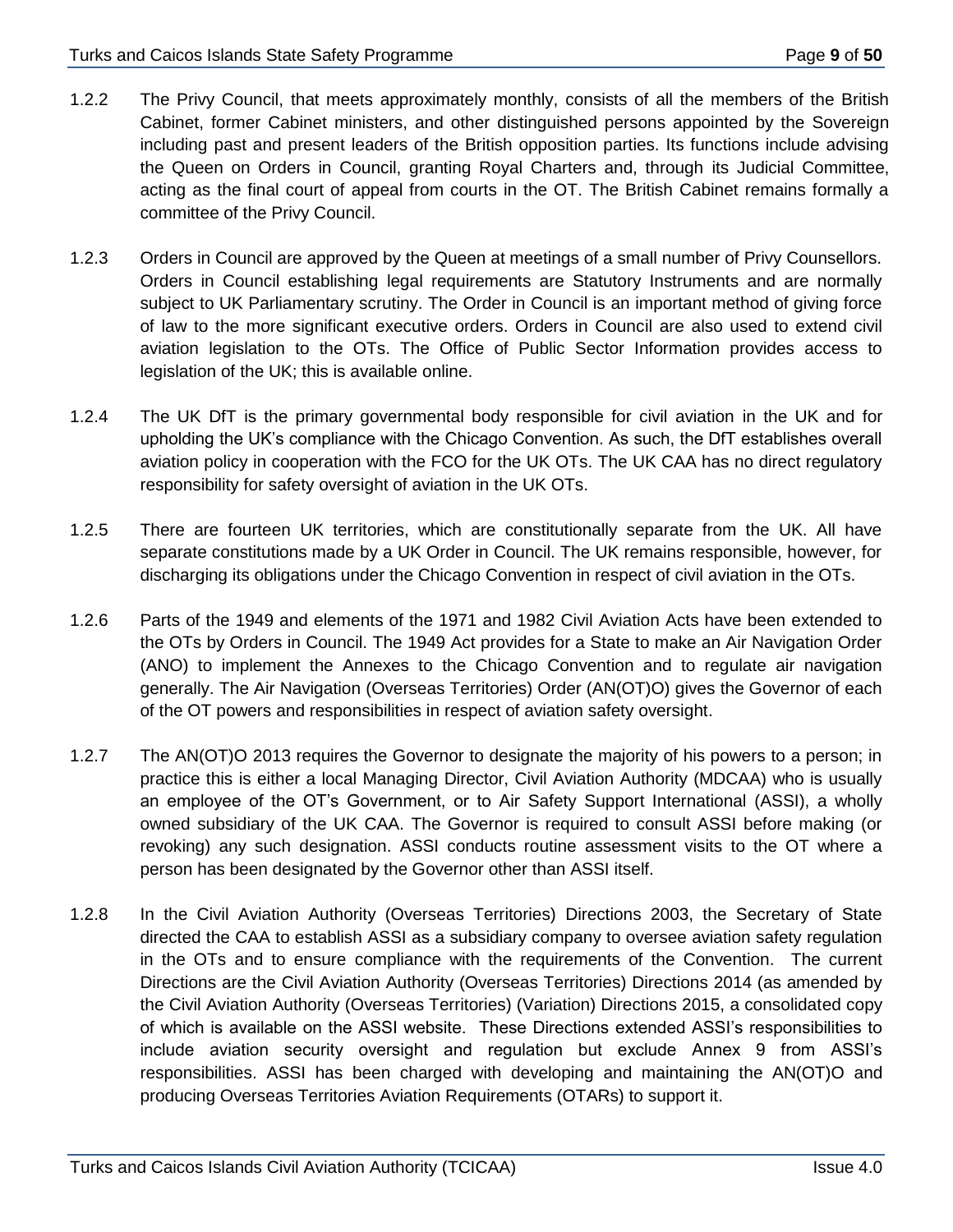1.2.2 The Privy Council, that meets approximately monthly, consists of all the members of the British Cabinet, former Cabinet ministers, and other distinguished persons appointed by the Sovereign including past and present leaders of the British opposition parties. Its functions include advising the Queen on Orders in Council, granting Royal Charters and, through its Judicial Committee, acting as the final court of appeal from courts in the OT. The British Cabinet remains formally a committee of the Privy Council.

1.2.3 Orders in Council are approved by the Queen at meetings of a small number of Privy Counsellors. Orders in Council establishing legal requirements are Statutory Instruments and are normally subject to UK Parliamentary scrutiny. The Order in Council is an important method of giving force of law to the more significant executive orders. Orders in Council are also used to extend civil aviation legislation to the OTs. The Office of Public Sector Information provides access to legislation of the UK; this is available online.

1.2.4 The UK DfT is the primary governmental body responsible for civil aviation in the UK and for upholding the UK's compliance with the Chicago Convention. As such, the DfT establishes overall aviation policy in cooperation with the FCO for the UK OTs. The UK CAA has no direct regulatory responsibility for safety oversight of aviation in the UK OTs.

1.2.5 There are fourteen UK territories, which are constitutionally separate from the UK. All have separate constitutions made by a UK Order in Council. The UK remains responsible, however, for discharging its obligations under the Chicago Convention in respect of civil aviation in the OTs.

1.2.6 Parts of the 1949 and elements of the 1971 and 1982 Civil Aviation Acts have been extended to the OTs by Orders in Council. The 1949 Act provides for a State to make an Air Navigation Order (ANO) to implement the Annexes to the Chicago Convention and to regulate air navigation generally. The Air Navigation (Overseas Territories) Order (AN(OT)O) gives the Governor of each of the OT powers and responsibilities in respect of aviation safety oversight.

1.2.7 The AN(OT)O 2013 requires the Governor to designate the majority of his powers to a person; in practice this is either a local Managing Director, Civil Aviation Authority (MDCAA) who is usually an employee of the OT's Government, or to Air Safety Support International (ASSI), a wholly owned subsidiary of the UK CAA. The Governor is required to consult ASSI before making (or revoking) any such designation. ASSI conducts routine assessment visits to the OT where a person has been designated by the Governor other than ASSI itself.

1.2.8 In the Civil Aviation Authority (Overseas Territories) Directions 2003, the Secretary of State directed the CAA to establish ASSI as a subsidiary company to oversee aviation safety regulation in the OTs and to ensure compliance with the requirements of the Convention. The current Directions are the Civil Aviation Authority (Overseas Territories) Directions 2014 (as amended by the Civil Aviation Authority (Overseas Territories) (Variation) Directions 2015, a consolidated copy of which is available on the ASSI website. These Directions extended ASSI's responsibilities to include aviation security oversight and regulation but exclude Annex 9 from ASSI's responsibilities. ASSI has been charged with developing and maintaining the AN(OT)O and producing Overseas Territories Aviation Requirements (OTARs) to support it.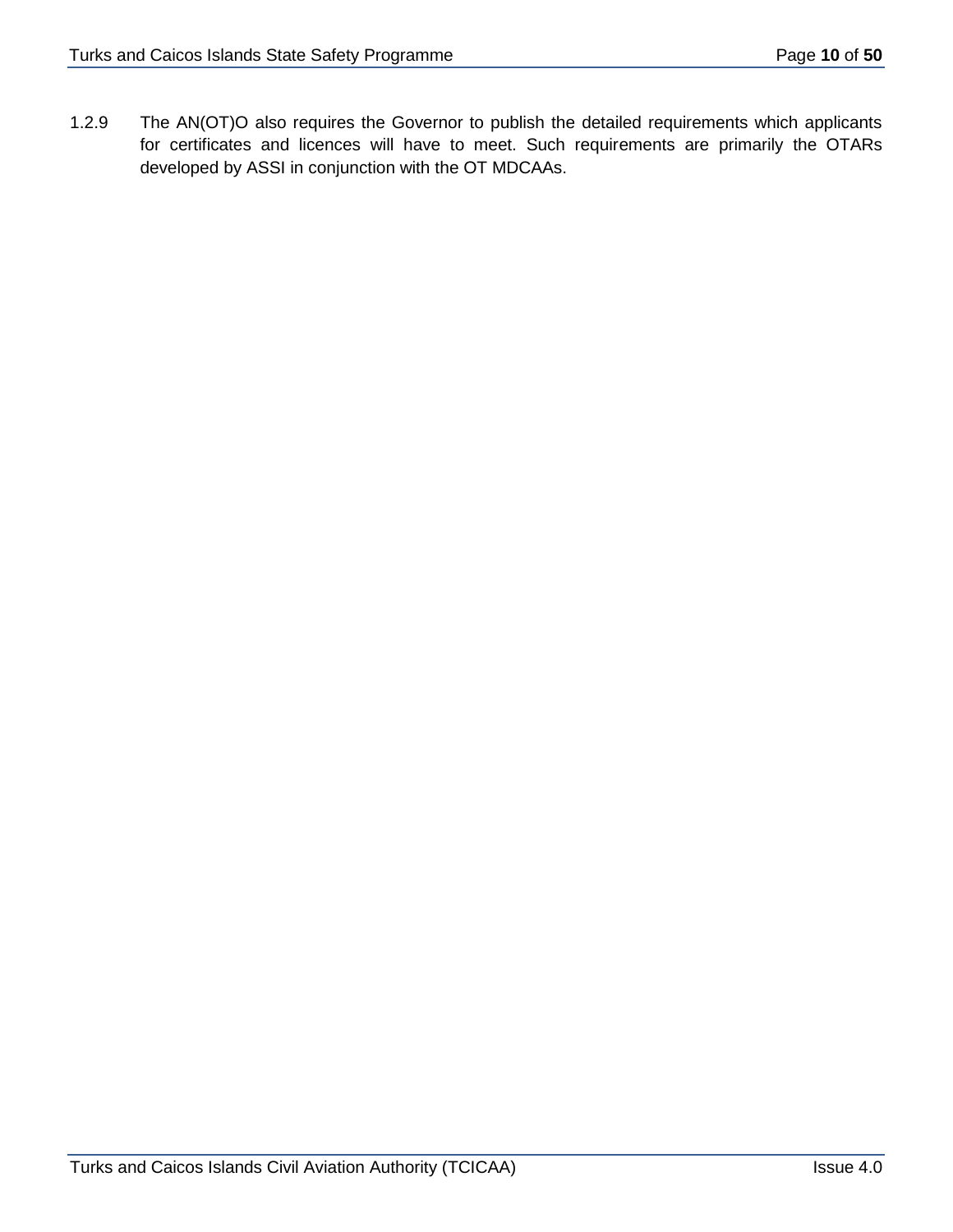1.2.9 The AN(OT)O also requires the Governor to publish the detailed requirements which applicants for certificates and licences will have to meet. Such requirements are primarily the OTARs developed by ASSI in conjunction with the OT MDCAAs.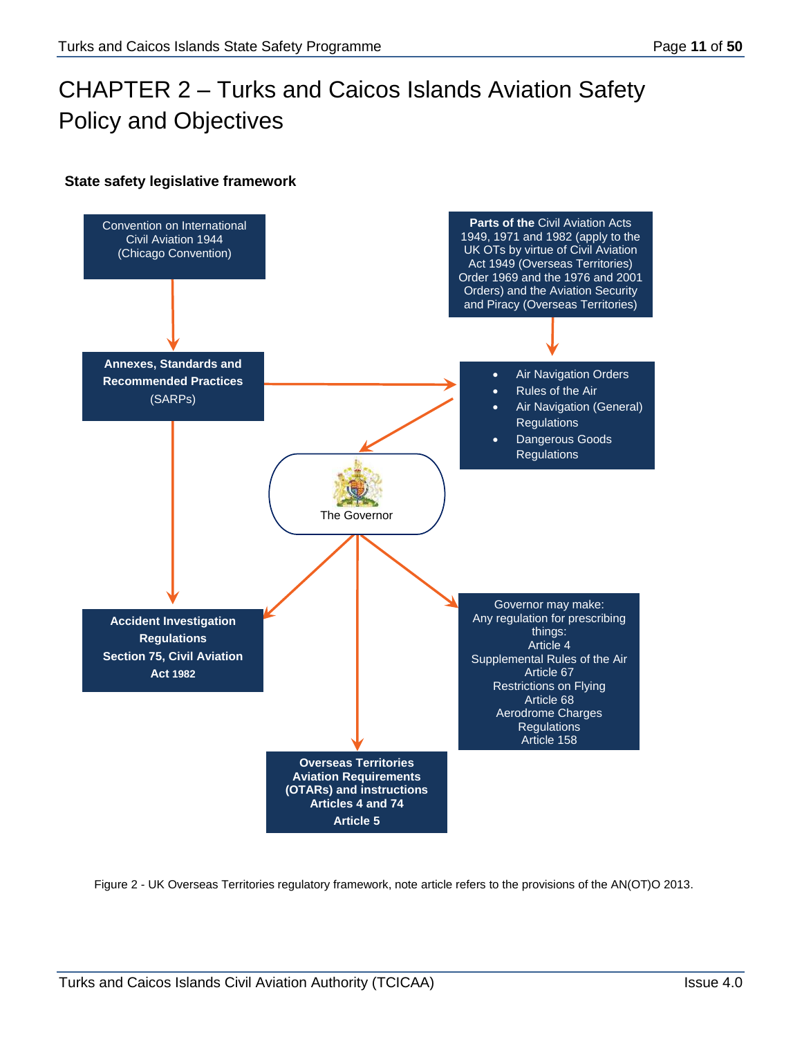# CHAPTER 2 – Turks and Caicos Islands Aviation Safety Policy and Objectives

**State safety legislative framework**

Convention on International Civil Aviation 1944 (Chicago Convention)

**Parts of the** Civil Aviation Acts 1949, 1971 and 1982 (apply to the UK OTs by virtue of Civil Aviation Act 1949 (Overseas Territories) Order 1969 and the 1976 and 2001 Orders) and the Aviation Security and Piracy (Overseas Territories)

**Annexes, Standards and Recommended Practices** (SARPs)

- Air Navigation Orders
- Rules of the Air
- Air Navigation (General) Regulations
- Dangerous Goods Regulations

The Governor

**Accident Investigation Regulations Section 75, Civil Aviation Act 1982**

Governor may make:
Any regulation for prescribing things:
Article 4
Supplemental Rules of the Air
Article 67
Restrictions on Flying
Article 68
Aerodrome Charges Regulations
Article 158

**Overseas Territories Aviation Requirements (OTARs) and instructions Articles 4 and 74**
**Article 5**

Figure 2 - UK Overseas Territories regulatory framework, note article refers to the provisions of the AN(OT)O 2013.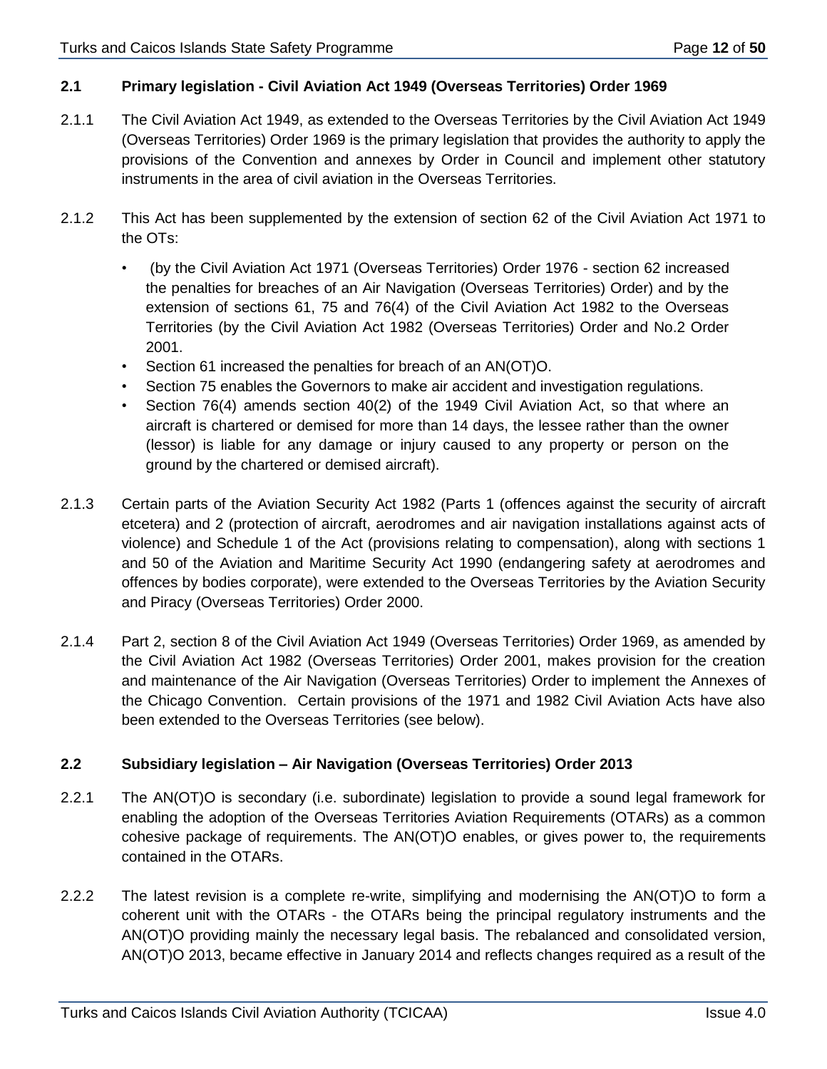## 2.1 Primary legislation - Civil Aviation Act 1949 (Overseas Territories) Order 1969

2.1.1 The Civil Aviation Act 1949, as extended to the Overseas Territories by the Civil Aviation Act 1949 (Overseas Territories) Order 1969 is the primary legislation that provides the authority to apply the provisions of the Convention and annexes by Order in Council and implement other statutory instruments in the area of civil aviation in the Overseas Territories.

2.1.2 This Act has been supplemented by the extension of section 62 of the Civil Aviation Act 1971 to the OTs:

- (by the Civil Aviation Act 1971 (Overseas Territories) Order 1976 - section 62 increased the penalties for breaches of an Air Navigation (Overseas Territories) Order) and by the extension of sections 61, 75 and 76(4) of the Civil Aviation Act 1982 to the Overseas Territories (by the Civil Aviation Act 1982 (Overseas Territories) Order and No.2 Order 2001.
- Section 61 increased the penalties for breach of an AN(OT)O.
- Section 75 enables the Governors to make air accident and investigation regulations.
- Section 76(4) amends section 40(2) of the 1949 Civil Aviation Act, so that where an aircraft is chartered or demised for more than 14 days, the lessee rather than the owner (lessor) is liable for any damage or injury caused to any property or person on the ground by the chartered or demised aircraft).

2.1.3 Certain parts of the Aviation Security Act 1982 (Parts 1 (offences against the security of aircraft etcetera) and 2 (protection of aircraft, aerodromes and air navigation installations against acts of violence) and Schedule 1 of the Act (provisions relating to compensation), along with sections 1 and 50 of the Aviation and Maritime Security Act 1990 (endangering safety at aerodromes and offences by bodies corporate), were extended to the Overseas Territories by the Aviation Security and Piracy (Overseas Territories) Order 2000.

2.1.4 Part 2, section 8 of the Civil Aviation Act 1949 (Overseas Territories) Order 1969, as amended by the Civil Aviation Act 1982 (Overseas Territories) Order 2001, makes provision for the creation and maintenance of the Air Navigation (Overseas Territories) Order to implement the Annexes of the Chicago Convention. Certain provisions of the 1971 and 1982 Civil Aviation Acts have also been extended to the Overseas Territories (see below).

## 2.2 Subsidiary legislation – Air Navigation (Overseas Territories) Order 2013

2.2.1 The AN(OT)O is secondary (i.e. subordinate) legislation to provide a sound legal framework for enabling the adoption of the Overseas Territories Aviation Requirements (OTARs) as a common cohesive package of requirements. The AN(OT)O enables, or gives power to, the requirements contained in the OTARs.

2.2.2 The latest revision is a complete re-write, simplifying and modernising the AN(OT)O to form a coherent unit with the OTARs - the OTARs being the principal regulatory instruments and the AN(OT)O providing mainly the necessary legal basis. The rebalanced and consolidated version, AN(OT)O 2013, became effective in January 2014 and reflects changes required as a result of the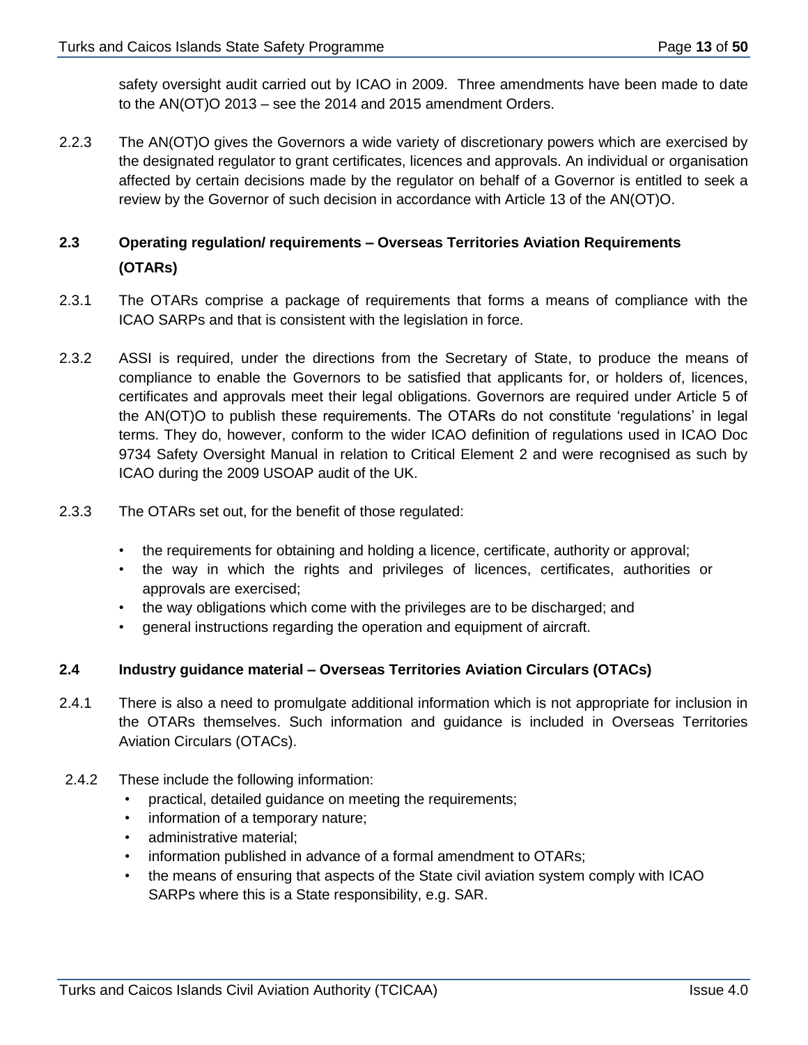safety oversight audit carried out by ICAO in 2009. Three amendments have been made to date to the AN(OT)O 2013 – see the 2014 and 2015 amendment Orders.

2.2.3 The AN(OT)O gives the Governors a wide variety of discretionary powers which are exercised by the designated regulator to grant certificates, licences and approvals. An individual or organisation affected by certain decisions made by the regulator on behalf of a Governor is entitled to seek a review by the Governor of such decision in accordance with Article 13 of the AN(OT)O.

## 2.3 Operating regulation/ requirements – Overseas Territories Aviation Requirements (OTARs)

2.3.1 The OTARs comprise a package of requirements that forms a means of compliance with the ICAO SARPs and that is consistent with the legislation in force.

2.3.2 ASSI is required, under the directions from the Secretary of State, to produce the means of compliance to enable the Governors to be satisfied that applicants for, or holders of, licences, certificates and approvals meet their legal obligations. Governors are required under Article 5 of the AN(OT)O to publish these requirements. The OTARs do not constitute 'regulations' in legal terms. They do, however, conform to the wider ICAO definition of regulations used in ICAO Doc 9734 Safety Oversight Manual in relation to Critical Element 2 and were recognised as such by ICAO during the 2009 USOAP audit of the UK.

2.3.3 The OTARs set out, for the benefit of those regulated:

- the requirements for obtaining and holding a licence, certificate, authority or approval;
- the way in which the rights and privileges of licences, certificates, authorities or approvals are exercised;
- the way obligations which come with the privileges are to be discharged; and
- general instructions regarding the operation and equipment of aircraft.

## 2.4 Industry guidance material – Overseas Territories Aviation Circulars (OTACs)

2.4.1 There is also a need to promulgate additional information which is not appropriate for inclusion in the OTARs themselves. Such information and guidance is included in Overseas Territories Aviation Circulars (OTACs).

2.4.2 These include the following information:

- practical, detailed guidance on meeting the requirements;
- information of a temporary nature;
- administrative material;
- information published in advance of a formal amendment to OTARs;
- the means of ensuring that aspects of the State civil aviation system comply with ICAO SARPs where this is a State responsibility, e.g. SAR.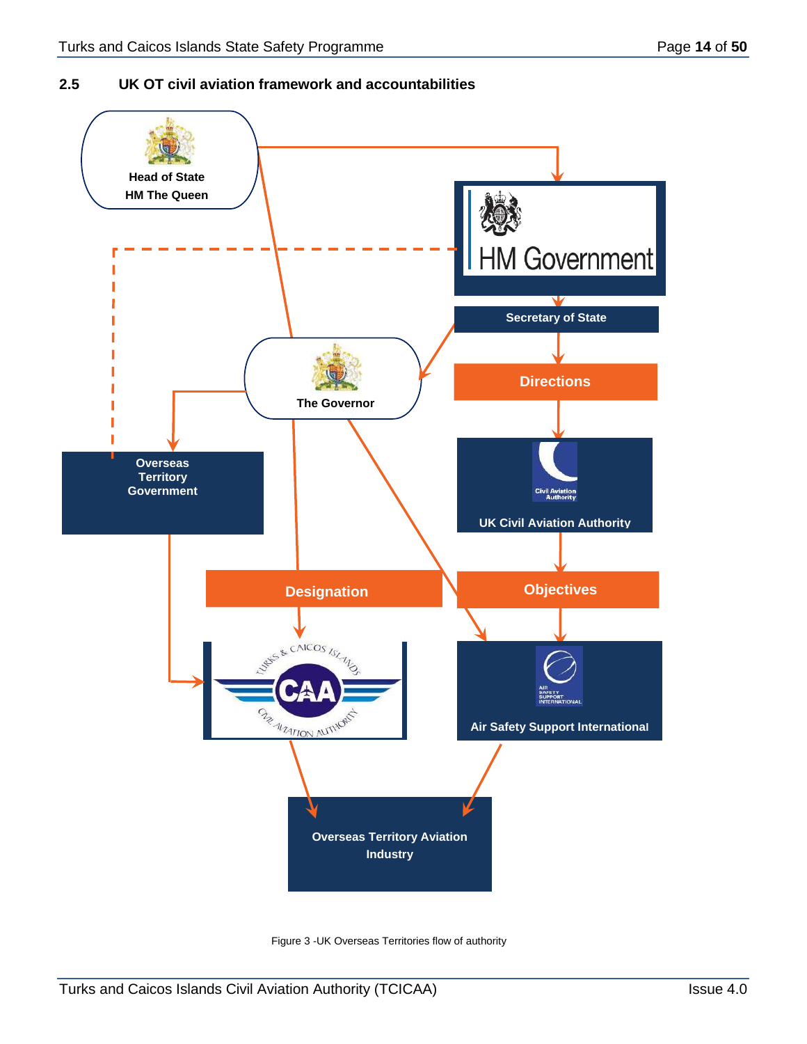## 2.5 UK OT civil aviation framework and accountabilities

Head of State
HM The Queen

HM Government

Secretary of State

Directions

The Governor

Overseas Territory Government

UK Civil Aviation Authority

Designation

Objectives

Turks & Caicos Islands Civil Aviation Authority (CAA)

Air Safety Support International

Overseas Territory Aviation Industry

Figure 3 -UK Overseas Territories flow of authority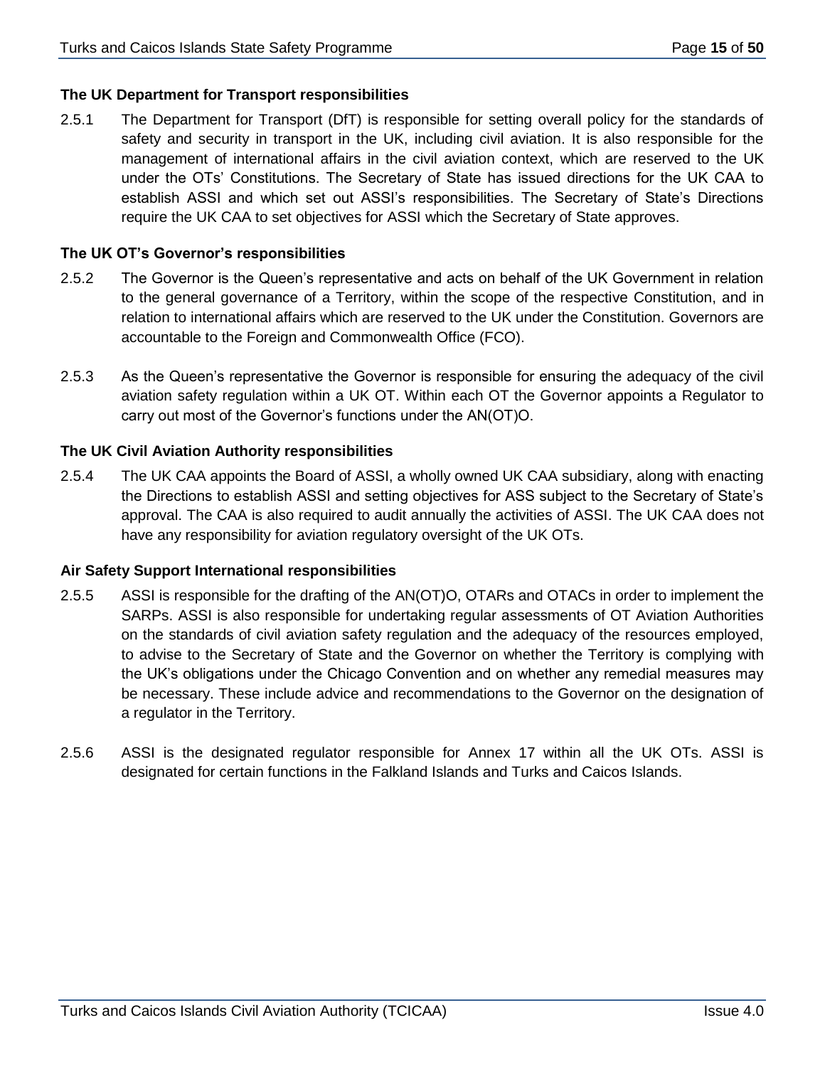### The UK Department for Transport responsibilities

2.5.1 The Department for Transport (DfT) is responsible for setting overall policy for the standards of safety and security in transport in the UK, including civil aviation. It is also responsible for the management of international affairs in the civil aviation context, which are reserved to the UK under the OTs' Constitutions. The Secretary of State has issued directions for the UK CAA to establish ASSI and which set out ASSI's responsibilities. The Secretary of State's Directions require the UK CAA to set objectives for ASSI which the Secretary of State approves.

### The UK OT's Governor's responsibilities

2.5.2 The Governor is the Queen's representative and acts on behalf of the UK Government in relation to the general governance of a Territory, within the scope of the respective Constitution, and in relation to international affairs which are reserved to the UK under the Constitution. Governors are accountable to the Foreign and Commonwealth Office (FCO).

2.5.3 As the Queen's representative the Governor is responsible for ensuring the adequacy of the civil aviation safety regulation within a UK OT. Within each OT the Governor appoints a Regulator to carry out most of the Governor's functions under the AN(OT)O.

### The UK Civil Aviation Authority responsibilities

2.5.4 The UK CAA appoints the Board of ASSI, a wholly owned UK CAA subsidiary, along with enacting the Directions to establish ASSI and setting objectives for ASS subject to the Secretary of State's approval. The CAA is also required to audit annually the activities of ASSI. The UK CAA does not have any responsibility for aviation regulatory oversight of the UK OTs.

### Air Safety Support International responsibilities

2.5.5 ASSI is responsible for the drafting of the AN(OT)O, OTARs and OTACs in order to implement the SARPs. ASSI is also responsible for undertaking regular assessments of OT Aviation Authorities on the standards of civil aviation safety regulation and the adequacy of the resources employed, to advise to the Secretary of State and the Governor on whether the Territory is complying with the UK's obligations under the Chicago Convention and on whether any remedial measures may be necessary. These include advice and recommendations to the Governor on the designation of a regulator in the Territory.

2.5.6 ASSI is the designated regulator responsible for Annex 17 within all the UK OTs. ASSI is designated for certain functions in the Falkland Islands and Turks and Caicos Islands.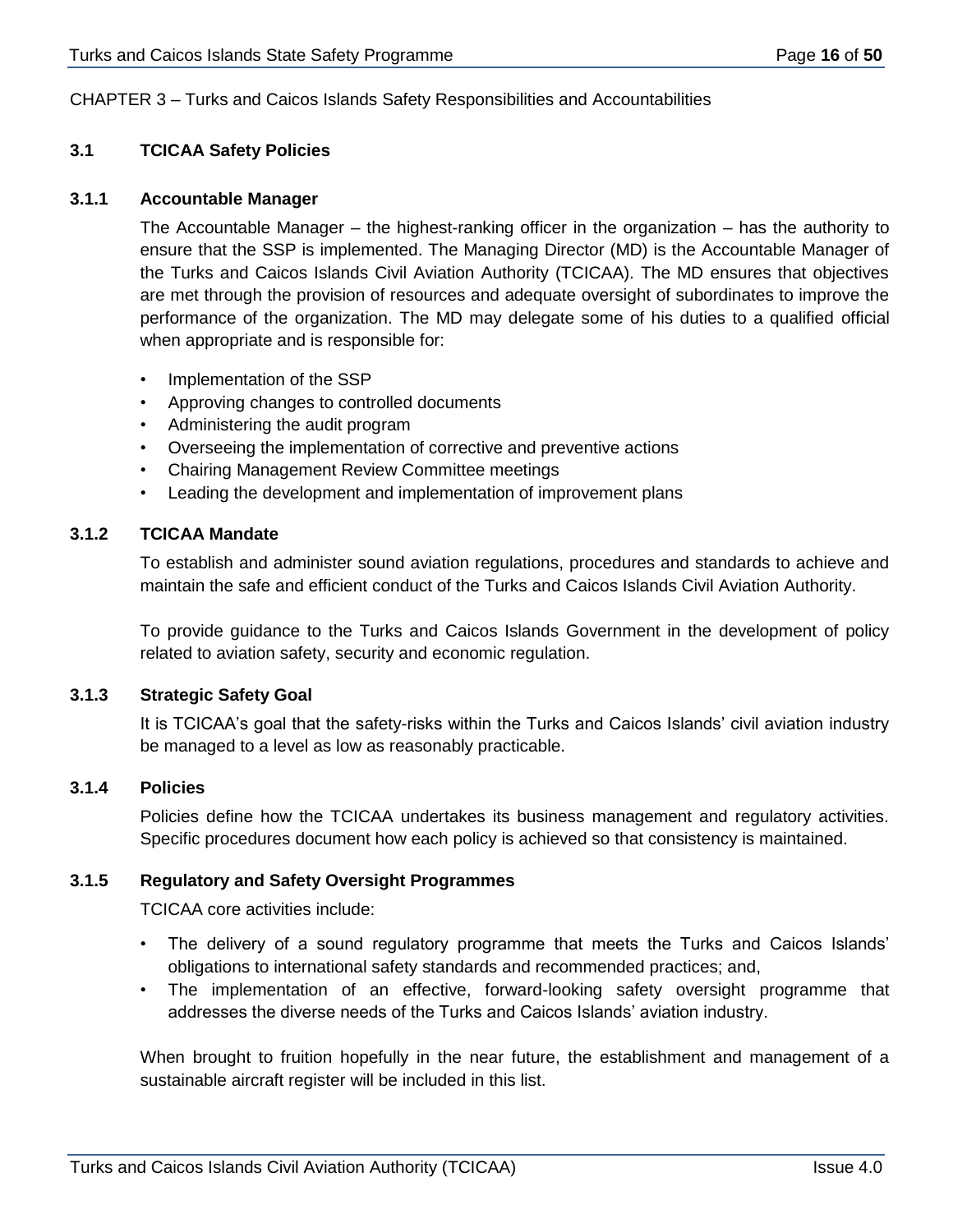CHAPTER 3 – Turks and Caicos Islands Safety Responsibilities and Accountabilities

## 3.1 TCICAA Safety Policies

### 3.1.1 Accountable Manager

The Accountable Manager – the highest-ranking officer in the organization – has the authority to ensure that the SSP is implemented. The Managing Director (MD) is the Accountable Manager of the Turks and Caicos Islands Civil Aviation Authority (TCICAA). The MD ensures that objectives are met through the provision of resources and adequate oversight of subordinates to improve the performance of the organization. The MD may delegate some of his duties to a qualified official when appropriate and is responsible for:

- Implementation of the SSP
- Approving changes to controlled documents
- Administering the audit program
- Overseeing the implementation of corrective and preventive actions
- Chairing Management Review Committee meetings
- Leading the development and implementation of improvement plans

### 3.1.2 TCICAA Mandate

To establish and administer sound aviation regulations, procedures and standards to achieve and maintain the safe and efficient conduct of the Turks and Caicos Islands Civil Aviation Authority.

To provide guidance to the Turks and Caicos Islands Government in the development of policy related to aviation safety, security and economic regulation.

### 3.1.3 Strategic Safety Goal

It is TCICAA's goal that the safety-risks within the Turks and Caicos Islands' civil aviation industry be managed to a level as low as reasonably practicable.

### 3.1.4 Policies

Policies define how the TCICAA undertakes its business management and regulatory activities. Specific procedures document how each policy is achieved so that consistency is maintained.

### 3.1.5 Regulatory and Safety Oversight Programmes

TCICAA core activities include:

- The delivery of a sound regulatory programme that meets the Turks and Caicos Islands' obligations to international safety standards and recommended practices; and,
- The implementation of an effective, forward-looking safety oversight programme that addresses the diverse needs of the Turks and Caicos Islands' aviation industry.

When brought to fruition hopefully in the near future, the establishment and management of a sustainable aircraft register will be included in this list.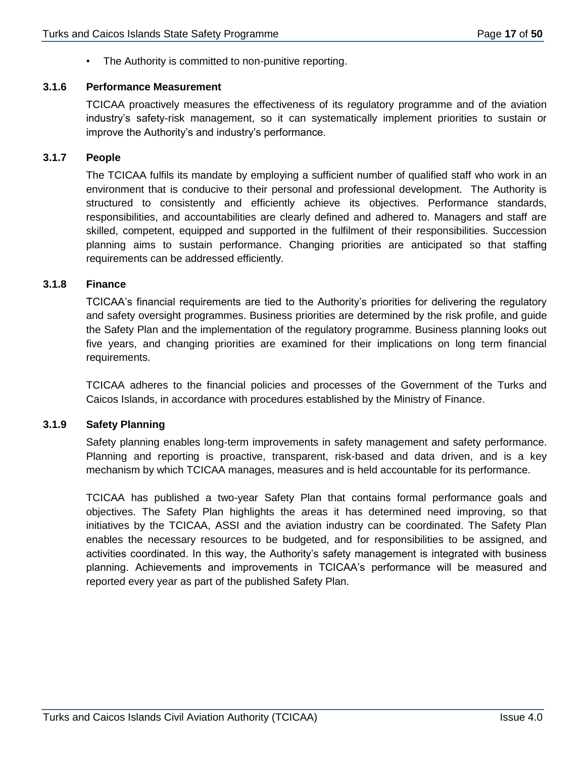- The Authority is committed to non-punitive reporting.

### 3.1.6 Performance Measurement

TCICAA proactively measures the effectiveness of its regulatory programme and of the aviation industry's safety-risk management, so it can systematically implement priorities to sustain or improve the Authority's and industry's performance.

### 3.1.7 People

The TCICAA fulfils its mandate by employing a sufficient number of qualified staff who work in an environment that is conducive to their personal and professional development. The Authority is structured to consistently and efficiently achieve its objectives. Performance standards, responsibilities, and accountabilities are clearly defined and adhered to. Managers and staff are skilled, competent, equipped and supported in the fulfilment of their responsibilities. Succession planning aims to sustain performance. Changing priorities are anticipated so that staffing requirements can be addressed efficiently.

### 3.1.8 Finance

TCICAA's financial requirements are tied to the Authority's priorities for delivering the regulatory and safety oversight programmes. Business priorities are determined by the risk profile, and guide the Safety Plan and the implementation of the regulatory programme. Business planning looks out five years, and changing priorities are examined for their implications on long term financial requirements.

TCICAA adheres to the financial policies and processes of the Government of the Turks and Caicos Islands, in accordance with procedures established by the Ministry of Finance.

### 3.1.9 Safety Planning

Safety planning enables long-term improvements in safety management and safety performance. Planning and reporting is proactive, transparent, risk-based and data driven, and is a key mechanism by which TCICAA manages, measures and is held accountable for its performance.

TCICAA has published a two-year Safety Plan that contains formal performance goals and objectives. The Safety Plan highlights the areas it has determined need improving, so that initiatives by the TCICAA, ASSI and the aviation industry can be coordinated. The Safety Plan enables the necessary resources to be budgeted, and for responsibilities to be assigned, and activities coordinated. In this way, the Authority's safety management is integrated with business planning. Achievements and improvements in TCICAA's performance will be measured and reported every year as part of the published Safety Plan.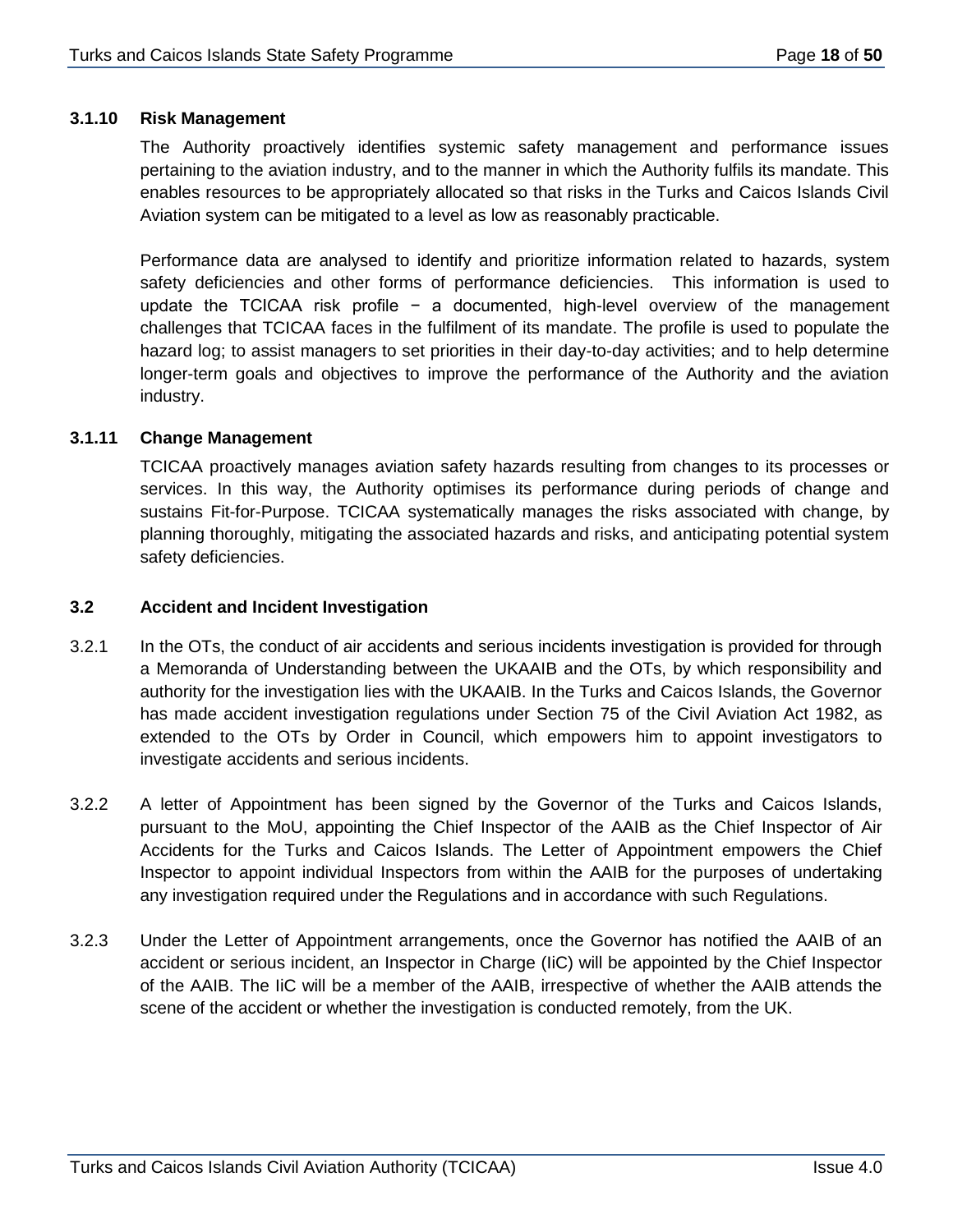#### 3.1.10 Risk Management

The Authority proactively identifies systemic safety management and performance issues pertaining to the aviation industry, and to the manner in which the Authority fulfils its mandate. This enables resources to be appropriately allocated so that risks in the Turks and Caicos Islands Civil Aviation system can be mitigated to a level as low as reasonably practicable.

Performance data are analysed to identify and prioritize information related to hazards, system safety deficiencies and other forms of performance deficiencies. This information is used to update the TCICAA risk profile − a documented, high-level overview of the management challenges that TCICAA faces in the fulfilment of its mandate. The profile is used to populate the hazard log; to assist managers to set priorities in their day-to-day activities; and to help determine longer-term goals and objectives to improve the performance of the Authority and the aviation industry.

#### 3.1.11 Change Management

TCICAA proactively manages aviation safety hazards resulting from changes to its processes or services. In this way, the Authority optimises its performance during periods of change and sustains Fit-for-Purpose. TCICAA systematically manages the risks associated with change, by planning thoroughly, mitigating the associated hazards and risks, and anticipating potential system safety deficiencies.

### 3.2 Accident and Incident Investigation

3.2.1 In the OTs, the conduct of air accidents and serious incidents investigation is provided for through a Memoranda of Understanding between the UKAAIB and the OTs, by which responsibility and authority for the investigation lies with the UKAAIB. In the Turks and Caicos Islands, the Governor has made accident investigation regulations under Section 75 of the Civil Aviation Act 1982, as extended to the OTs by Order in Council, which empowers him to appoint investigators to investigate accidents and serious incidents.

3.2.2 A letter of Appointment has been signed by the Governor of the Turks and Caicos Islands, pursuant to the MoU, appointing the Chief Inspector of the AAIB as the Chief Inspector of Air Accidents for the Turks and Caicos Islands. The Letter of Appointment empowers the Chief Inspector to appoint individual Inspectors from within the AAIB for the purposes of undertaking any investigation required under the Regulations and in accordance with such Regulations.

3.2.3 Under the Letter of Appointment arrangements, once the Governor has notified the AAIB of an accident or serious incident, an Inspector in Charge (IiC) will be appointed by the Chief Inspector of the AAIB. The IiC will be a member of the AAIB, irrespective of whether the AAIB attends the scene of the accident or whether the investigation is conducted remotely, from the UK.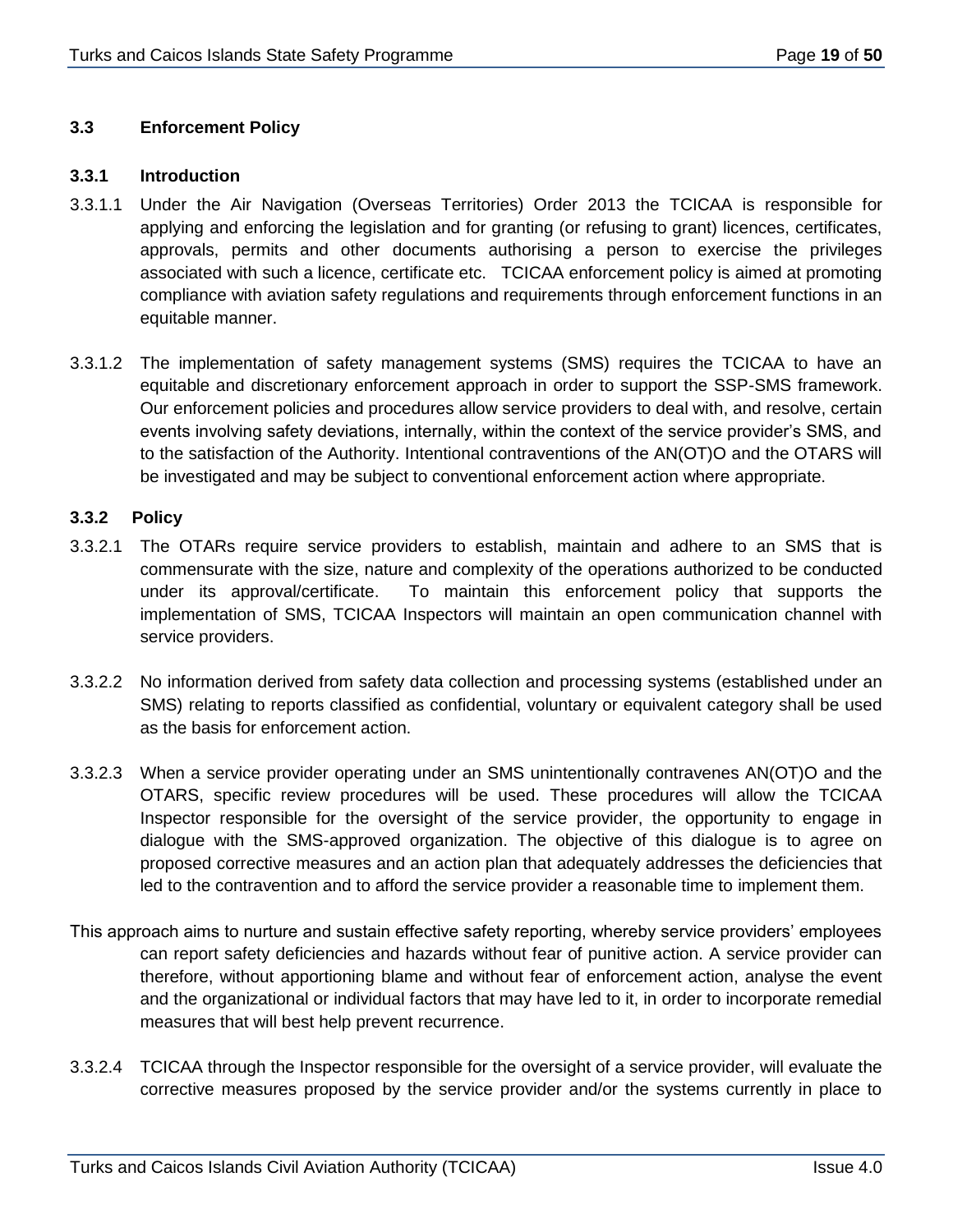### 3.3 Enforcement Policy

#### 3.3.1 Introduction

3.3.1.1 Under the Air Navigation (Overseas Territories) Order 2013 the TCICAA is responsible for applying and enforcing the legislation and for granting (or refusing to grant) licences, certificates, approvals, permits and other documents authorising a person to exercise the privileges associated with such a licence, certificate etc. TCICAA enforcement policy is aimed at promoting compliance with aviation safety regulations and requirements through enforcement functions in an equitable manner.

3.3.1.2 The implementation of safety management systems (SMS) requires the TCICAA to have an equitable and discretionary enforcement approach in order to support the SSP-SMS framework. Our enforcement policies and procedures allow service providers to deal with, and resolve, certain events involving safety deviations, internally, within the context of the service provider's SMS, and to the satisfaction of the Authority. Intentional contraventions of the AN(OT)O and the OTARS will be investigated and may be subject to conventional enforcement action where appropriate.

#### 3.3.2 Policy

3.3.2.1 The OTARs require service providers to establish, maintain and adhere to an SMS that is commensurate with the size, nature and complexity of the operations authorized to be conducted under its approval/certificate. To maintain this enforcement policy that supports the implementation of SMS, TCICAA Inspectors will maintain an open communication channel with service providers.

3.3.2.2 No information derived from safety data collection and processing systems (established under an SMS) relating to reports classified as confidential, voluntary or equivalent category shall be used as the basis for enforcement action.

3.3.2.3 When a service provider operating under an SMS unintentionally contravenes AN(OT)O and the OTARS, specific review procedures will be used. These procedures will allow the TCICAA Inspector responsible for the oversight of the service provider, the opportunity to engage in dialogue with the SMS-approved organization. The objective of this dialogue is to agree on proposed corrective measures and an action plan that adequately addresses the deficiencies that led to the contravention and to afford the service provider a reasonable time to implement them.

This approach aims to nurture and sustain effective safety reporting, whereby service providers' employees can report safety deficiencies and hazards without fear of punitive action. A service provider can therefore, without apportioning blame and without fear of enforcement action, analyse the event and the organizational or individual factors that may have led to it, in order to incorporate remedial measures that will best help prevent recurrence.

3.3.2.4 TCICAA through the Inspector responsible for the oversight of a service provider, will evaluate the corrective measures proposed by the service provider and/or the systems currently in place to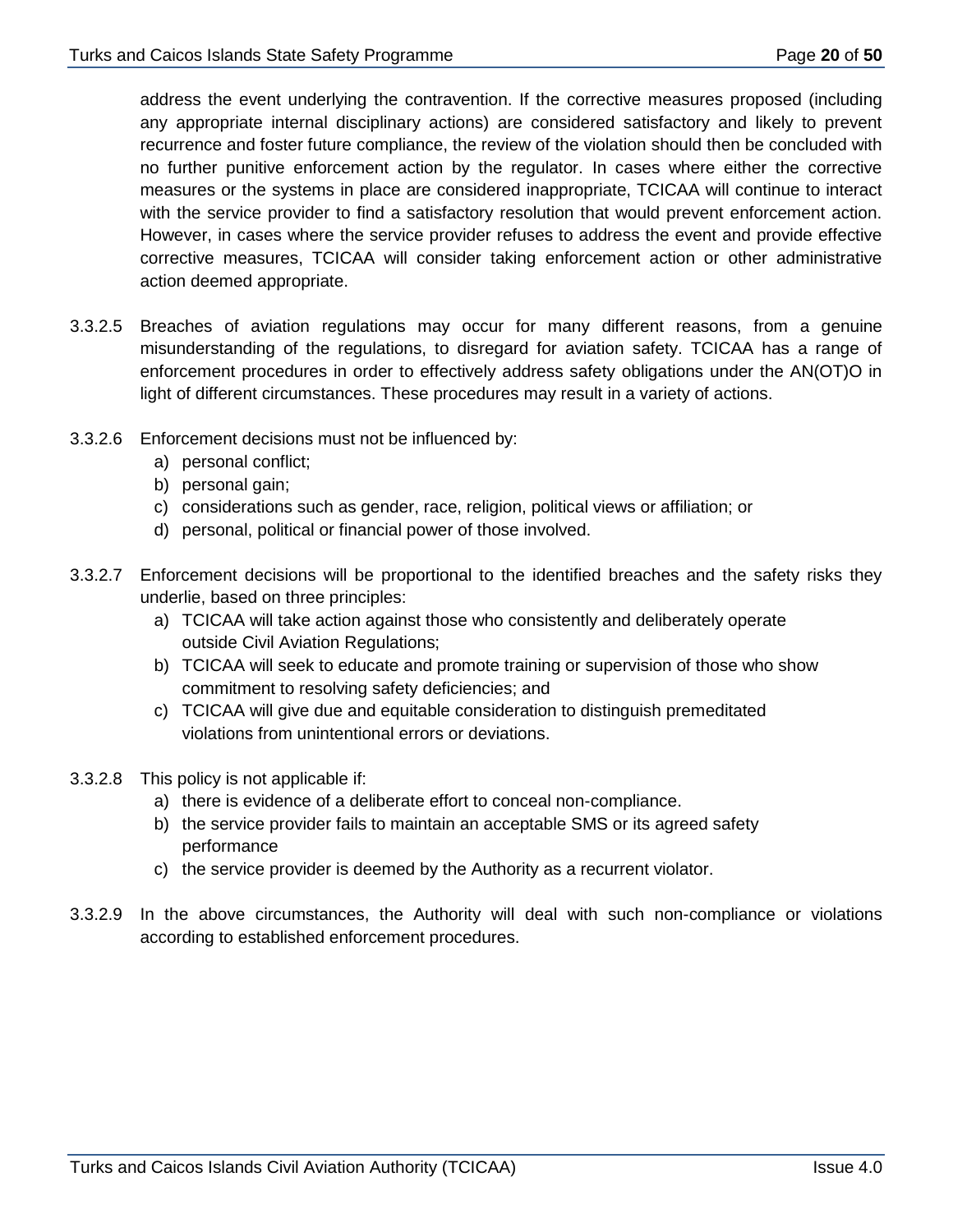address the event underlying the contravention. If the corrective measures proposed (including any appropriate internal disciplinary actions) are considered satisfactory and likely to prevent recurrence and foster future compliance, the review of the violation should then be concluded with no further punitive enforcement action by the regulator. In cases where either the corrective measures or the systems in place are considered inappropriate, TCICAA will continue to interact with the service provider to find a satisfactory resolution that would prevent enforcement action. However, in cases where the service provider refuses to address the event and provide effective corrective measures, TCICAA will consider taking enforcement action or other administrative action deemed appropriate.

3.3.2.5 Breaches of aviation regulations may occur for many different reasons, from a genuine misunderstanding of the regulations, to disregard for aviation safety. TCICAA has a range of enforcement procedures in order to effectively address safety obligations under the AN(OT)O in light of different circumstances. These procedures may result in a variety of actions.

3.3.2.6 Enforcement decisions must not be influenced by:

a) personal conflict;
b) personal gain;
c) considerations such as gender, race, religion, political views or affiliation; or
d) personal, political or financial power of those involved.

3.3.2.7 Enforcement decisions will be proportional to the identified breaches and the safety risks they underlie, based on three principles:

a) TCICAA will take action against those who consistently and deliberately operate outside Civil Aviation Regulations;
b) TCICAA will seek to educate and promote training or supervision of those who show commitment to resolving safety deficiencies; and
c) TCICAA will give due and equitable consideration to distinguish premeditated violations from unintentional errors or deviations.

3.3.2.8 This policy is not applicable if:

a) there is evidence of a deliberate effort to conceal non-compliance.
b) the service provider fails to maintain an acceptable SMS or its agreed safety performance
c) the service provider is deemed by the Authority as a recurrent violator.

3.3.2.9 In the above circumstances, the Authority will deal with such non-compliance or violations according to established enforcement procedures.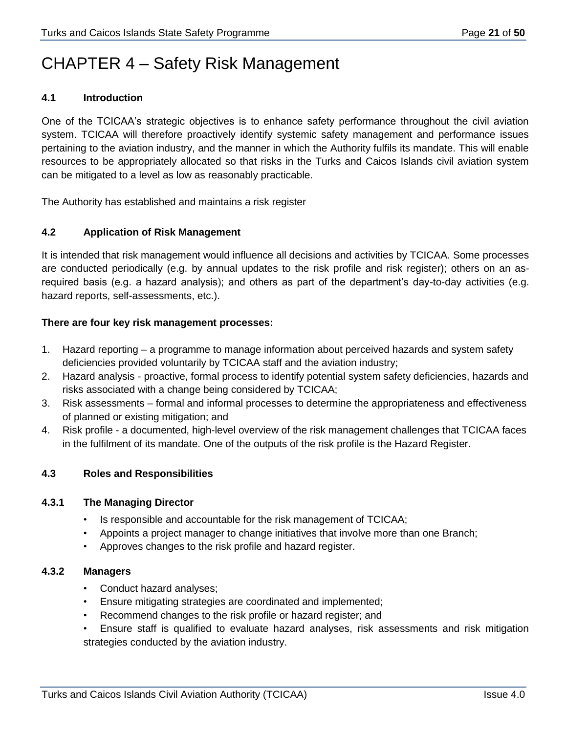# CHAPTER 4 – Safety Risk Management

## 4.1 Introduction

One of the TCICAA's strategic objectives is to enhance safety performance throughout the civil aviation system. TCICAA will therefore proactively identify systemic safety management and performance issues pertaining to the aviation industry, and the manner in which the Authority fulfils its mandate. This will enable resources to be appropriately allocated so that risks in the Turks and Caicos Islands civil aviation system can be mitigated to a level as low as reasonably practicable.

The Authority has established and maintains a risk register

## 4.2 Application of Risk Management

It is intended that risk management would influence all decisions and activities by TCICAA. Some processes are conducted periodically (e.g. by annual updates to the risk profile and risk register); others on an as-required basis (e.g. a hazard analysis); and others as part of the department's day-to-day activities (e.g. hazard reports, self-assessments, etc.).

**There are four key risk management processes:**

1. Hazard reporting – a programme to manage information about perceived hazards and system safety deficiencies provided voluntarily by TCICAA staff and the aviation industry;
2. Hazard analysis - proactive, formal process to identify potential system safety deficiencies, hazards and risks associated with a change being considered by TCICAA;
3. Risk assessments – formal and informal processes to determine the appropriateness and effectiveness of planned or existing mitigation; and
4. Risk profile - a documented, high-level overview of the risk management challenges that TCICAA faces in the fulfilment of its mandate. One of the outputs of the risk profile is the Hazard Register.

## 4.3 Roles and Responsibilities

### 4.3.1 The Managing Director

- Is responsible and accountable for the risk management of TCICAA;
- Appoints a project manager to change initiatives that involve more than one Branch;
- Approves changes to the risk profile and hazard register.

### 4.3.2 Managers

- Conduct hazard analyses;
- Ensure mitigating strategies are coordinated and implemented;
- Recommend changes to the risk profile or hazard register; and
- Ensure staff is qualified to evaluate hazard analyses, risk assessments and risk mitigation strategies conducted by the aviation industry.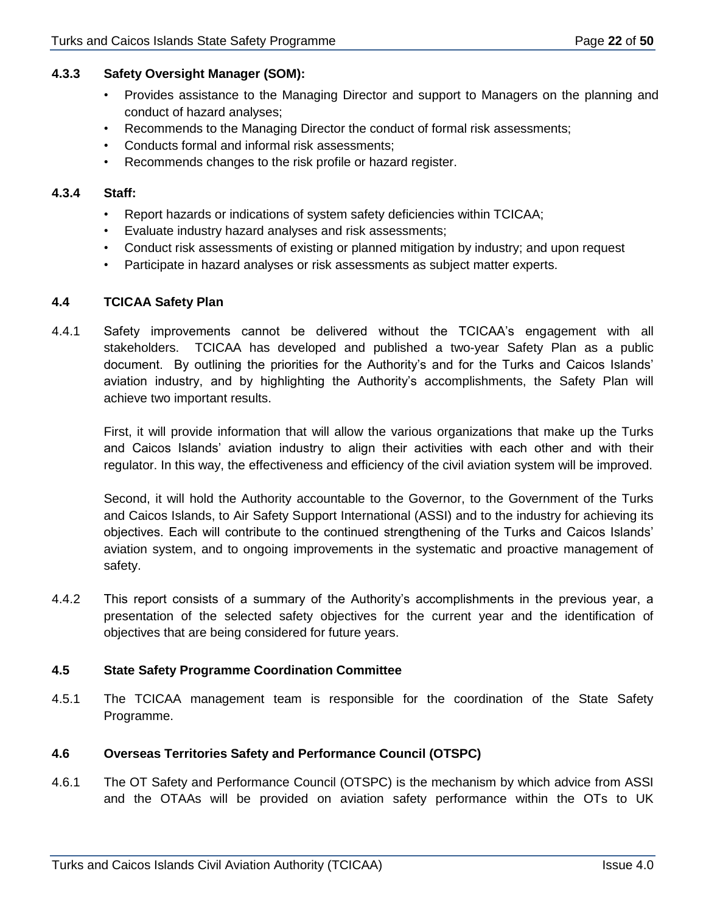### 4.3.3 Safety Oversight Manager (SOM):

- Provides assistance to the Managing Director and support to Managers on the planning and conduct of hazard analyses;
- Recommends to the Managing Director the conduct of formal risk assessments;
- Conducts formal and informal risk assessments;
- Recommends changes to the risk profile or hazard register.

### 4.3.4 Staff:

- Report hazards or indications of system safety deficiencies within TCICAA;
- Evaluate industry hazard analyses and risk assessments;
- Conduct risk assessments of existing or planned mitigation by industry; and upon request
- Participate in hazard analyses or risk assessments as subject matter experts.

## 4.4 TCICAA Safety Plan

4.4.1 Safety improvements cannot be delivered without the TCICAA's engagement with all stakeholders. TCICAA has developed and published a two-year Safety Plan as a public document. By outlining the priorities for the Authority's and for the Turks and Caicos Islands' aviation industry, and by highlighting the Authority's accomplishments, the Safety Plan will achieve two important results.

First, it will provide information that will allow the various organizations that make up the Turks and Caicos Islands' aviation industry to align their activities with each other and with their regulator. In this way, the effectiveness and efficiency of the civil aviation system will be improved.

Second, it will hold the Authority accountable to the Governor, to the Government of the Turks and Caicos Islands, to Air Safety Support International (ASSI) and to the industry for achieving its objectives. Each will contribute to the continued strengthening of the Turks and Caicos Islands' aviation system, and to ongoing improvements in the systematic and proactive management of safety.

4.4.2 This report consists of a summary of the Authority's accomplishments in the previous year, a presentation of the selected safety objectives for the current year and the identification of objectives that are being considered for future years.

## 4.5 State Safety Programme Coordination Committee

4.5.1 The TCICAA management team is responsible for the coordination of the State Safety Programme.

## 4.6 Overseas Territories Safety and Performance Council (OTSPC)

4.6.1 The OT Safety and Performance Council (OTSPC) is the mechanism by which advice from ASSI and the OTAAs will be provided on aviation safety performance within the OTs to UK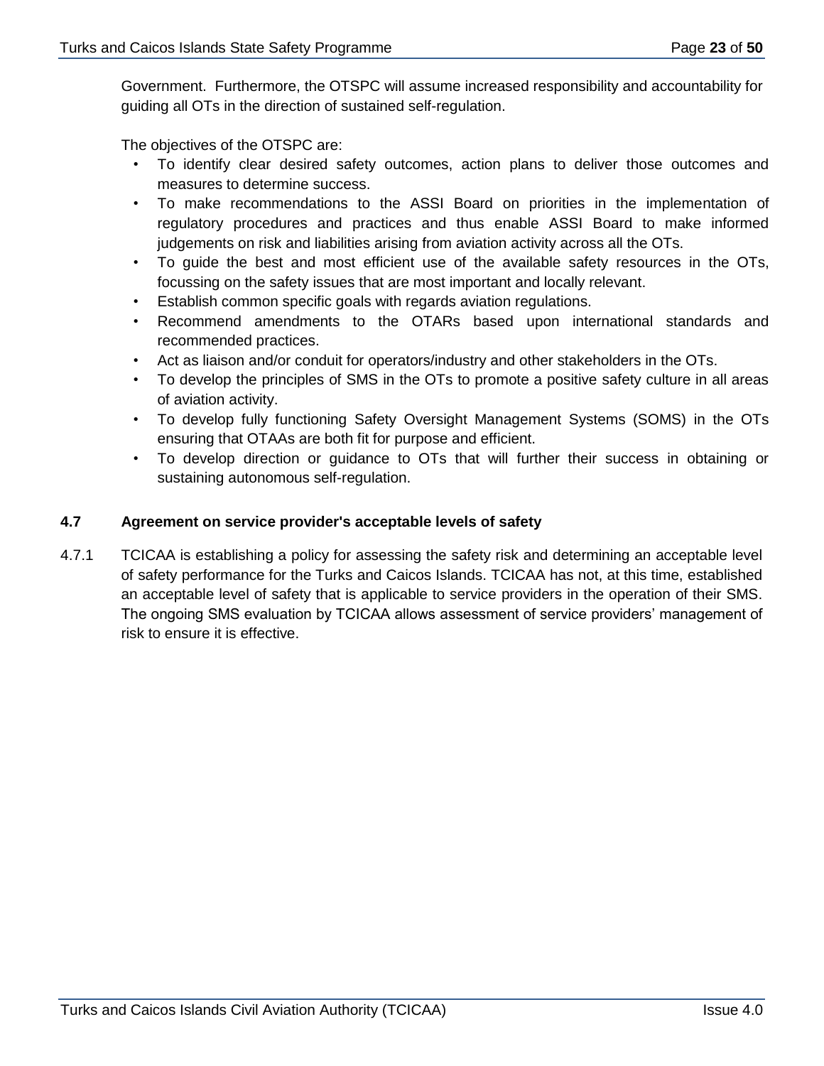Government. Furthermore, the OTSPC will assume increased responsibility and accountability for guiding all OTs in the direction of sustained self-regulation.

The objectives of the OTSPC are:

- To identify clear desired safety outcomes, action plans to deliver those outcomes and measures to determine success.
- To make recommendations to the ASSI Board on priorities in the implementation of regulatory procedures and practices and thus enable ASSI Board to make informed judgements on risk and liabilities arising from aviation activity across all the OTs.
- To guide the best and most efficient use of the available safety resources in the OTs, focussing on the safety issues that are most important and locally relevant.
- Establish common specific goals with regards aviation regulations.
- Recommend amendments to the OTARs based upon international standards and recommended practices.
- Act as liaison and/or conduit for operators/industry and other stakeholders in the OTs.
- To develop the principles of SMS in the OTs to promote a positive safety culture in all areas of aviation activity.
- To develop fully functioning Safety Oversight Management Systems (SOMS) in the OTs ensuring that OTAAs are both fit for purpose and efficient.
- To develop direction or guidance to OTs that will further their success in obtaining or sustaining autonomous self-regulation.

### 4.7 Agreement on service provider's acceptable levels of safety

4.7.1 TCICAA is establishing a policy for assessing the safety risk and determining an acceptable level of safety performance for the Turks and Caicos Islands. TCICAA has not, at this time, established an acceptable level of safety that is applicable to service providers in the operation of their SMS. The ongoing SMS evaluation by TCICAA allows assessment of service providers' management of risk to ensure it is effective.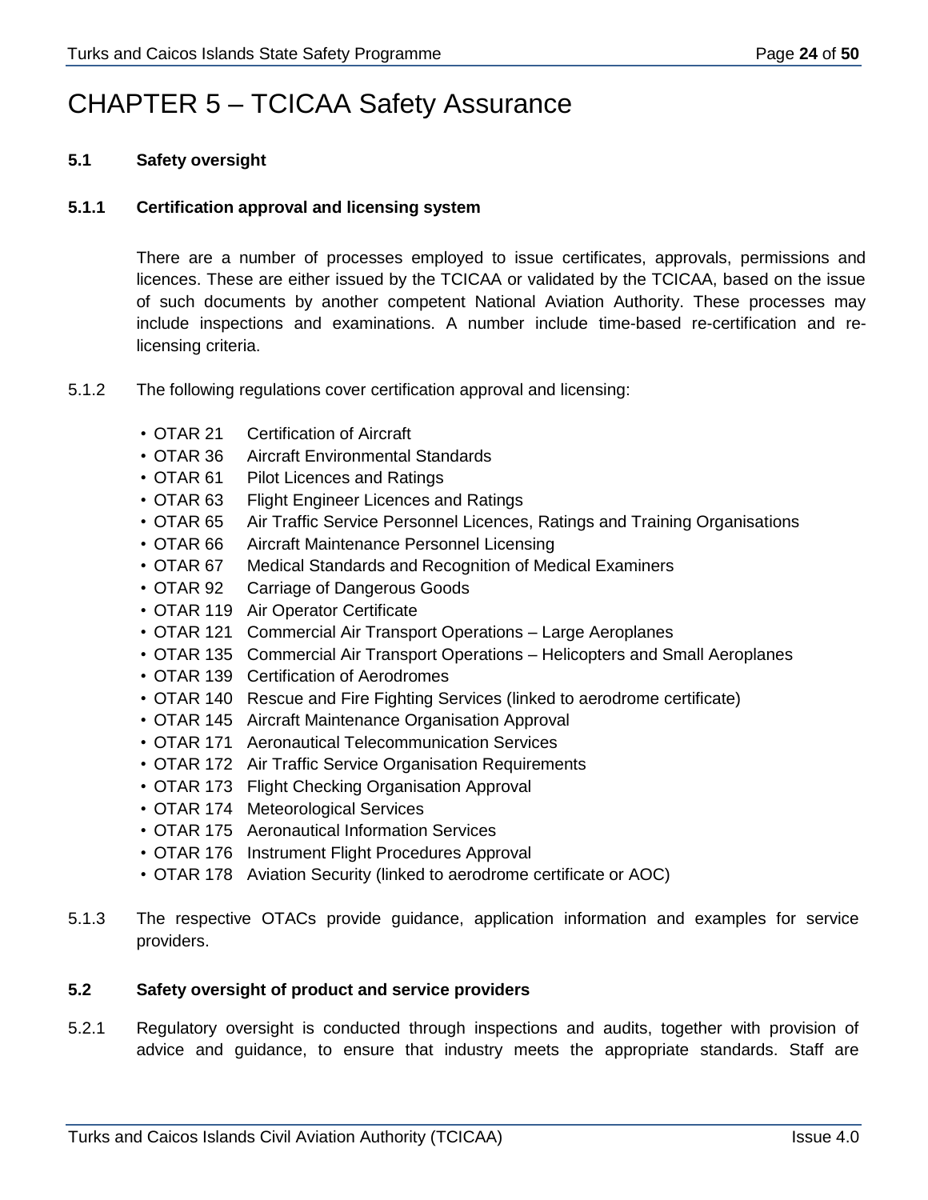# CHAPTER 5 – TCICAA Safety Assurance

**5.1 Safety oversight**

**5.1.1 Certification approval and licensing system**

There are a number of processes employed to issue certificates, approvals, permissions and licences. These are either issued by the TCICAA or validated by the TCICAA, based on the issue of such documents by another competent National Aviation Authority. These processes may include inspections and examinations. A number include time-based re-certification and re-licensing criteria.

5.1.2 The following regulations cover certification approval and licensing:

- OTAR 21 Certification of Aircraft
- OTAR 36 Aircraft Environmental Standards
- OTAR 61 Pilot Licences and Ratings
- OTAR 63 Flight Engineer Licences and Ratings
- OTAR 65 Air Traffic Service Personnel Licences, Ratings and Training Organisations
- OTAR 66 Aircraft Maintenance Personnel Licensing
- OTAR 67 Medical Standards and Recognition of Medical Examiners
- OTAR 92 Carriage of Dangerous Goods
- OTAR 119 Air Operator Certificate
- OTAR 121 Commercial Air Transport Operations – Large Aeroplanes
- OTAR 135 Commercial Air Transport Operations – Helicopters and Small Aeroplanes
- OTAR 139 Certification of Aerodromes
- OTAR 140 Rescue and Fire Fighting Services (linked to aerodrome certificate)
- OTAR 145 Aircraft Maintenance Organisation Approval
- OTAR 171 Aeronautical Telecommunication Services
- OTAR 172 Air Traffic Service Organisation Requirements
- OTAR 173 Flight Checking Organisation Approval
- OTAR 174 Meteorological Services
- OTAR 175 Aeronautical Information Services
- OTAR 176 Instrument Flight Procedures Approval
- OTAR 178 Aviation Security (linked to aerodrome certificate or AOC)

5.1.3 The respective OTACs provide guidance, application information and examples for service providers.

**5.2 Safety oversight of product and service providers**

5.2.1 Regulatory oversight is conducted through inspections and audits, together with provision of advice and guidance, to ensure that industry meets the appropriate standards. Staff are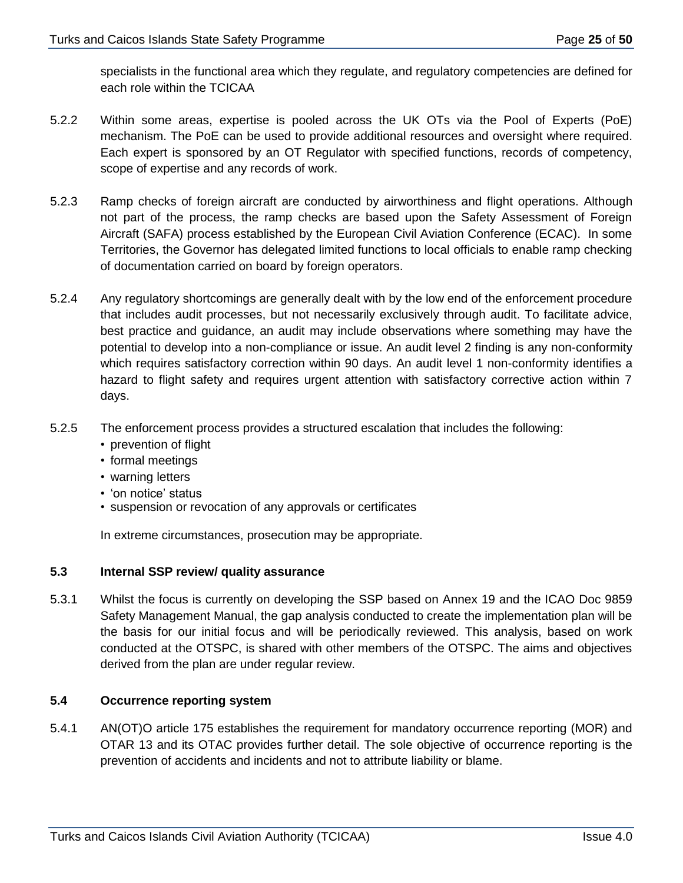specialists in the functional area which they regulate, and regulatory competencies are defined for each role within the TCICAA

5.2.2 Within some areas, expertise is pooled across the UK OTs via the Pool of Experts (PoE) mechanism. The PoE can be used to provide additional resources and oversight where required. Each expert is sponsored by an OT Regulator with specified functions, records of competency, scope of expertise and any records of work.

5.2.3 Ramp checks of foreign aircraft are conducted by airworthiness and flight operations. Although not part of the process, the ramp checks are based upon the Safety Assessment of Foreign Aircraft (SAFA) process established by the European Civil Aviation Conference (ECAC). In some Territories, the Governor has delegated limited functions to local officials to enable ramp checking of documentation carried on board by foreign operators.

5.2.4 Any regulatory shortcomings are generally dealt with by the low end of the enforcement procedure that includes audit processes, but not necessarily exclusively through audit. To facilitate advice, best practice and guidance, an audit may include observations where something may have the potential to develop into a non-compliance or issue. An audit level 2 finding is any non-conformity which requires satisfactory correction within 90 days. An audit level 1 non-conformity identifies a hazard to flight safety and requires urgent attention with satisfactory corrective action within 7 days.

5.2.5 The enforcement process provides a structured escalation that includes the following:

- prevention of flight
- formal meetings
- warning letters
- 'on notice' status
- suspension or revocation of any approvals or certificates

In extreme circumstances, prosecution may be appropriate.

### 5.3 Internal SSP review/ quality assurance

5.3.1 Whilst the focus is currently on developing the SSP based on Annex 19 and the ICAO Doc 9859 Safety Management Manual, the gap analysis conducted to create the implementation plan will be the basis for our initial focus and will be periodically reviewed. This analysis, based on work conducted at the OTSPC, is shared with other members of the OTSPC. The aims and objectives derived from the plan are under regular review.

### 5.4 Occurrence reporting system

5.4.1 AN(OT)O article 175 establishes the requirement for mandatory occurrence reporting (MOR) and OTAR 13 and its OTAC provides further detail. The sole objective of occurrence reporting is the prevention of accidents and incidents and not to attribute liability or blame.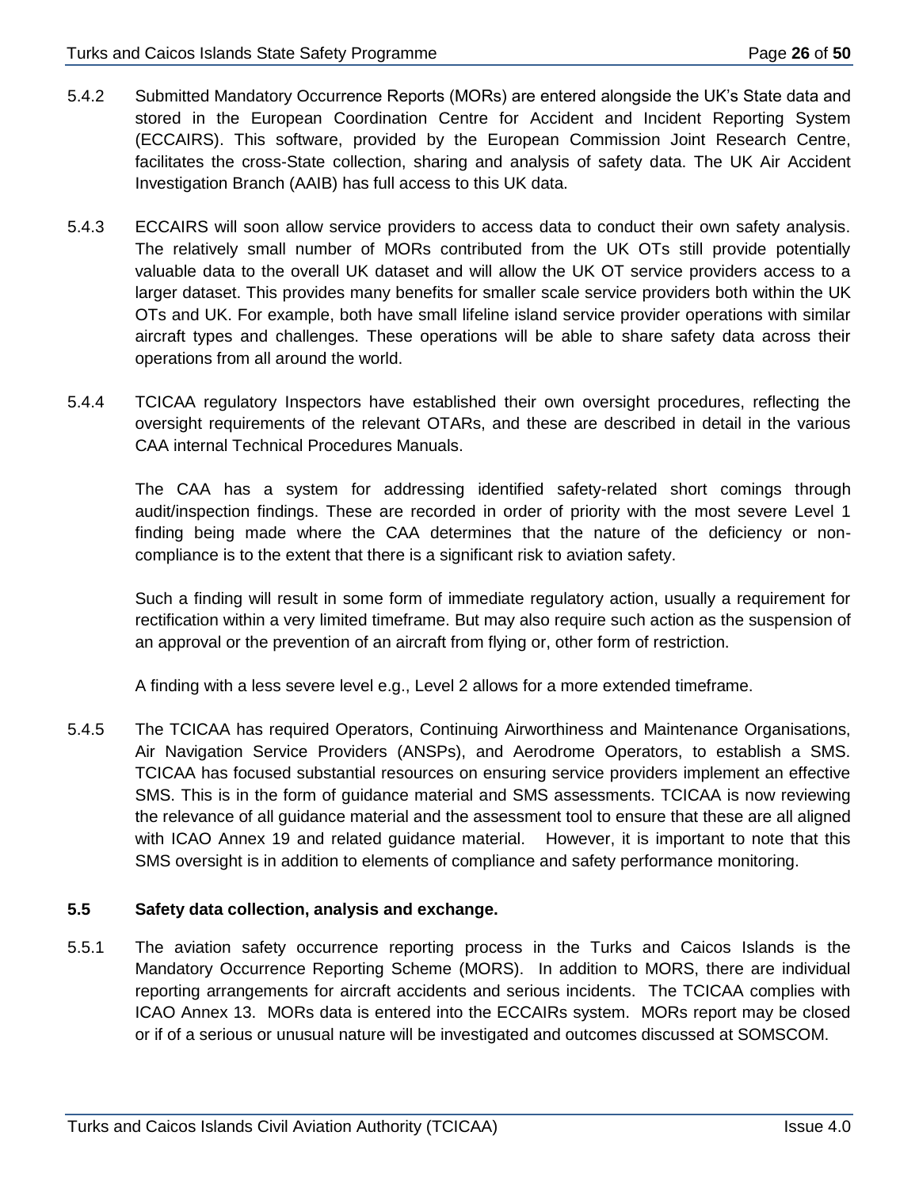5.4.2 Submitted Mandatory Occurrence Reports (MORs) are entered alongside the UK's State data and stored in the European Coordination Centre for Accident and Incident Reporting System (ECCAIRS). This software, provided by the European Commission Joint Research Centre, facilitates the cross-State collection, sharing and analysis of safety data. The UK Air Accident Investigation Branch (AAIB) has full access to this UK data.

5.4.3 ECCAIRS will soon allow service providers to access data to conduct their own safety analysis. The relatively small number of MORs contributed from the UK OTs still provide potentially valuable data to the overall UK dataset and will allow the UK OT service providers access to a larger dataset. This provides many benefits for smaller scale service providers both within the UK OTs and UK. For example, both have small lifeline island service provider operations with similar aircraft types and challenges. These operations will be able to share safety data across their operations from all around the world.

5.4.4 TCICAA regulatory Inspectors have established their own oversight procedures, reflecting the oversight requirements of the relevant OTARs, and these are described in detail in the various CAA internal Technical Procedures Manuals.

The CAA has a system for addressing identified safety-related short comings through audit/inspection findings. These are recorded in order of priority with the most severe Level 1 finding being made where the CAA determines that the nature of the deficiency or non-compliance is to the extent that there is a significant risk to aviation safety.

Such a finding will result in some form of immediate regulatory action, usually a requirement for rectification within a very limited timeframe. But may also require such action as the suspension of an approval or the prevention of an aircraft from flying or, other form of restriction.

A finding with a less severe level e.g., Level 2 allows for a more extended timeframe.

5.4.5 The TCICAA has required Operators, Continuing Airworthiness and Maintenance Organisations, Air Navigation Service Providers (ANSPs), and Aerodrome Operators, to establish a SMS. TCICAA has focused substantial resources on ensuring service providers implement an effective SMS. This is in the form of guidance material and SMS assessments. TCICAA is now reviewing the relevance of all guidance material and the assessment tool to ensure that these are all aligned with ICAO Annex 19 and related guidance material. However, it is important to note that this SMS oversight is in addition to elements of compliance and safety performance monitoring.

### 5.5 Safety data collection, analysis and exchange.

5.5.1 The aviation safety occurrence reporting process in the Turks and Caicos Islands is the Mandatory Occurrence Reporting Scheme (MORS). In addition to MORS, there are individual reporting arrangements for aircraft accidents and serious incidents. The TCICAA complies with ICAO Annex 13. MORs data is entered into the ECCAIRs system. MORs report may be closed or if of a serious or unusual nature will be investigated and outcomes discussed at SOMSCOM.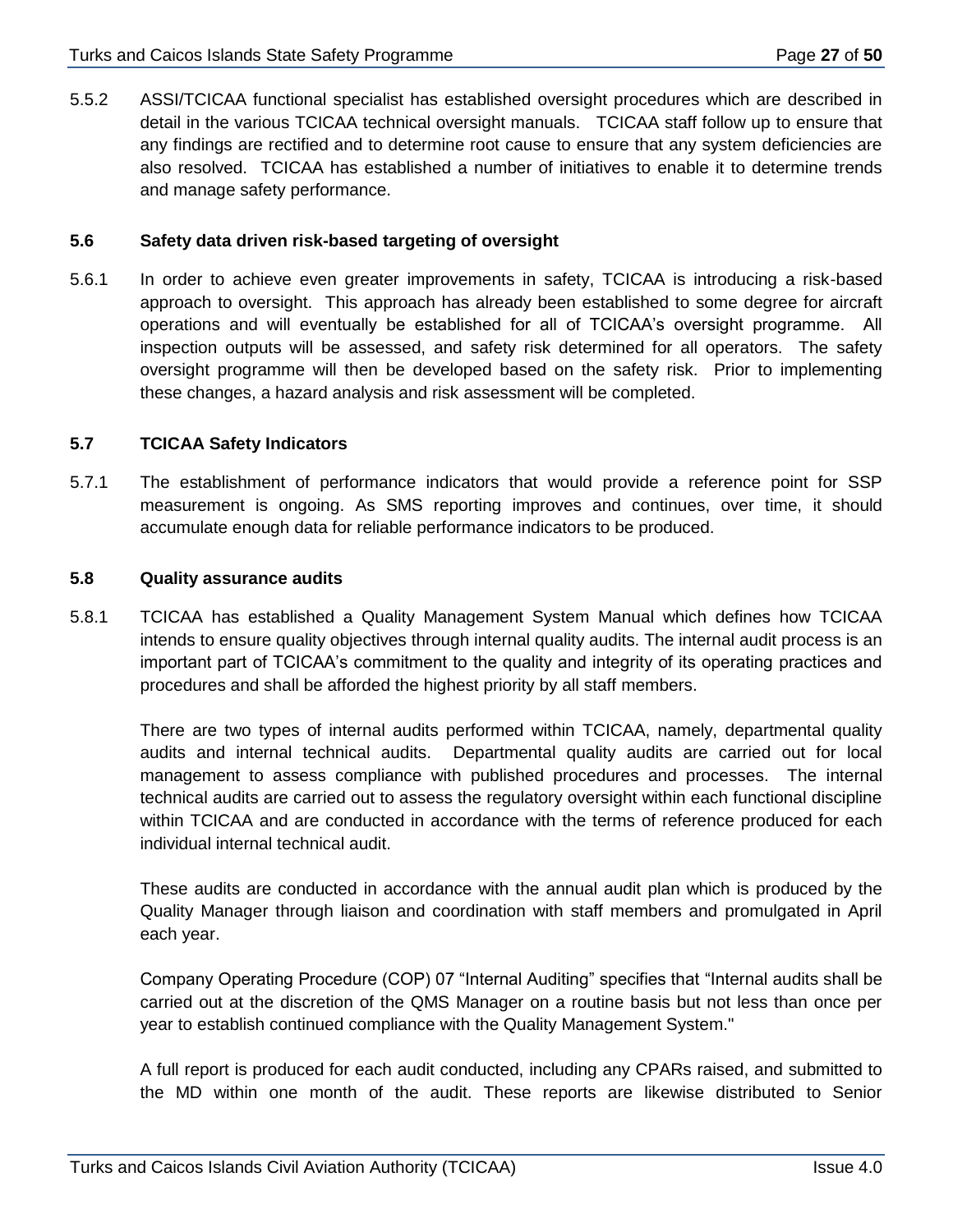5.5.2 ASSI/TCICAA functional specialist has established oversight procedures which are described in detail in the various TCICAA technical oversight manuals. TCICAA staff follow up to ensure that any findings are rectified and to determine root cause to ensure that any system deficiencies are also resolved. TCICAA has established a number of initiatives to enable it to determine trends and manage safety performance.

### 5.6 Safety data driven risk-based targeting of oversight

5.6.1 In order to achieve even greater improvements in safety, TCICAA is introducing a risk-based approach to oversight. This approach has already been established to some degree for aircraft operations and will eventually be established for all of TCICAA's oversight programme. All inspection outputs will be assessed, and safety risk determined for all operators. The safety oversight programme will then be developed based on the safety risk. Prior to implementing these changes, a hazard analysis and risk assessment will be completed.

### 5.7 TCICAA Safety Indicators

5.7.1 The establishment of performance indicators that would provide a reference point for SSP measurement is ongoing. As SMS reporting improves and continues, over time, it should accumulate enough data for reliable performance indicators to be produced.

### 5.8 Quality assurance audits

5.8.1 TCICAA has established a Quality Management System Manual which defines how TCICAA intends to ensure quality objectives through internal quality audits. The internal audit process is an important part of TCICAA's commitment to the quality and integrity of its operating practices and procedures and shall be afforded the highest priority by all staff members.

There are two types of internal audits performed within TCICAA, namely, departmental quality audits and internal technical audits. Departmental quality audits are carried out for local management to assess compliance with published procedures and processes. The internal technical audits are carried out to assess the regulatory oversight within each functional discipline within TCICAA and are conducted in accordance with the terms of reference produced for each individual internal technical audit.

These audits are conducted in accordance with the annual audit plan which is produced by the Quality Manager through liaison and coordination with staff members and promulgated in April each year.

Company Operating Procedure (COP) 07 "Internal Auditing" specifies that "Internal audits shall be carried out at the discretion of the QMS Manager on a routine basis but not less than once per year to establish continued compliance with the Quality Management System."

A full report is produced for each audit conducted, including any CPARs raised, and submitted to the MD within one month of the audit. These reports are likewise distributed to Senior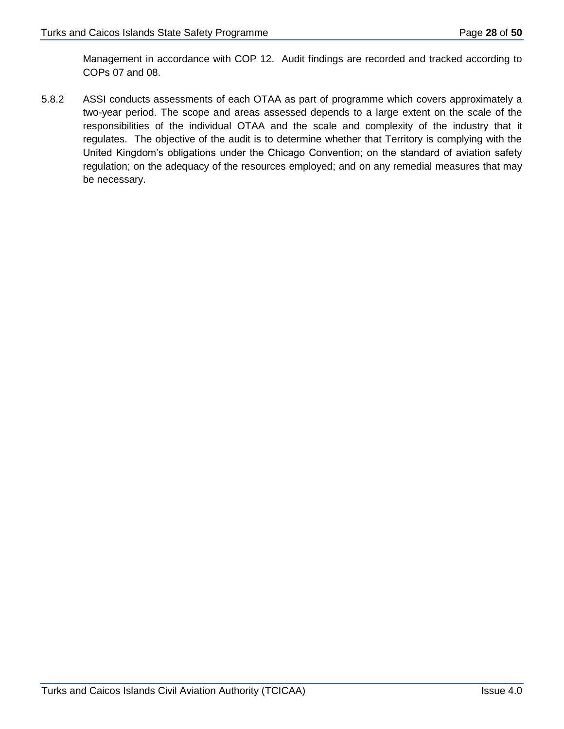Management in accordance with COP 12. Audit findings are recorded and tracked according to COPs 07 and 08.

5.8.2 ASSI conducts assessments of each OTAA as part of programme which covers approximately a two-year period. The scope and areas assessed depends to a large extent on the scale of the responsibilities of the individual OTAA and the scale and complexity of the industry that it regulates. The objective of the audit is to determine whether that Territory is complying with the United Kingdom's obligations under the Chicago Convention; on the standard of aviation safety regulation; on the adequacy of the resources employed; and on any remedial measures that may be necessary.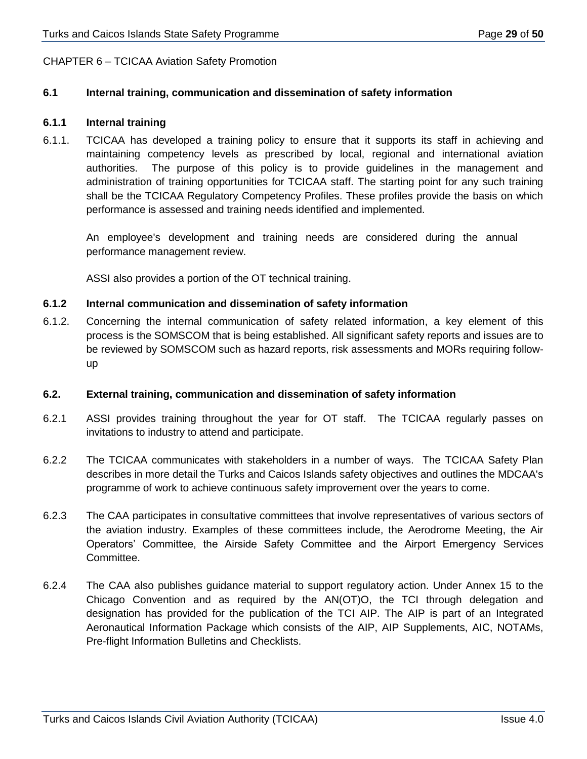CHAPTER 6 – TCICAA Aviation Safety Promotion

## 6.1 Internal training, communication and dissemination of safety information

### 6.1.1 Internal training

6.1.1. TCICAA has developed a training policy to ensure that it supports its staff in achieving and maintaining competency levels as prescribed by local, regional and international aviation authorities. The purpose of this policy is to provide guidelines in the management and administration of training opportunities for TCICAA staff. The starting point for any such training shall be the TCICAA Regulatory Competency Profiles. These profiles provide the basis on which performance is assessed and training needs identified and implemented.

An employee's development and training needs are considered during the annual performance management review.

ASSI also provides a portion of the OT technical training.

### 6.1.2 Internal communication and dissemination of safety information

6.1.2. Concerning the internal communication of safety related information, a key element of this process is the SOMSCOM that is being established. All significant safety reports and issues are to be reviewed by SOMSCOM such as hazard reports, risk assessments and MORs requiring follow-up

## 6.2. External training, communication and dissemination of safety information

6.2.1 ASSI provides training throughout the year for OT staff. The TCICAA regularly passes on invitations to industry to attend and participate.

6.2.2 The TCICAA communicates with stakeholders in a number of ways. The TCICAA Safety Plan describes in more detail the Turks and Caicos Islands safety objectives and outlines the MDCAA's programme of work to achieve continuous safety improvement over the years to come.

6.2.3 The CAA participates in consultative committees that involve representatives of various sectors of the aviation industry. Examples of these committees include, the Aerodrome Meeting, the Air Operators' Committee, the Airside Safety Committee and the Airport Emergency Services Committee.

6.2.4 The CAA also publishes guidance material to support regulatory action. Under Annex 15 to the Chicago Convention and as required by the AN(OT)O, the TCI through delegation and designation has provided for the publication of the TCI AIP. The AIP is part of an Integrated Aeronautical Information Package which consists of the AIP, AIP Supplements, AIC, NOTAMs, Pre-flight Information Bulletins and Checklists.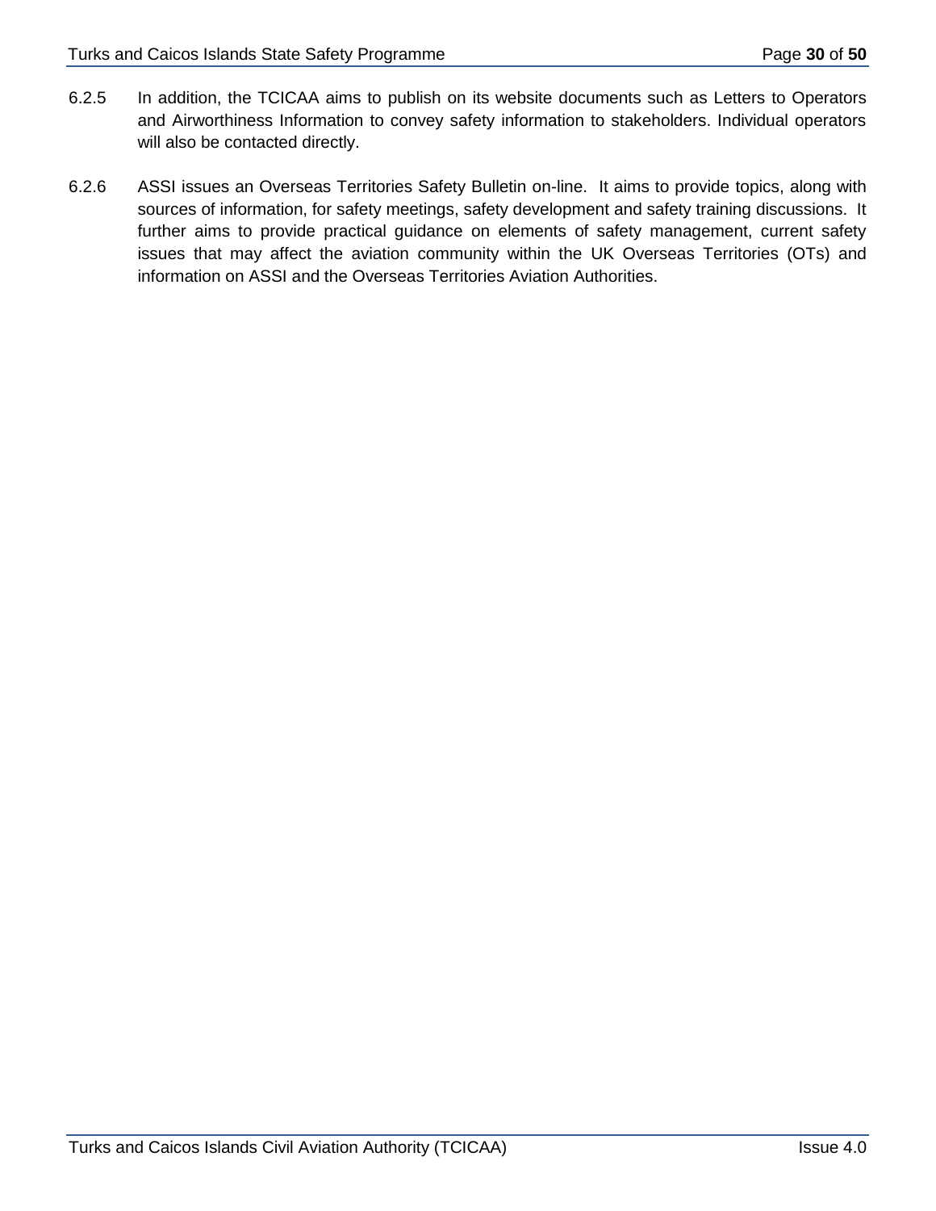6.2.5 In addition, the TCICAA aims to publish on its website documents such as Letters to Operators and Airworthiness Information to convey safety information to stakeholders. Individual operators will also be contacted directly.

6.2.6 ASSI issues an Overseas Territories Safety Bulletin on-line. It aims to provide topics, along with sources of information, for safety meetings, safety development and safety training discussions. It further aims to provide practical guidance on elements of safety management, current safety issues that may affect the aviation community within the UK Overseas Territories (OTs) and information on ASSI and the Overseas Territories Aviation Authorities.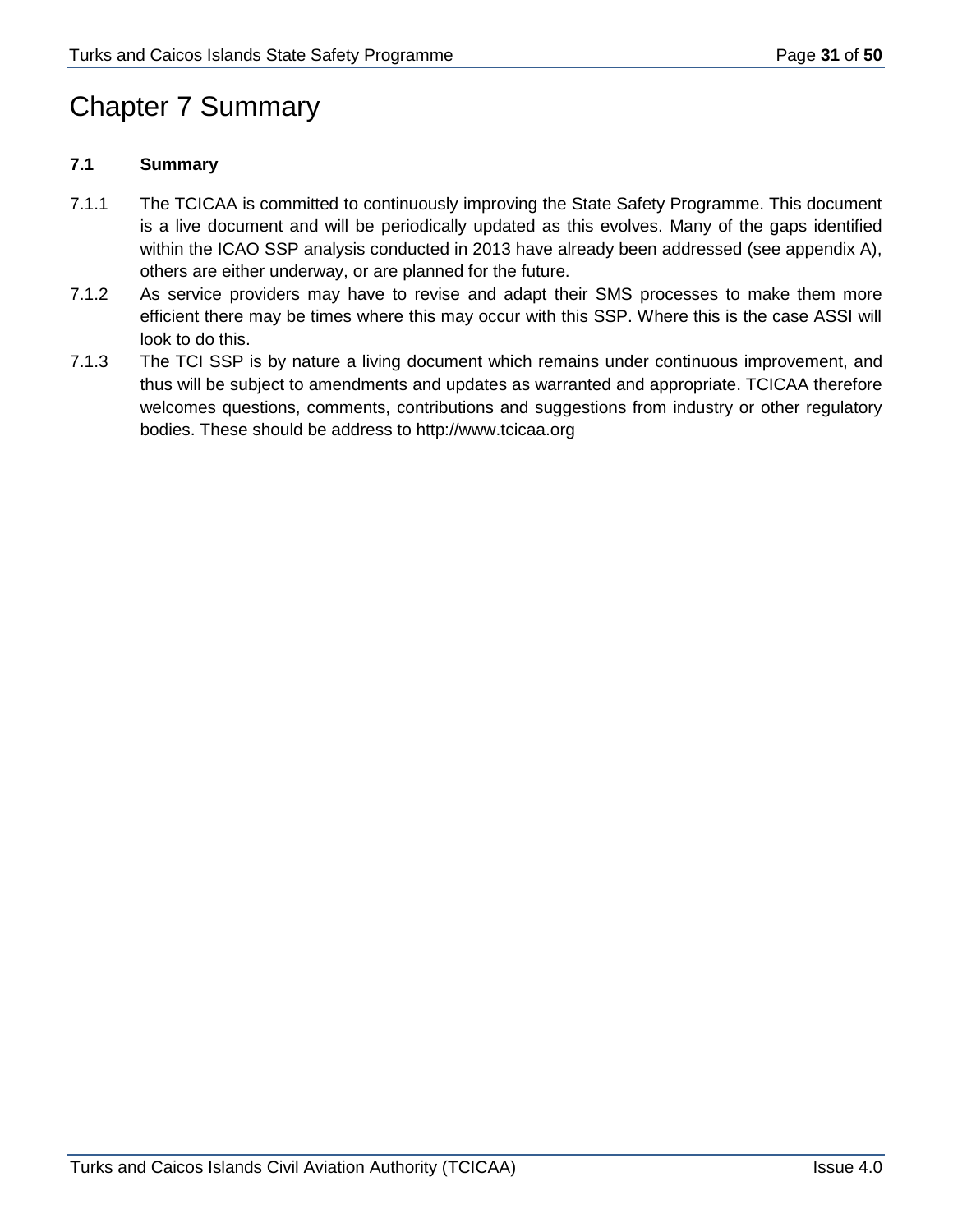# Chapter 7 Summary

**7.1 Summary**

7.1.1 The TCICAA is committed to continuously improving the State Safety Programme. This document is a live document and will be periodically updated as this evolves. Many of the gaps identified within the ICAO SSP analysis conducted in 2013 have already been addressed (see appendix A), others are either underway, or are planned for the future.

7.1.2 As service providers may have to revise and adapt their SMS processes to make them more efficient there may be times where this may occur with this SSP. Where this is the case ASSI will look to do this.

7.1.3 The TCI SSP is by nature a living document which remains under continuous improvement, and thus will be subject to amendments and updates as warranted and appropriate. TCICAA therefore welcomes questions, comments, contributions and suggestions from industry or other regulatory bodies. These should be address to http://www.tcicaa.org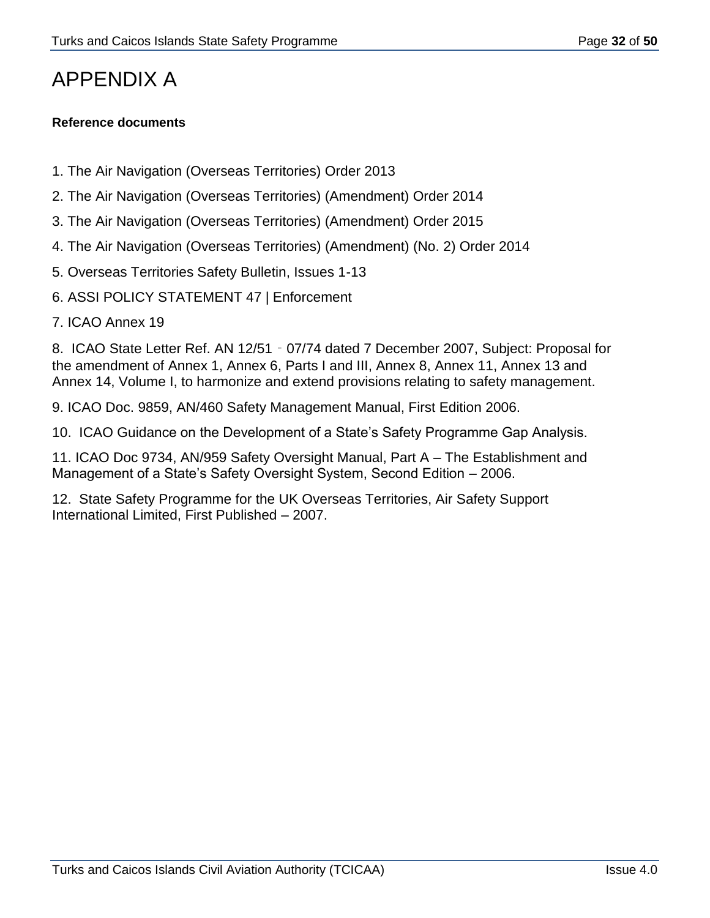# APPENDIX A

**Reference documents**

1. The Air Navigation (Overseas Territories) Order 2013
2. The Air Navigation (Overseas Territories) (Amendment) Order 2014
3. The Air Navigation (Overseas Territories) (Amendment) Order 2015
4. The Air Navigation (Overseas Territories) (Amendment) (No. 2) Order 2014
5. Overseas Territories Safety Bulletin, Issues 1-13
6. ASSI POLICY STATEMENT 47 | Enforcement
7. ICAO Annex 19
8. ICAO State Letter Ref. AN 12/51 ‑ 07/74 dated 7 December 2007, Subject: Proposal for the amendment of Annex 1, Annex 6, Parts I and III, Annex 8, Annex 11, Annex 13 and Annex 14, Volume I, to harmonize and extend provisions relating to safety management.
9. ICAO Doc. 9859, AN/460 Safety Management Manual, First Edition 2006.
10. ICAO Guidance on the Development of a State's Safety Programme Gap Analysis.
11. ICAO Doc 9734, AN/959 Safety Oversight Manual, Part A – The Establishment and Management of a State's Safety Oversight System, Second Edition – 2006.
12. State Safety Programme for the UK Overseas Territories, Air Safety Support International Limited, First Published – 2007.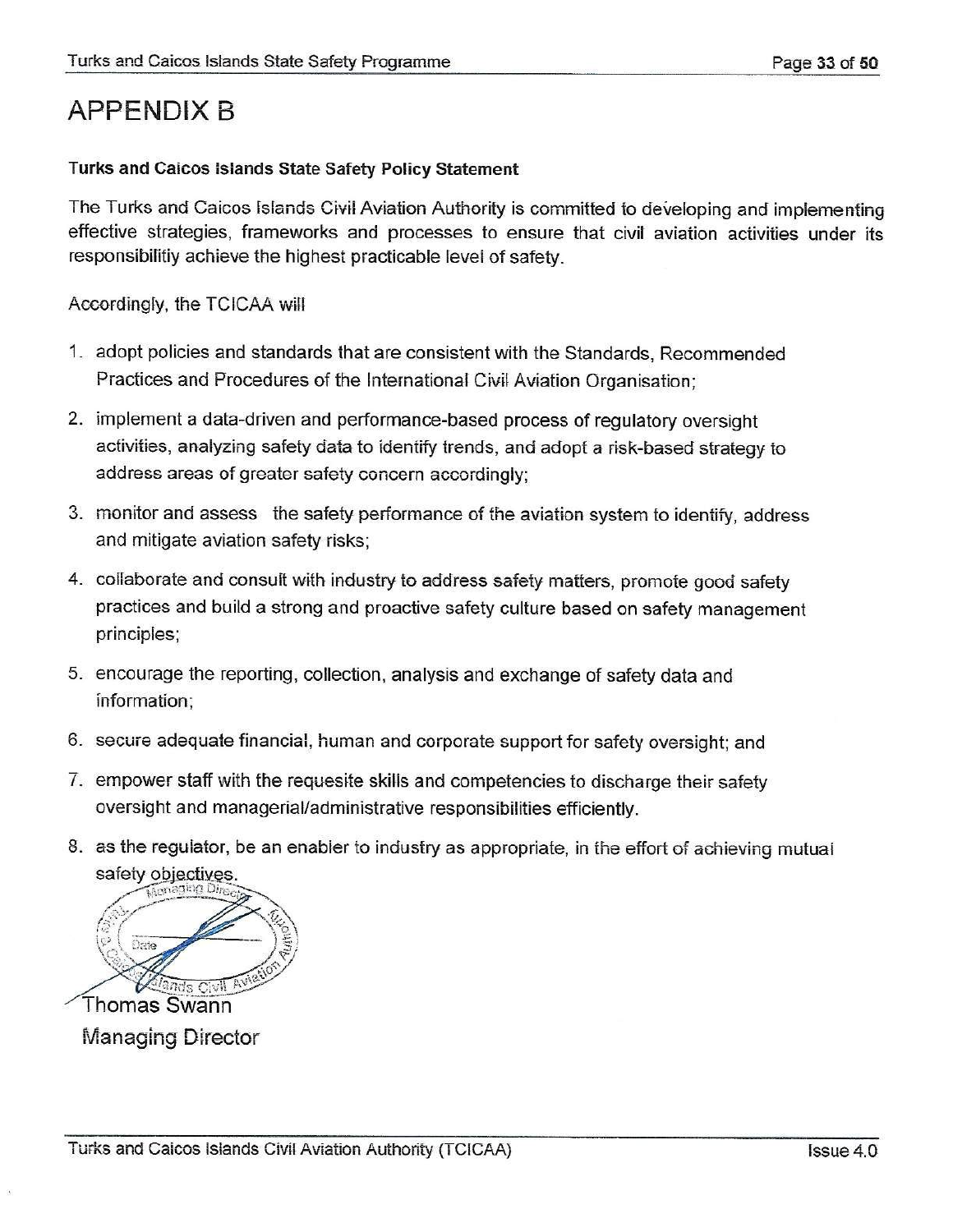# APPENDIX B

**Turks and Caicos Islands State Safety Policy Statement**

The Turks and Caicos Islands Civil Aviation Authority is committed to developing and implementing effective strategies, frameworks and processes to ensure that civil aviation activities under its responsibilitiy achieve the highest practicable level of safety.

Accordingly, the TCICAA will

1. adopt policies and standards that are consistent with the Standards, Recommended Practices and Procedures of the International Civil Aviation Organisation;
2. implement a data-driven and performance-based process of regulatory oversight activities, analyzing safety data to identify trends, and adopt a risk-based strategy to address areas of greater safety concern accordingly;
3. monitor and assess the safety performance of the aviation system to identify, address and mitigate aviation safety risks;
4. collaborate and consult with industry to address safety matters, promote good safety practices and build a strong and proactive safety culture based on safety management principles;
5. encourage the reporting, collection, analysis and exchange of safety data and information;
6. secure adequate financial, human and corporate support for safety oversight; and
7. empower staff with the requesite skills and competencies to discharge their safety oversight and managerial/administrative responsibilities efficiently.
8. as the regulator, be an enabler to industry as appropriate, in the effort of achieving mutual safety objectives.

Thomas Swann
Managing Director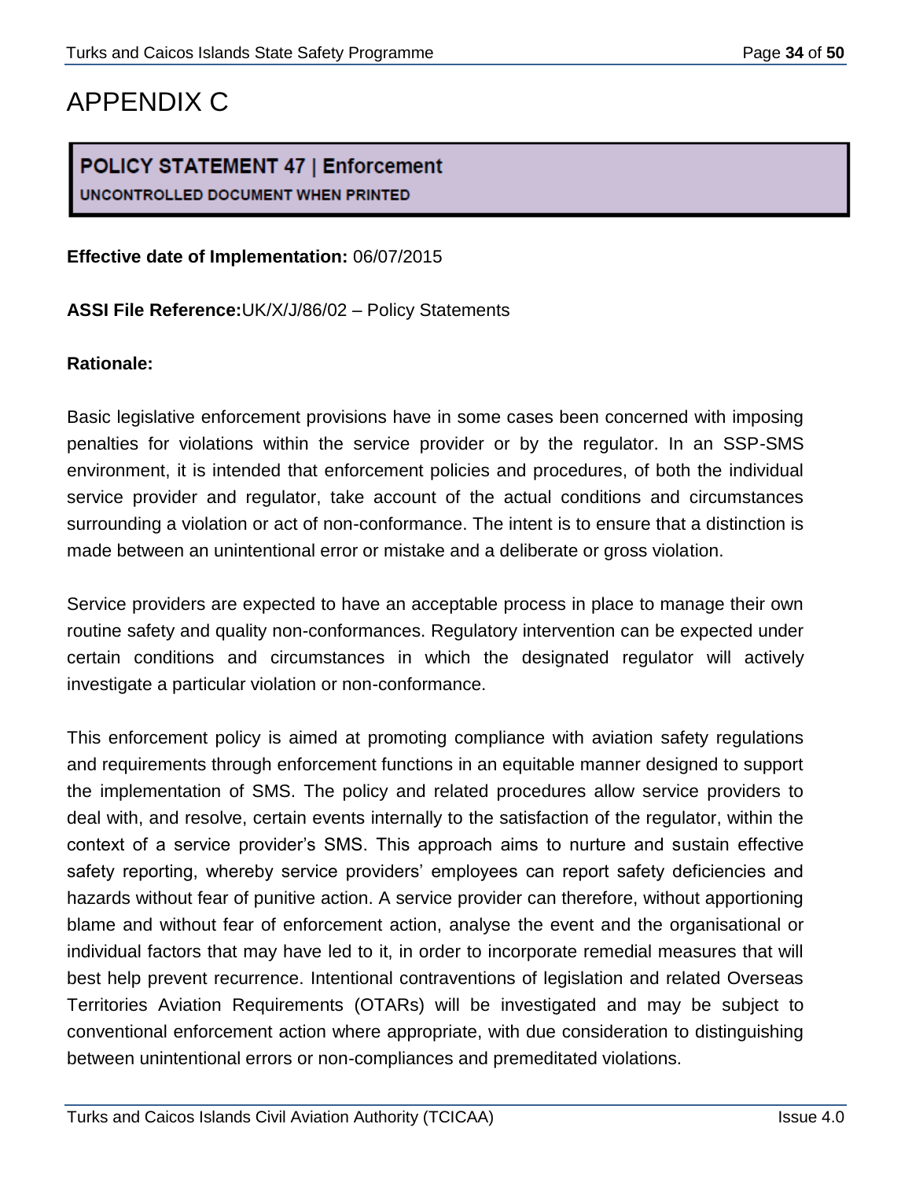# APPENDIX C

## POLICY STATEMENT 47 | Enforcement

**UNCONTROLLED DOCUMENT WHEN PRINTED**

**Effective date of Implementation:** 06/07/2015

**ASSI File Reference:**UK/X/J/86/02 – Policy Statements

**Rationale:**

Basic legislative enforcement provisions have in some cases been concerned with imposing penalties for violations within the service provider or by the regulator. In an SSP-SMS environment, it is intended that enforcement policies and procedures, of both the individual service provider and regulator, take account of the actual conditions and circumstances surrounding a violation or act of non-conformance. The intent is to ensure that a distinction is made between an unintentional error or mistake and a deliberate or gross violation.

Service providers are expected to have an acceptable process in place to manage their own routine safety and quality non-conformances. Regulatory intervention can be expected under certain conditions and circumstances in which the designated regulator will actively investigate a particular violation or non-conformance.

This enforcement policy is aimed at promoting compliance with aviation safety regulations and requirements through enforcement functions in an equitable manner designed to support the implementation of SMS. The policy and related procedures allow service providers to deal with, and resolve, certain events internally to the satisfaction of the regulator, within the context of a service provider's SMS. This approach aims to nurture and sustain effective safety reporting, whereby service providers' employees can report safety deficiencies and hazards without fear of punitive action. A service provider can therefore, without apportioning blame and without fear of enforcement action, analyse the event and the organisational or individual factors that may have led to it, in order to incorporate remedial measures that will best help prevent recurrence. Intentional contraventions of legislation and related Overseas Territories Aviation Requirements (OTARs) will be investigated and may be subject to conventional enforcement action where appropriate, with due consideration to distinguishing between unintentional errors or non-compliances and premeditated violations.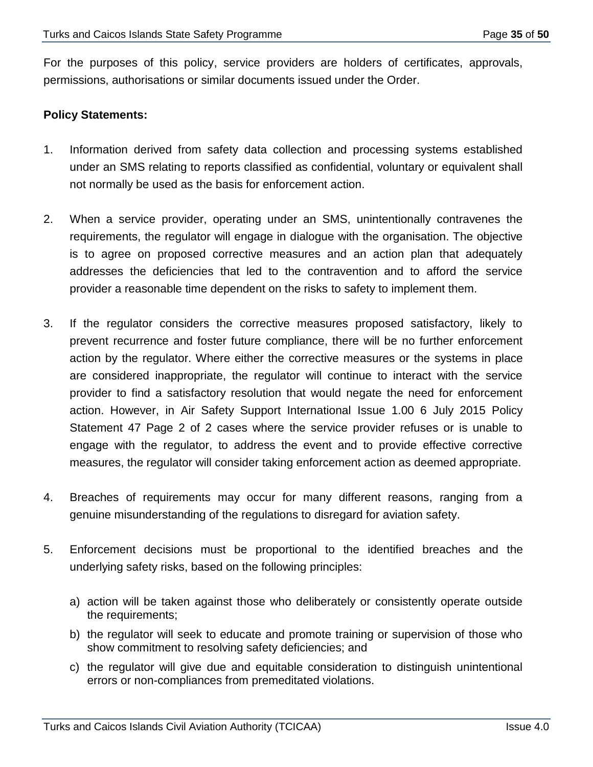For the purposes of this policy, service providers are holders of certificates, approvals, permissions, authorisations or similar documents issued under the Order.

**Policy Statements:**

1. Information derived from safety data collection and processing systems established under an SMS relating to reports classified as confidential, voluntary or equivalent shall not normally be used as the basis for enforcement action.

2. When a service provider, operating under an SMS, unintentionally contravenes the requirements, the regulator will engage in dialogue with the organisation. The objective is to agree on proposed corrective measures and an action plan that adequately addresses the deficiencies that led to the contravention and to afford the service provider a reasonable time dependent on the risks to safety to implement them.

3. If the regulator considers the corrective measures proposed satisfactory, likely to prevent recurrence and foster future compliance, there will be no further enforcement action by the regulator. Where either the corrective measures or the systems in place are considered inappropriate, the regulator will continue to interact with the service provider to find a satisfactory resolution that would negate the need for enforcement action. However, in Air Safety Support International Issue 1.00 6 July 2015 Policy Statement 47 Page 2 of 2 cases where the service provider refuses or is unable to engage with the regulator, to address the event and to provide effective corrective measures, the regulator will consider taking enforcement action as deemed appropriate.

4. Breaches of requirements may occur for many different reasons, ranging from a genuine misunderstanding of the regulations to disregard for aviation safety.

5. Enforcement decisions must be proportional to the identified breaches and the underlying safety risks, based on the following principles:

   a) action will be taken against those who deliberately or consistently operate outside the requirements;
   b) the regulator will seek to educate and promote training or supervision of those who show commitment to resolving safety deficiencies; and
   c) the regulator will give due and equitable consideration to distinguish unintentional errors or non-compliances from premeditated violations.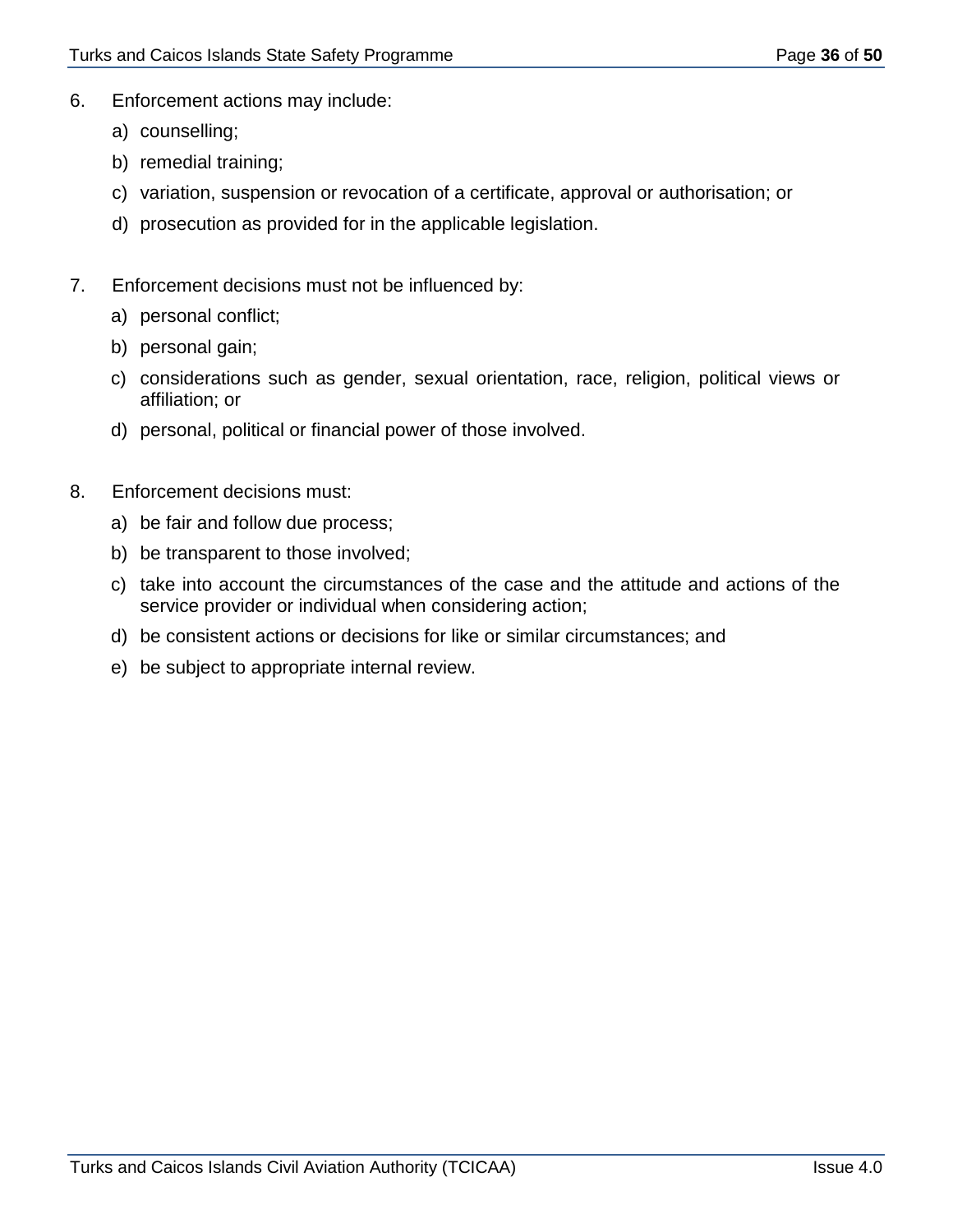6. Enforcement actions may include:

   a) counselling;

   b) remedial training;

   c) variation, suspension or revocation of a certificate, approval or authorisation; or

   d) prosecution as provided for in the applicable legislation.

7. Enforcement decisions must not be influenced by:

   a) personal conflict;

   b) personal gain;

   c) considerations such as gender, sexual orientation, race, religion, political views or affiliation; or

   d) personal, political or financial power of those involved.

8. Enforcement decisions must:

   a) be fair and follow due process;

   b) be transparent to those involved;

   c) take into account the circumstances of the case and the attitude and actions of the service provider or individual when considering action;

   d) be consistent actions or decisions for like or similar circumstances; and

   e) be subject to appropriate internal review.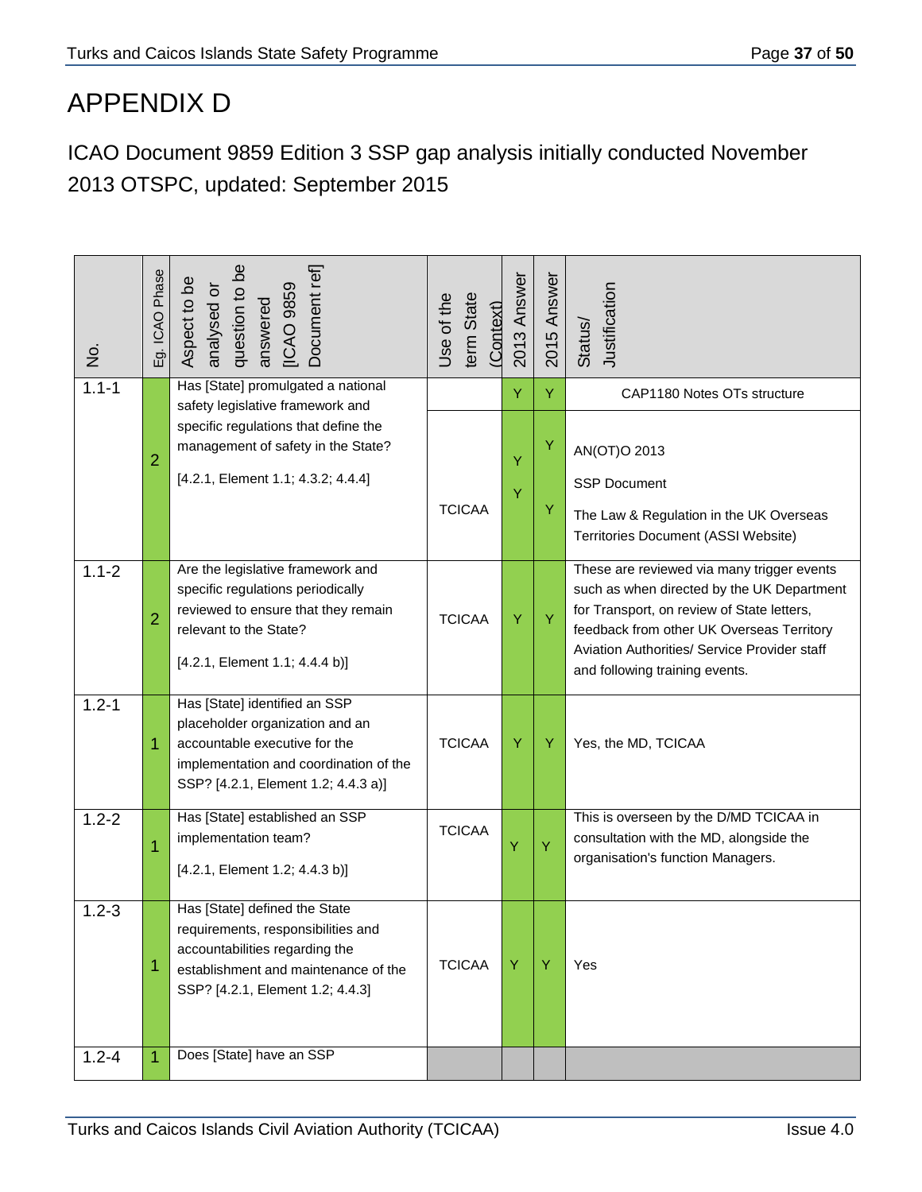# APPENDIX D

## ICAO Document 9859 Edition 3 SSP gap analysis initially conducted November 2013 OTSPC, updated: September 2015

| No. | Eg. ICAO Phase | Aspect to be analysed or question to be answered [ICAO 9859 Document ref] | Use of the term State (Context) | 2013 Answer | 2015 Answer | Status/ Justification |
|---|---|---|---|---|---|---|
| 1.1-1 | 2 | Has [State] promulgated a national safety legislative framework and specific regulations that define the management of safety in the State? [4.2.1, Element 1.1; 4.3.2; 4.4.4] | | Y | Y | CAP1180 Notes OTs structure |
| | | | TCICAA | Y<br>Y | Y<br>Y | AN(OT)O 2013<br>SSP Document<br>The Law & Regulation in the UK Overseas Territories Document (ASSI Website) |
| 1.1-2 | 2 | Are the legislative framework and specific regulations periodically reviewed to ensure that they remain relevant to the State? [4.2.1, Element 1.1; 4.4.4 b)] | TCICAA | Y | Y | These are reviewed via many trigger events such as when directed by the UK Department for Transport, on review of State letters, feedback from other UK Overseas Territory Aviation Authorities/ Service Provider staff and following training events. |
| 1.2-1 | 1 | Has [State] identified an SSP placeholder organization and an accountable executive for the implementation and coordination of the SSP? [4.2.1, Element 1.2; 4.4.3 a)] | TCICAA | Y | Y | Yes, the MD, TCICAA |
| 1.2-2 | 1 | Has [State] established an SSP implementation team? [4.2.1, Element 1.2; 4.4.3 b)] | TCICAA | Y | Y | This is overseen by the D/MD TCICAA in consultation with the MD, alongside the organisation's function Managers. |
| 1.2-3 | 1 | Has [State] defined the State requirements, responsibilities and accountabilities regarding the establishment and maintenance of the SSP? [4.2.1, Element 1.2; 4.4.3] | TCICAA | Y | Y | Yes |
| 1.2-4 | 1 | Does [State] have an SSP | | | | |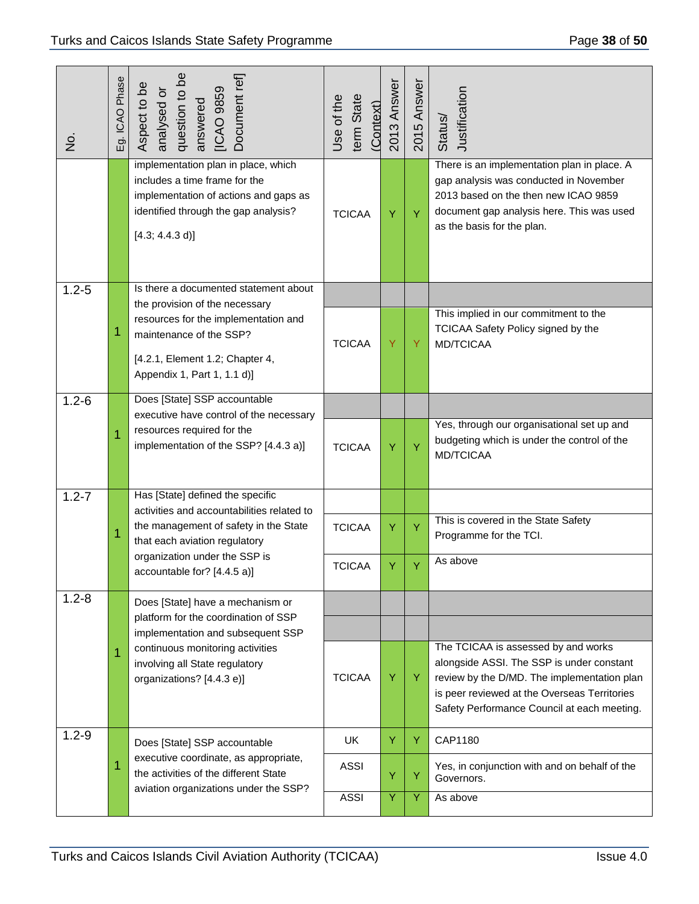| No. | Eg. ICAO Phase | Aspect to be analysed or question to be answered [ICAO 9859 Document ref] | Use of the term State (Context) | 2013 Answer | 2015 Answer | Status/ Justification |
|---|---|---|---|---|---|---|
| | | implementation plan in place, which includes a time frame for the implementation of actions and gaps as identified through the gap analysis? [4.3; 4.4.3 d)] | TCICAA | Y | Y | There is an implementation plan in place. A gap analysis was conducted in November 2013 based on the then new ICAO 9859 document gap analysis here. This was used as the basis for the plan. |
| 1.2-5 | 1 | Is there a documented statement about the provision of the necessary resources for the implementation and maintenance of the SSP? [4.2.1, Element 1.2; Chapter 4, Appendix 1, Part 1, 1.1 d)] | | | | |
| | | | TCICAA | Y | Y | This implied in our commitment to the TCICAA Safety Policy signed by the MD/TCICAA |
| 1.2-6 | 1 | Does [State] SSP accountable executive have control of the necessary resources required for the implementation of the SSP? [4.4.3 a)] | | | | |
| | | | TCICAA | Y | Y | Yes, through our organisational set up and budgeting which is under the control of the MD/TCICAA |
| 1.2-7 | 1 | Has [State] defined the specific activities and accountabilities related to the management of safety in the State that each aviation regulatory organization under the SSP is accountable for? [4.4.5 a)] | | | | |
| | | | TCICAA | Y | Y | This is covered in the State Safety Programme for the TCI. |
| | | | TCICAA | Y | Y | As above |
| 1.2-8 | 1 | Does [State] have a mechanism or platform for the coordination of SSP implementation and subsequent SSP continuous monitoring activities involving all State regulatory organizations? [4.4.3 e)] | | | | |
| | | | | | | |
| | | | TCICAA | Y | Y | The TCICAA is assessed by and works alongside ASSI. The SSP is under constant review by the D/MD. The implementation plan is peer reviewed at the Overseas Territories Safety Performance Council at each meeting. |
| 1.2-9 | 1 | Does [State] SSP accountable executive coordinate, as appropriate, the activities of the different State aviation organizations under the SSP? | UK | Y | Y | CAP1180 |
| | | | ASSI | Y | Y | Yes, in conjunction with and on behalf of the Governors. |
| | | | ASSI | Y | Y | As above |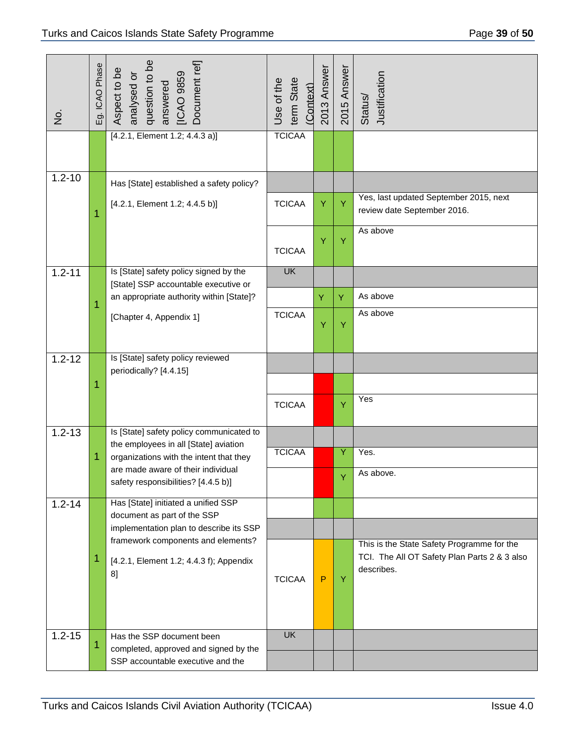| No. | Eg. ICAO Phase | Aspect to be analysed or question to be answered [ICAO 9859 Document ref] | Use of the term State (Context) | 2013 Answer | 2015 Answer | Status/ Justification |
|---|---|---|---|---|---|---|
| | | [4.2.1, Element 1.2; 4.4.3 a)] | TCICAA | | | |
| 1.2-10 | 1 | Has [State] established a safety policy? | | | | |
| | | [4.2.1, Element 1.2; 4.4.5 b)] | TCICAA | Y | Y | Yes, last updated September 2015, next review date September 2016. |
| | | | TCICAA | Y | Y | As above |
| 1.2-11 | 1 | Is [State] safety policy signed by the [State] SSP accountable executive or an appropriate authority within [State]? | UK | | | |
| | | | | Y | Y | As above |
| | | [Chapter 4, Appendix 1] | TCICAA | Y | Y | As above |
| 1.2-12 | 1 | Is [State] safety policy reviewed periodically? [4.4.15] | | | | |
| | | | | | | |
| | | | TCICAA | | Y | Yes |
| 1.2-13 | 1 | Is [State] safety policy communicated to the employees in all [State] aviation organizations with the intent that they are made aware of their individual safety responsibilities? [4.4.5 b)] | | | | |
| | | | TCICAA | | Y | Yes. |
| | | | | | Y | As above. |
| 1.2-14 | 1 | Has [State] initiated a unified SSP document as part of the SSP implementation plan to describe its SSP framework components and elements? | | | | |
| | | | | | | |
| | | [4.2.1, Element 1.2; 4.4.3 f); Appendix 8] | TCICAA | P | Y | This is the State Safety Programme for the TCI. The All OT Safety Plan Parts 2 & 3 also describes. |
| 1.2-15 | 1 | Has the SSP document been completed, approved and signed by the SSP accountable executive and the | UK | | | |
| | | | | | | |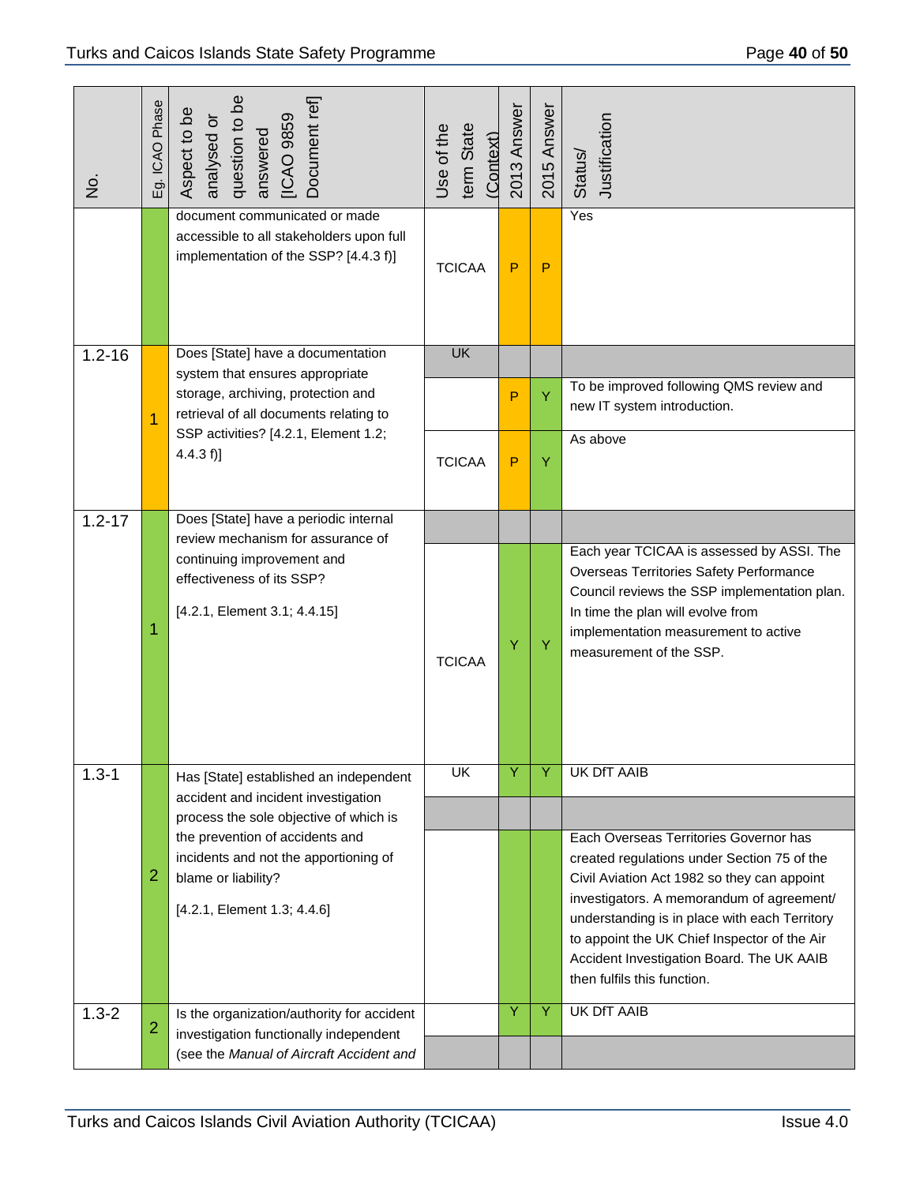| No. | Eg. ICAO Phase | Aspect to be analysed or question to be answered [ICAO 9859 Document ref] | Use of the term State (Context) | 2013 Answer | 2015 Answer | Status/ Justification |
|---|---|---|---|---|---|---|
| | | document communicated or made accessible to all stakeholders upon full implementation of the SSP? [4.4.3 f)] | TCICAA | P | P | Yes |
| 1.2-16 | 1 | Does [State] have a documentation system that ensures appropriate storage, archiving, protection and retrieval of all documents relating to SSP activities? [4.2.1, Element 1.2; 4.4.3 f)] | UK | | | |
| | | | | P | Y | To be improved following QMS review and new IT system introduction. |
| | | | TCICAA | P | Y | As above |
| 1.2-17 | 1 | Does [State] have a periodic internal review mechanism for assurance of continuing improvement and effectiveness of its SSP? [4.2.1, Element 3.1; 4.4.15] | | | | |
| | | | TCICAA | Y | Y | Each year TCICAA is assessed by ASSI. The Overseas Territories Safety Performance Council reviews the SSP implementation plan. In time the plan will evolve from implementation measurement to active measurement of the SSP. |
| 1.3-1 | 2 | Has [State] established an independent accident and incident investigation process the sole objective of which is the prevention of accidents and incidents and not the apportioning of blame or liability? [4.2.1, Element 1.3; 4.4.6] | UK | Y | Y | UK DfT AAIB |
| | | | | | | |
| | | | | | | Each Overseas Territories Governor has created regulations under Section 75 of the Civil Aviation Act 1982 so they can appoint investigators. A memorandum of agreement/ understanding is in place with each Territory to appoint the UK Chief Inspector of the Air Accident Investigation Board. The UK AAIB then fulfils this function. |
| 1.3-2 | 2 | Is the organization/authority for accident investigation functionally independent (see the *Manual of Aircraft Accident and* | | Y | Y | UK DfT AAIB |
| | | | | | | |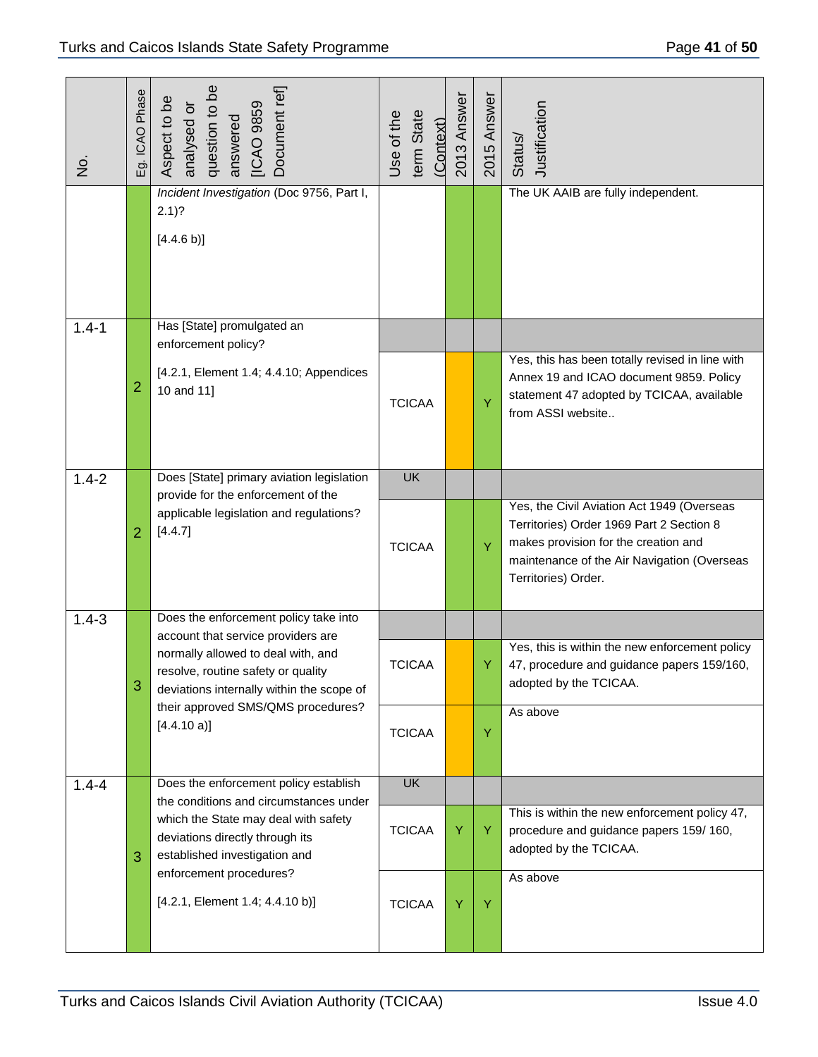| No. | Eg. ICAO Phase | Aspect to be analysed or question to be answered [ICAO 9859 Document ref] | Use of the term State (Context) | 2013 Answer | 2015 Answer | Status/ Justification |
|---|---|---|---|---|---|---|
| | | *Incident Investigation* (Doc 9756, Part I, 2.1)? [4.4.6 b)] | | | | The UK AAIB are fully independent. |
| 1.4-1 | 2 | Has [State] promulgated an enforcement policy? [4.2.1, Element 1.4; 4.4.10; Appendices 10 and 11] | | | | |
| | | | TCICAA | | Y | Yes, this has been totally revised in line with Annex 19 and ICAO document 9859. Policy statement 47 adopted by TCICAA, available from ASSI website.. |
| 1.4-2 | 2 | Does [State] primary aviation legislation provide for the enforcement of the applicable legislation and regulations? [4.4.7] | UK | | | |
| | | | TCICAA | | Y | Yes, the Civil Aviation Act 1949 (Overseas Territories) Order 1969 Part 2 Section 8 makes provision for the creation and maintenance of the Air Navigation (Overseas Territories) Order. |
| 1.4-3 | 3 | Does the enforcement policy take into account that service providers are normally allowed to deal with, and resolve, routine safety or quality deviations internally within the scope of their approved SMS/QMS procedures? [4.4.10 a)] | | | | |
| | | | TCICAA | | Y | Yes, this is within the new enforcement policy 47, procedure and guidance papers 159/160, adopted by the TCICAA. |
| | | | TCICAA | | Y | As above |
| 1.4-4 | 3 | Does the enforcement policy establish the conditions and circumstances under which the State may deal with safety deviations directly through its established investigation and enforcement procedures? [4.2.1, Element 1.4; 4.4.10 b)] | UK | | | |
| | | | TCICAA | Y | Y | This is within the new enforcement policy 47, procedure and guidance papers 159/ 160, adopted by the TCICAA. |
| | | | TCICAA | Y | Y | As above |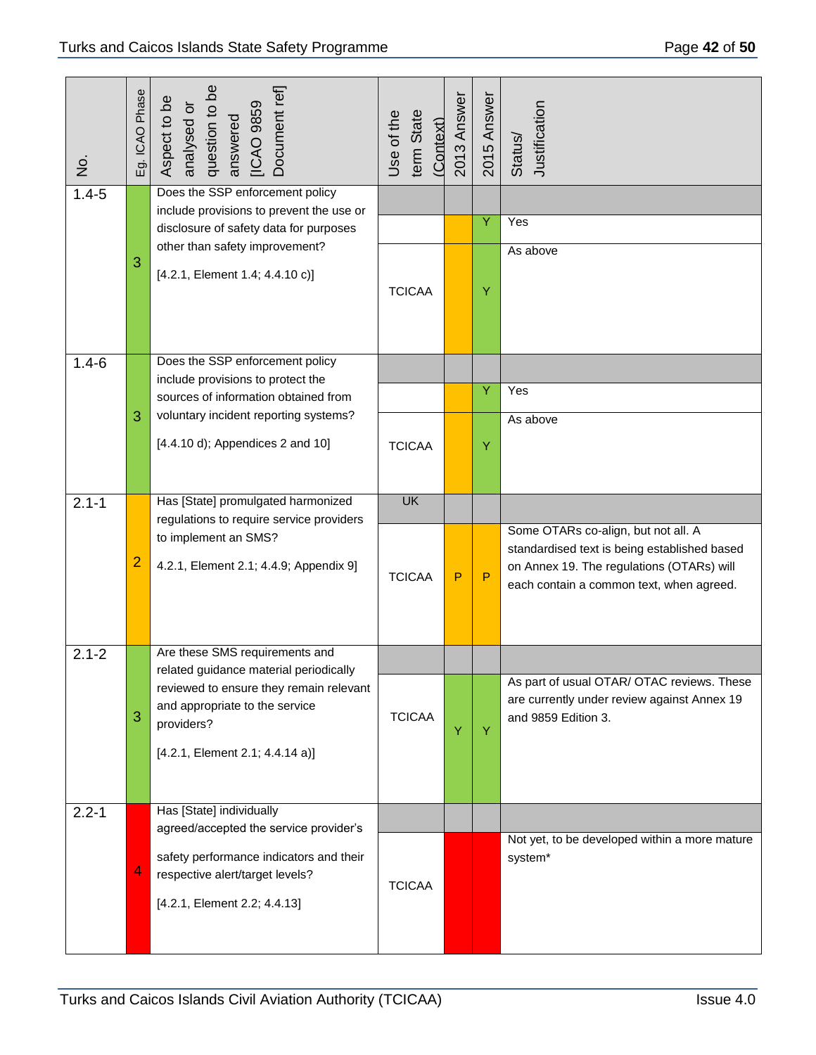| No. | Eg. ICAO Phase | Aspect to be analysed or question to be answered [ICAO 9859 Document ref] | Use of the term State (Context) | 2013 Answer | 2015 Answer | Status/ Justification |
|---|---|---|---|---|---|---|
| 1.4-5 | 3 | Does the SSP enforcement policy include provisions to prevent the use or disclosure of safety data for purposes other than safety improvement? [4.2.1, Element 1.4; 4.4.10 c)] | | | | |
| | | | | | Y | Yes |
| | | | TCICAA | | Y | As above |
| 1.4-6 | 3 | Does the SSP enforcement policy include provisions to protect the sources of information obtained from voluntary incident reporting systems? [4.4.10 d); Appendices 2 and 10] | | | | |
| | | | | | Y | Yes |
| | | | TCICAA | | Y | As above |
| 2.1-1 | 2 | Has [State] promulgated harmonized regulations to require service providers to implement an SMS? 4.2.1, Element 2.1; 4.4.9; Appendix 9] | UK | | | |
| | | | TCICAA | P | P | Some OTARs co-align, but not all. A standardised text is being established based on Annex 19. The regulations (OTARs) will each contain a common text, when agreed. |
| 2.1-2 | 3 | Are these SMS requirements and related guidance material periodically reviewed to ensure they remain relevant and appropriate to the service providers? [4.2.1, Element 2.1; 4.4.14 a)] | | | | |
| | | | TCICAA | Y | Y | As part of usual OTAR/ OTAC reviews. These are currently under review against Annex 19 and 9859 Edition 3. |
| 2.2-1 | 4 | Has [State] individually agreed/accepted the service provider's safety performance indicators and their respective alert/target levels? [4.2.1, Element 2.2; 4.4.13] | | | | |
| | | | TCICAA | | | Not yet, to be developed within a more mature system* |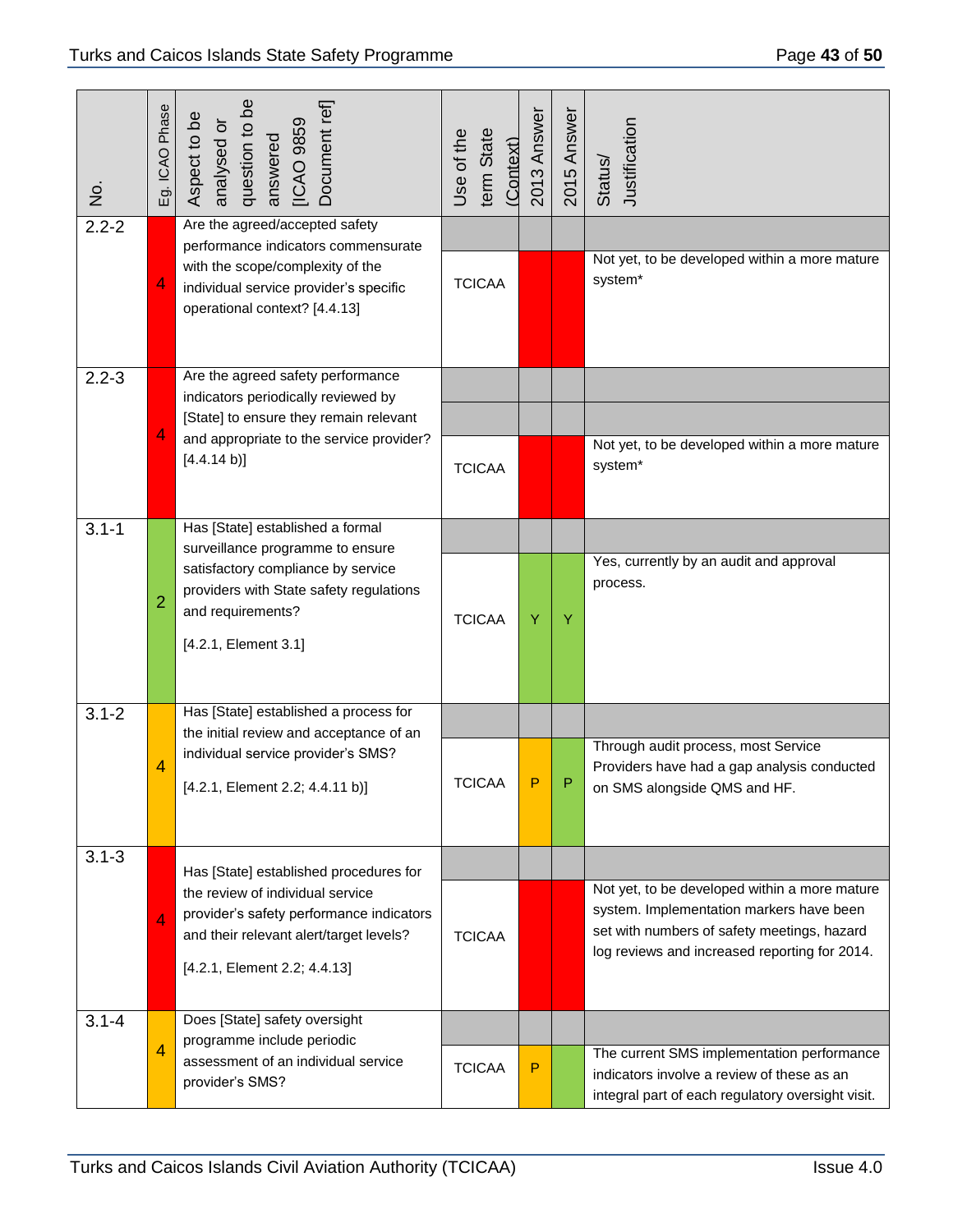| No. | Eg. ICAO Phase | Aspect to be analysed or question to be answered [ICAO 9859 Document ref] | Use of the term State (Context) | 2013 Answer | 2015 Answer | Status/ Justification |
|---|---|---|---|---|---|---|
| 2.2-2 | 4 | Are the agreed/accepted safety performance indicators commensurate with the scope/complexity of the individual service provider's specific operational context? [4.4.13] | TCICAA | | | Not yet, to be developed within a more mature system* |
| 2.2-3 | 4 | Are the agreed safety performance indicators periodically reviewed by [State] to ensure they remain relevant and appropriate to the service provider? [4.4.14 b)] | TCICAA | | | Not yet, to be developed within a more mature system* |
| 3.1-1 | 2 | Has [State] established a formal surveillance programme to ensure satisfactory compliance by service providers with State safety regulations and requirements? [4.2.1, Element 3.1] | TCICAA | Y | Y | Yes, currently by an audit and approval process. |
| 3.1-2 | 4 | Has [State] established a process for the initial review and acceptance of an individual service provider's SMS? [4.2.1, Element 2.2; 4.4.11 b)] | TCICAA | P | P | Through audit process, most Service Providers have had a gap analysis conducted on SMS alongside QMS and HF. |
| 3.1-3 | 4 | Has [State] established procedures for the review of individual service provider's safety performance indicators and their relevant alert/target levels? [4.2.1, Element 2.2; 4.4.13] | TCICAA | | | Not yet, to be developed within a more mature system. Implementation markers have been set with numbers of safety meetings, hazard log reviews and increased reporting for 2014. |
| 3.1-4 | 4 | Does [State] safety oversight programme include periodic assessment of an individual service provider's SMS? | TCICAA | P | | The current SMS implementation performance indicators involve a review of these as an integral part of each regulatory oversight visit. |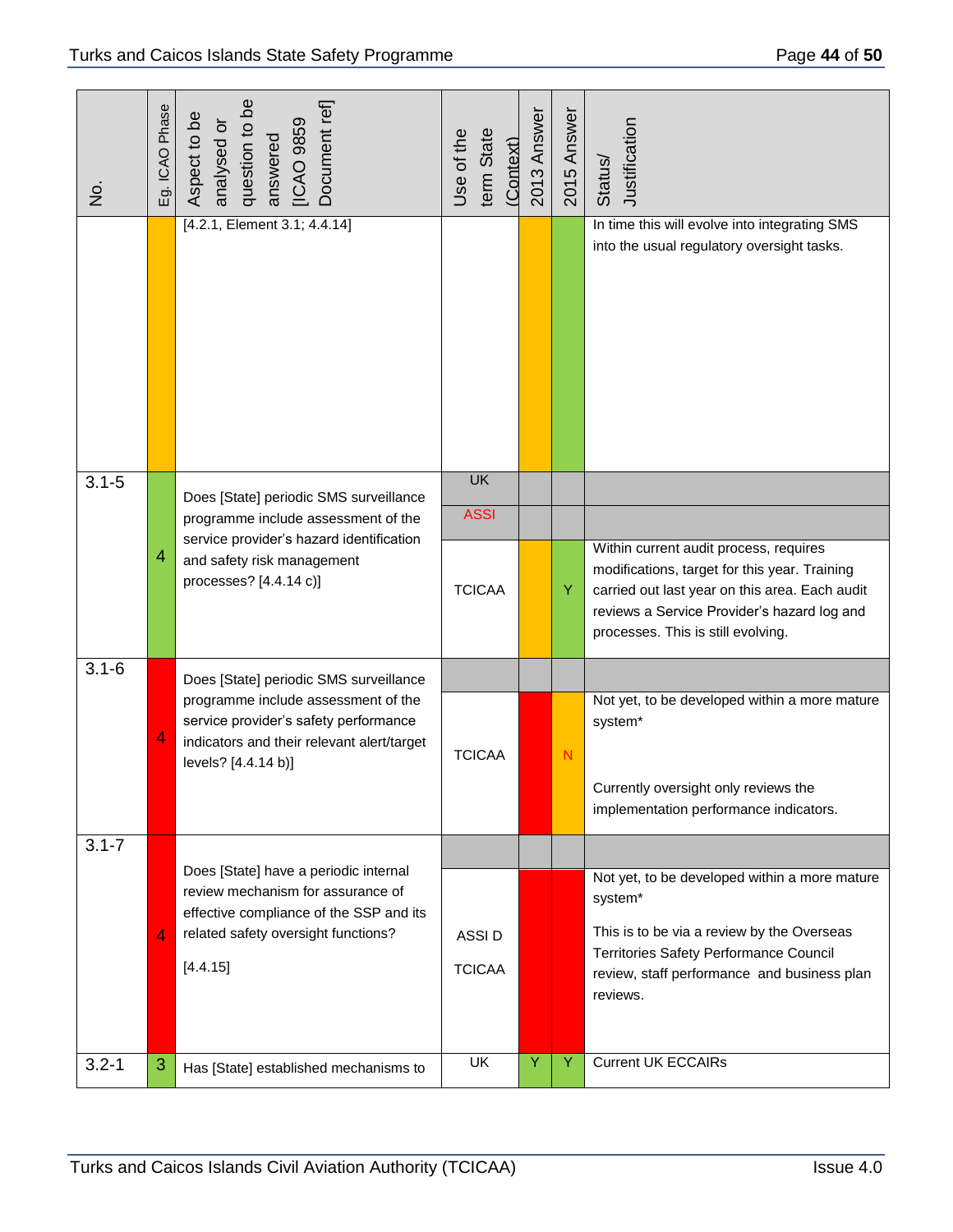| No. | Eg. ICAO Phase | Aspect to be analysed or question to be answered [ICAO 9859 Document ref] | Use of the term State (Context) | 2013 Answer | 2015 Answer | Status/ Justification |
|---|---|---|---|---|---|---|
| | | [4.2.1, Element 3.1; 4.4.14] | | | | In time this will evolve into integrating SMS into the usual regulatory oversight tasks. |
| 3.1-5 | 4 | Does [State] periodic SMS surveillance programme include assessment of the service provider's hazard identification and safety risk management processes? [4.4.14 c)] | UK | | | |
| | | | ASSI | | | |
| | | | TCICAA | | Y | Within current audit process, requires modifications, target for this year. Training carried out last year on this area. Each audit reviews a Service Provider's hazard log and processes. This is still evolving. |
| 3.1-6 | 4 | Does [State] periodic SMS surveillance programme include assessment of the service provider's safety performance indicators and their relevant alert/target levels? [4.4.14 b)] | | | | |
| | | | TCICAA | | N | Not yet, to be developed within a more mature system*<br><br>Currently oversight only reviews the implementation performance indicators. |
| 3.1-7 | 4 | Does [State] have a periodic internal review mechanism for assurance of effective compliance of the SSP and its related safety oversight functions?<br><br>[4.4.15] | | | | |
| | | | ASSI D<br><br>TCICAA | | | Not yet, to be developed within a more mature system*<br><br>This is to be via a review by the Overseas Territories Safety Performance Council review, staff performance and business plan reviews. |
| 3.2-1 | 3 | Has [State] established mechanisms to | UK | Y | Y | Current UK ECCAIRs |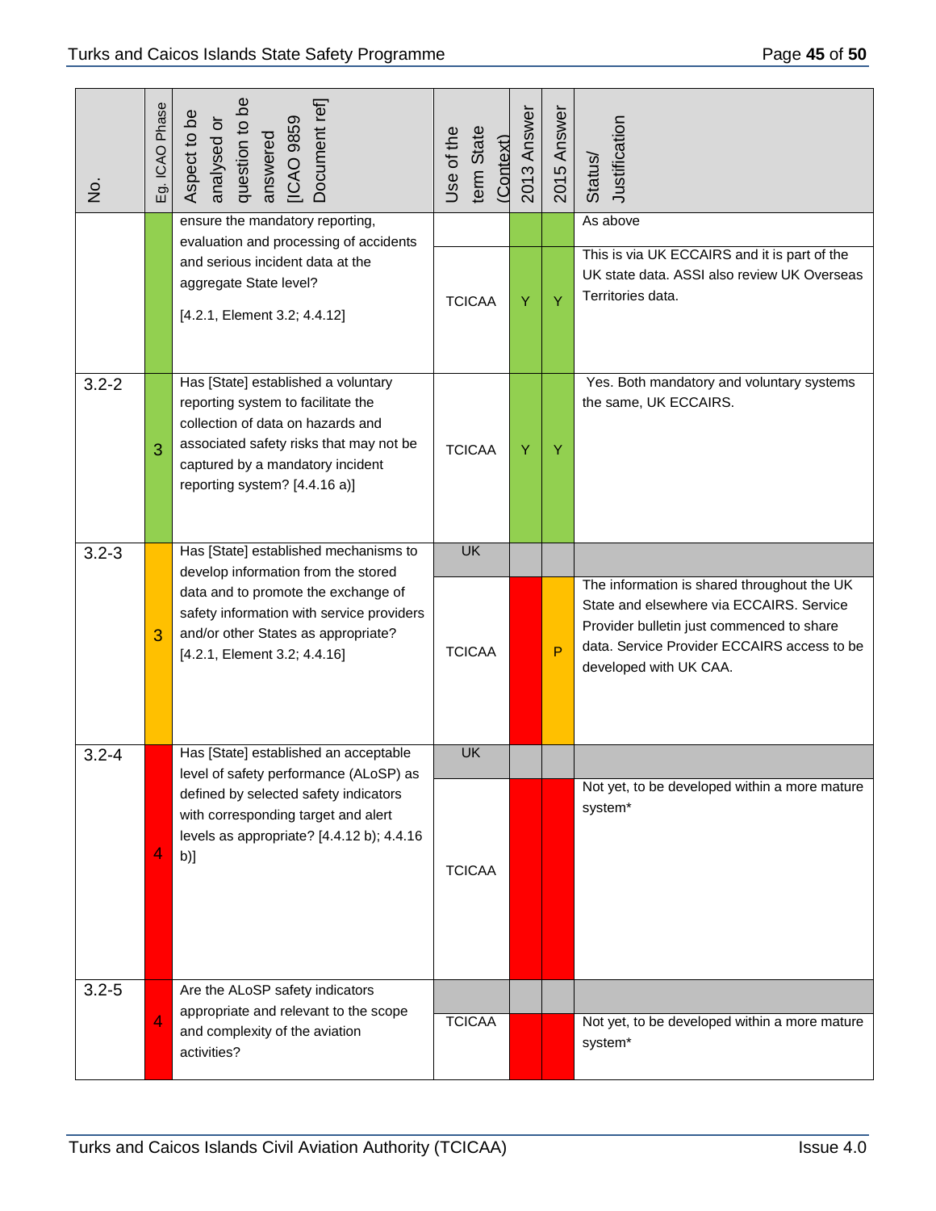| No. | Eg. ICAO Phase | Aspect to be analysed or question to be answered [ICAO 9859 Document ref] | Use of the term State (Context) | 2013 Answer | 2015 Answer | Status/ Justification |
|---|---|---|---|---|---|---|
| | | ensure the mandatory reporting, evaluation and processing of accidents and serious incident data at the aggregate State level? [4.2.1, Element 3.2; 4.4.12] | | | | As above |
| | | | TCICAA | Y | Y | This is via UK ECCAIRS and it is part of the UK state data. ASSI also review UK Overseas Territories data. |
| 3.2-2 | 3 | Has [State] established a voluntary reporting system to facilitate the collection of data on hazards and associated safety risks that may not be captured by a mandatory incident reporting system? [4.4.16 a)] | TCICAA | Y | Y | Yes. Both mandatory and voluntary systems the same, UK ECCAIRS. |
| 3.2-3 | 3 | Has [State] established mechanisms to develop information from the stored data and to promote the exchange of safety information with service providers and/or other States as appropriate? [4.2.1, Element 3.2; 4.4.16] | UK | | | |
| | | | TCICAA | | P | The information is shared throughout the UK State and elsewhere via ECCAIRS. Service Provider bulletin just commenced to share data. Service Provider ECCAIRS access to be developed with UK CAA. |
| 3.2-4 | 4 | Has [State] established an acceptable level of safety performance (ALoSP) as defined by selected safety indicators with corresponding target and alert levels as appropriate? [4.4.12 b); 4.4.16 b)] | UK | | | |
| | | | TCICAA | | | Not yet, to be developed within a more mature system* |
| 3.2-5 | 4 | Are the ALoSP safety indicators appropriate and relevant to the scope and complexity of the aviation activities? | | | | |
| | | | TCICAA | | | Not yet, to be developed within a more mature system* |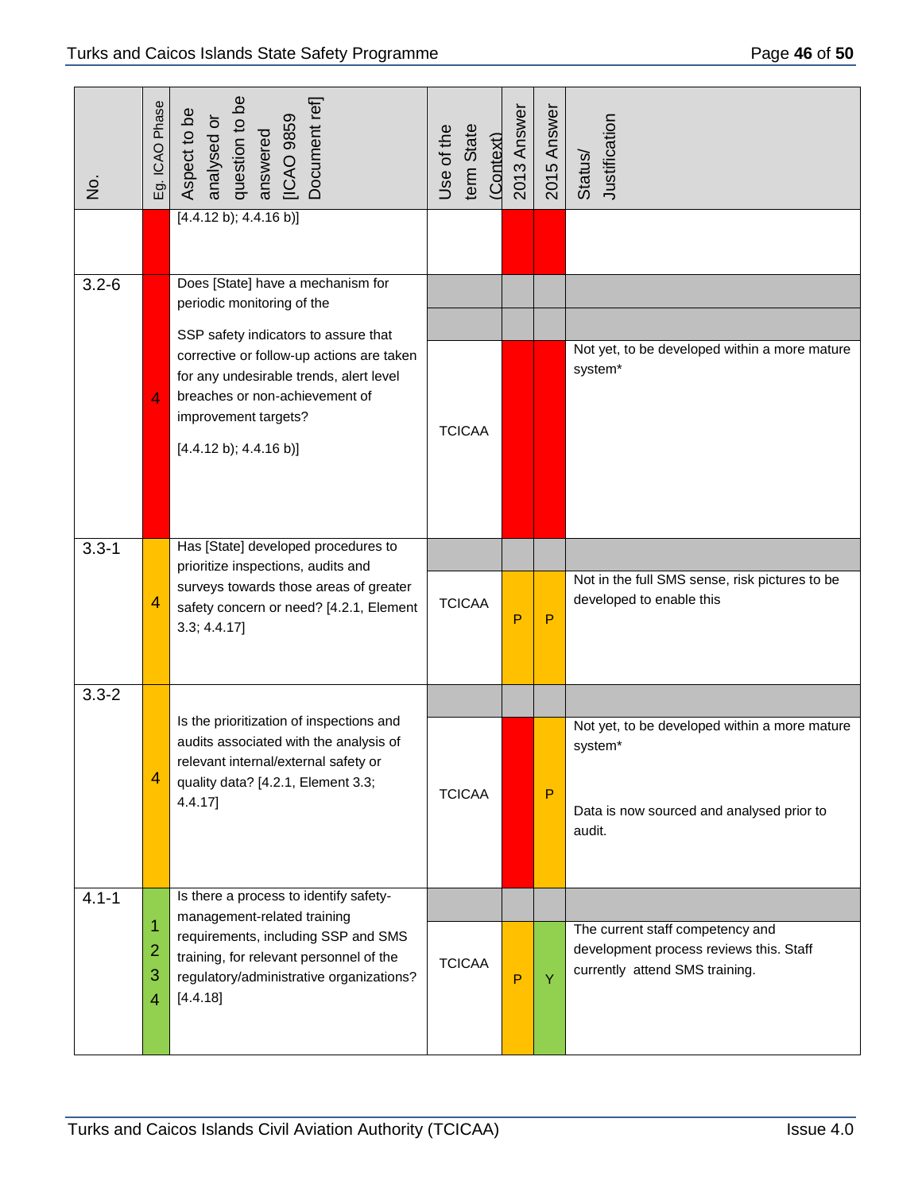| No. | Eg. ICAO Phase | Aspect to be analysed or question to be answered [ICAO 9859 Document ref] | Use of the term State (Context) | 2013 Answer | 2015 Answer | Status/ Justification |
|---|---|---|---|---|---|---|
| | | [4.4.12 b); 4.4.16 b)] | | | | |
| 3.2-6 | 4 | Does [State] have a mechanism for periodic monitoring of the SSP safety indicators to assure that corrective or follow-up actions are taken for any undesirable trends, alert level breaches or non-achievement of improvement targets? [4.4.12 b); 4.4.16 b)] | TCICAA | | | Not yet, to be developed within a more mature system* |
| 3.3-1 | 4 | Has [State] developed procedures to prioritize inspections, audits and surveys towards those areas of greater safety concern or need? [4.2.1, Element 3.3; 4.4.17] | TCICAA | P | P | Not in the full SMS sense, risk pictures to be developed to enable this |
| 3.3-2 | 4 | Is the prioritization of inspections and audits associated with the analysis of relevant internal/external safety or quality data? [4.2.1, Element 3.3; 4.4.17] | TCICAA | | P | Not yet, to be developed within a more mature system*<br><br>Data is now sourced and analysed prior to audit. |
| 4.1-1 | 1<br>2<br>3<br>4 | Is there a process to identify safety-management-related training requirements, including SSP and SMS training, for relevant personnel of the regulatory/administrative organizations? [4.4.18] | TCICAA | P | Y | The current staff competency and development process reviews this. Staff currently attend SMS training. |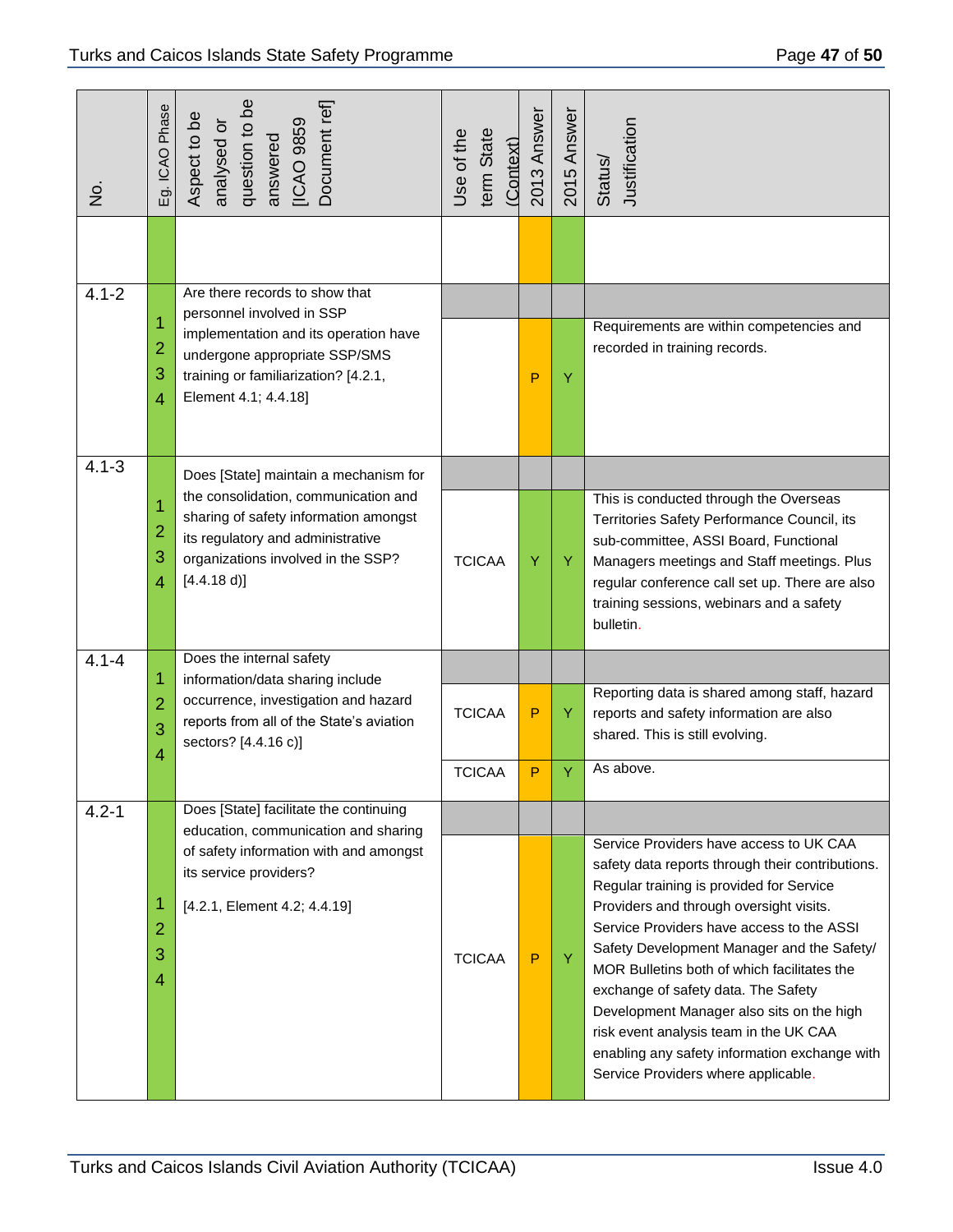| No. | Eg. ICAO Phase | Aspect to be analysed or question to be answered [ICAO 9859 Document ref] | Use of the term State (Context) | 2013 Answer | 2015 Answer | Status/ Justification |
|---|---|---|---|---|---|---|
| | | | | | | |
| 4.1-2 | 1 2 3 4 | Are there records to show that personnel involved in SSP implementation and its operation have undergone appropriate SSP/SMS training or familiarization? [4.2.1, Element 4.1; 4.4.18] | | | | |
| | | | | P | Y | Requirements are within competencies and recorded in training records. |
| 4.1-3 | 1 2 3 4 | Does [State] maintain a mechanism for the consolidation, communication and sharing of safety information amongst its regulatory and administrative organizations involved in the SSP? [4.4.18 d)] | | | | |
| | | | TCICAA | Y | Y | This is conducted through the Overseas Territories Safety Performance Council, its sub-committee, ASSI Board, Functional Managers meetings and Staff meetings. Plus regular conference call set up. There are also training sessions, webinars and a safety bulletin. |
| 4.1-4 | 1 2 3 4 | Does the internal safety information/data sharing include occurrence, investigation and hazard reports from all of the State's aviation sectors? [4.4.16 c)] | | | | |
| | | | TCICAA | P | Y | Reporting data is shared among staff, hazard reports and safety information are also shared. This is still evolving. |
| | | | TCICAA | P | Y | As above. |
| 4.2-1 | 1 2 3 4 | Does [State] facilitate the continuing education, communication and sharing of safety information with and amongst its service providers? [4.2.1, Element 4.2; 4.4.19] | | | | |
| | | | TCICAA | P | Y | Service Providers have access to UK CAA safety data reports through their contributions. Regular training is provided for Service Providers and through oversight visits. Service Providers have access to the ASSI Safety Development Manager and the Safety/ MOR Bulletins both of which facilitates the exchange of safety data. The Safety Development Manager also sits on the high risk event analysis team in the UK CAA enabling any safety information exchange with Service Providers where applicable. |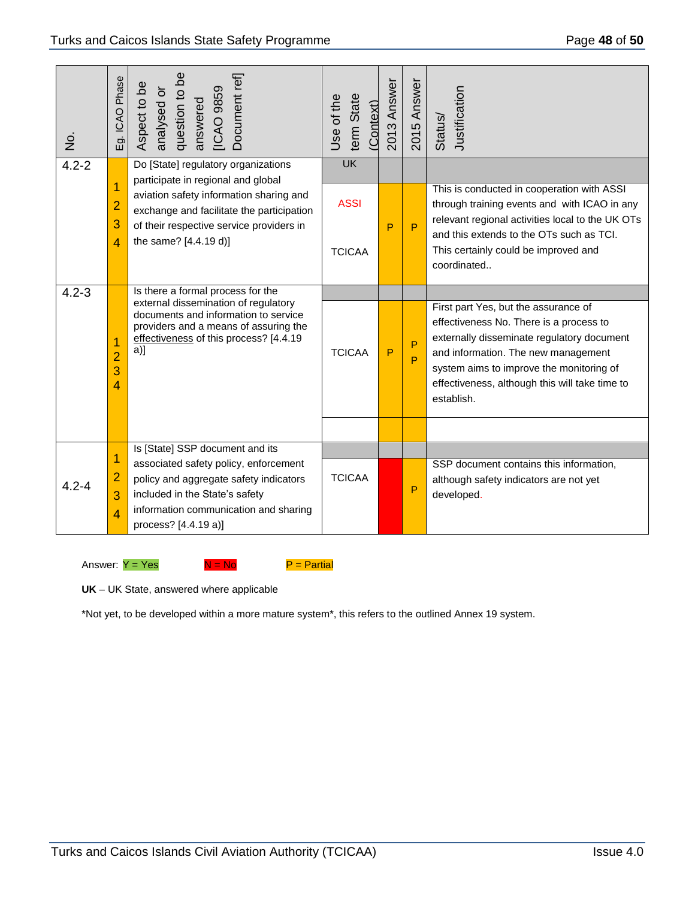| No. | Eg. ICAO Phase | Aspect to be analysed or question to be answered [ICAO 9859 Document ref] | Use of the term State (Context) | 2013 Answer | 2015 Answer | Status/ Justification |
|---|---|---|---|---|---|---|
| 4.2-2 | 1 2 3 4 | Do [State] regulatory organizations participate in regional and global aviation safety information sharing and exchange and facilitate the participation of their respective service providers in the same? [4.4.19 d)] | UK | | | |
| | | | ASSI TCICAA | P | P | This is conducted in cooperation with ASSI through training events and with ICAO in any relevant regional activities local to the UK OTs and this extends to the OTs such as TCI. This certainly could be improved and coordinated.. |
| 4.2-3 | 1 2 3 4 | Is there a formal process for the external dissemination of regulatory documents and information to service providers and a means of assuring the effectiveness of this process? [4.4.19 a)] | | | | |
| | | | TCICAA | P | P P | First part Yes, but the assurance of effectiveness No. There is a process to externally disseminate regulatory document and information. The new management system aims to improve the monitoring of effectiveness, although this will take time to establish. |
| | | | | | | |
| 4.2-4 | 1 2 3 4 | Is [State] SSP document and its associated safety policy, enforcement policy and aggregate safety indicators included in the State's safety information communication and sharing process? [4.4.19 a)] | | | | |
| | | | TCICAA | N | P | SSP document contains this information, although safety indicators are not yet developed. |

Answer: Y = Yes N = No P = Partial

**UK** – UK State, answered where applicable

*Not yet, to be developed within a more mature system*, this refers to the outlined Annex 19 system.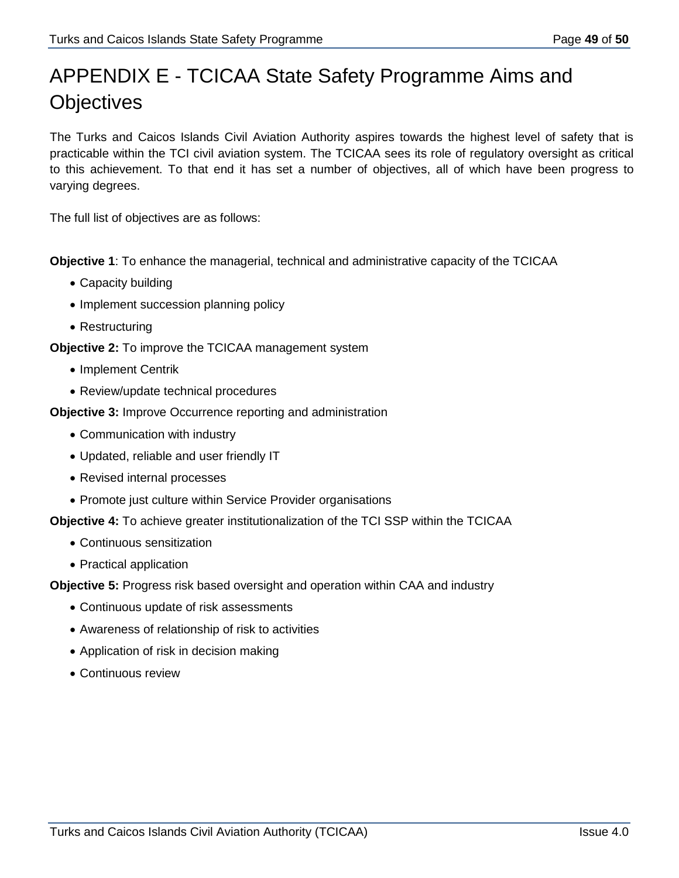# APPENDIX E - TCICAA State Safety Programme Aims and Objectives

The Turks and Caicos Islands Civil Aviation Authority aspires towards the highest level of safety that is practicable within the TCI civil aviation system. The TCICAA sees its role of regulatory oversight as critical to this achievement. To that end it has set a number of objectives, all of which have been progress to varying degrees.

The full list of objectives are as follows:

**Objective 1**: To enhance the managerial, technical and administrative capacity of the TCICAA

- Capacity building
- Implement succession planning policy
- Restructuring

**Objective 2:** To improve the TCICAA management system

- Implement Centrik
- Review/update technical procedures

**Objective 3:** Improve Occurrence reporting and administration

- Communication with industry
- Updated, reliable and user friendly IT
- Revised internal processes
- Promote just culture within Service Provider organisations

**Objective 4:** To achieve greater institutionalization of the TCI SSP within the TCICAA

- Continuous sensitization
- Practical application

**Objective 5:** Progress risk based oversight and operation within CAA and industry

- Continuous update of risk assessments
- Awareness of relationship of risk to activities
- Application of risk in decision making
- Continuous review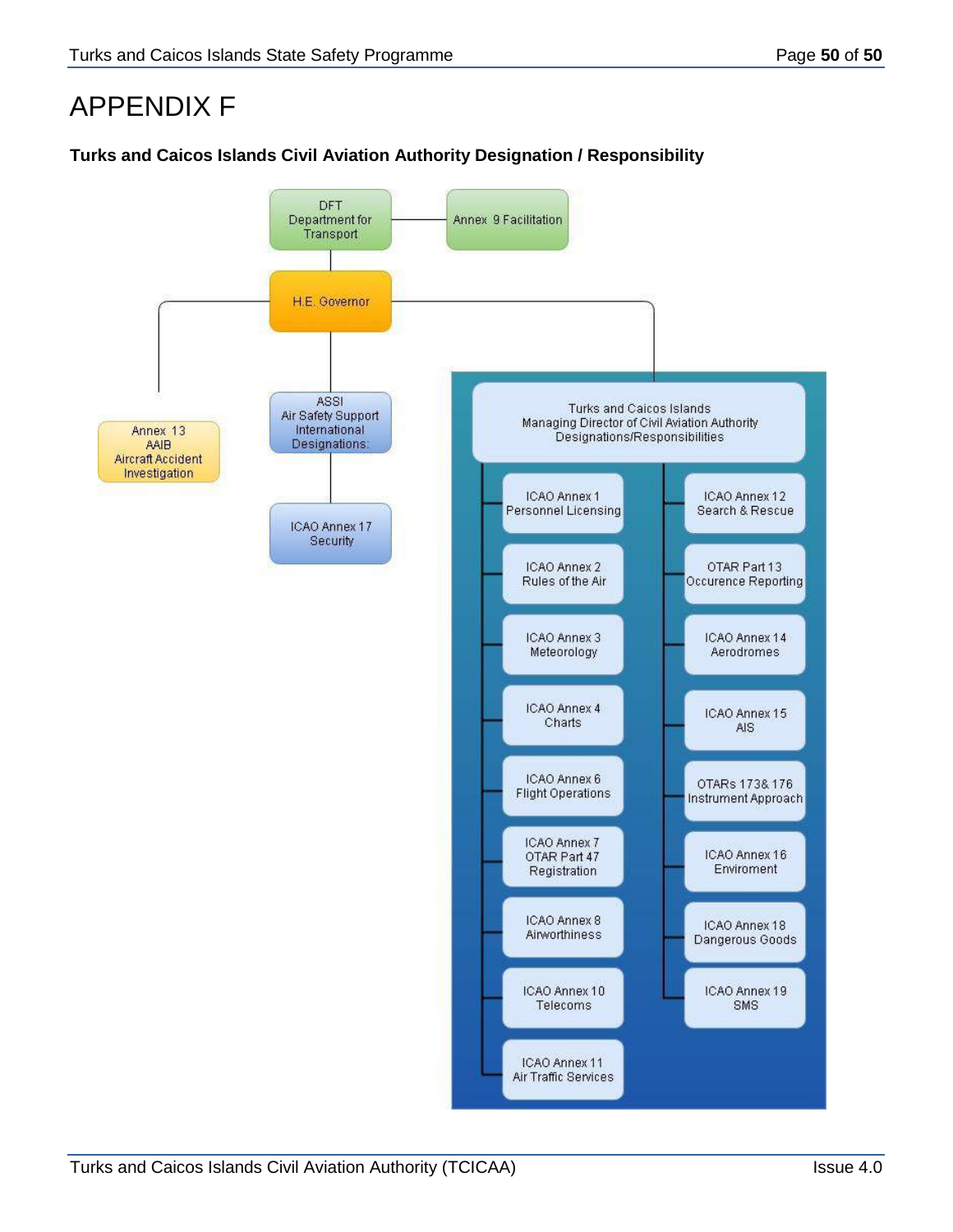# APPENDIX F

**Turks and Caicos Islands Civil Aviation Authority Designation / Responsibility**

DFT
Department for Transport

Annex 9 Facilitation

H.E. Governor

Annex 13
AAIB
Aircraft Accident Investigation

ASSI
Air Safety Support International
Designations:

ICAO Annex 17
Security

Turks and Caicos Islands
Managing Director of Civil Aviation Authority
Designations/Responsibilities

ICAO Annex 1
Personnel Licensing

ICAO Annex 2
Rules of the Air

ICAO Annex 3
Meteorology

ICAO Annex 4
Charts

ICAO Annex 6
Flight Operations

ICAO Annex 7
OTAR Part 47
Registration

ICAO Annex 8
Airworthiness

ICAO Annex 10
Telecoms

ICAO Annex 11
Air Traffic Services

ICAO Annex 12
Search & Rescue

OTAR Part 13
Occurence Reporting

ICAO Annex 14
Aerodromes

ICAO Annex 15
AIS

OTARs 173& 176
Instrument Approach

ICAO Annex 16
Enviroment

ICAO Annex 18
Dangerous Goods

ICAO Annex 19
SMS